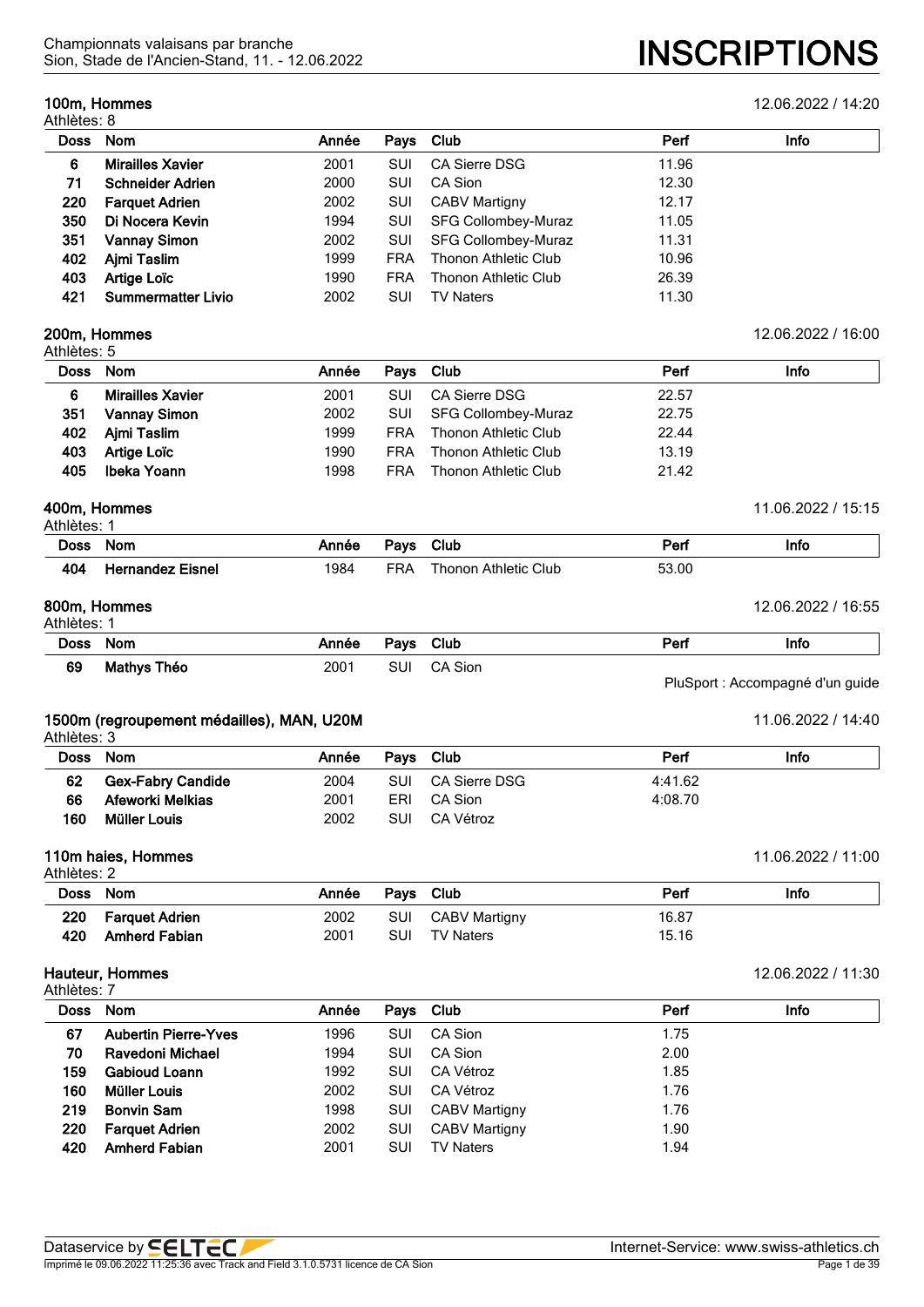Championnats valaisans par branche
Sion, Stade de l'Ancien-Stand, 11. - 12.06.2022

# INSCRIPTIONS

## 100m, Hommes

12.06.2022 / 14:20

Athlètes: 8

| Doss | Nom | Année | Pays | Club | Perf | Info |
|---|---|---|---|---|---|---|
| 6 | **Mirailles Xavier** | 2001 | SUI | CA Sierre DSG | 11.96 | |
| 71 | **Schneider Adrien** | 2000 | SUI | CA Sion | 12.30 | |
| 220 | **Farquet Adrien** | 2002 | SUI | CABV Martigny | 12.17 | |
| 350 | **Di Nocera Kevin** | 1994 | SUI | SFG Collombey-Muraz | 11.05 | |
| 351 | **Vannay Simon** | 2002 | SUI | SFG Collombey-Muraz | 11.31 | |
| 402 | **Ajmi Taslim** | 1999 | FRA | Thonon Athletic Club | 10.96 | |
| 403 | **Artige Loïc** | 1990 | FRA | Thonon Athletic Club | 26.39 | |
| 421 | **Summermatter Livio** | 2002 | SUI | TV Naters | 11.30 | |

## 200m, Hommes

12.06.2022 / 16:00

Athlètes: 5

| Doss | Nom | Année | Pays | Club | Perf | Info |
|---|---|---|---|---|---|---|
| 6 | **Mirailles Xavier** | 2001 | SUI | CA Sierre DSG | 22.57 | |
| 351 | **Vannay Simon** | 2002 | SUI | SFG Collombey-Muraz | 22.75 | |
| 402 | **Ajmi Taslim** | 1999 | FRA | Thonon Athletic Club | 22.44 | |
| 403 | **Artige Loïc** | 1990 | FRA | Thonon Athletic Club | 13.19 | |
| 405 | **Ibeka Yoann** | 1998 | FRA | Thonon Athletic Club | 21.42 | |

## 400m, Hommes

11.06.2022 / 15:15

Athlètes: 1

| Doss | Nom | Année | Pays | Club | Perf | Info |
|---|---|---|---|---|---|---|
| 404 | **Hernandez Eisnel** | 1984 | FRA | Thonon Athletic Club | 53.00 | |

## 800m, Hommes

12.06.2022 / 16:55

Athlètes: 1

| Doss | Nom | Année | Pays | Club | Perf | Info |
|---|---|---|---|---|---|---|
| 69 | **Mathys Théo** | 2001 | SUI | CA Sion | | |

PluSport : Accompagné d'un guide

## 1500m (regroupement médailles), MAN, U20M

11.06.2022 / 14:40

Athlètes: 3

| Doss | Nom | Année | Pays | Club | Perf | Info |
|---|---|---|---|---|---|---|
| 62 | **Gex-Fabry Candide** | 2004 | SUI | CA Sierre DSG | 4:41.62 | |
| 66 | **Afeworki Melkias** | 2001 | ERI | CA Sion | 4:08.70 | |
| 160 | **Müller Louis** | 2002 | SUI | CA Vétroz | | |

## 110m haies, Hommes

11.06.2022 / 11:00

Athlètes: 2

| Doss | Nom | Année | Pays | Club | Perf | Info |
|---|---|---|---|---|---|---|
| 220 | **Farquet Adrien** | 2002 | SUI | CABV Martigny | 16.87 | |
| 420 | **Amherd Fabian** | 2001 | SUI | TV Naters | 15.16 | |

## Hauteur, Hommes

12.06.2022 / 11:30

Athlètes: 7

| Doss | Nom | Année | Pays | Club | Perf | Info |
|---|---|---|---|---|---|---|
| 67 | **Aubertin Pierre-Yves** | 1996 | SUI | CA Sion | 1.75 | |
| 70 | **Ravedoni Michael** | 1994 | SUI | CA Sion | 2.00 | |
| 159 | **Gabioud Loann** | 1992 | SUI | CA Vétroz | 1.85 | |
| 160 | **Müller Louis** | 2002 | SUI | CA Vétroz | 1.76 | |
| 219 | **Bonvin Sam** | 1998 | SUI | CABV Martigny | 1.76 | |
| 220 | **Farquet Adrien** | 2002 | SUI | CABV Martigny | 1.90 | |
| 420 | **Amherd Fabian** | 2001 | SUI | TV Naters | 1.94 | |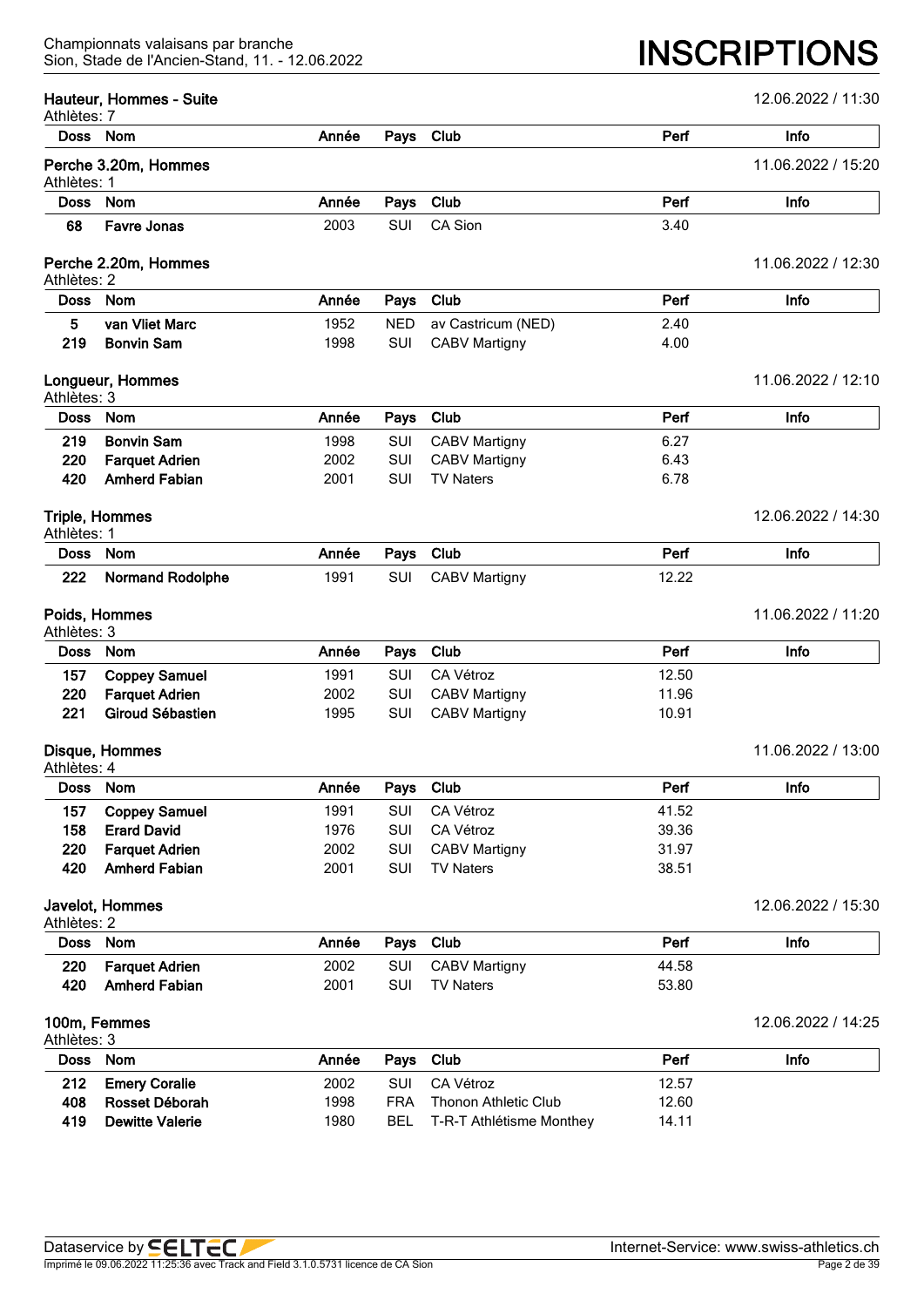### Hauteur, Hommes - Suite

12.06.2022 / 11:30

Athlètes: 7

| Doss | Nom | Année | Pays | Club | Perf | Info |
|---|---|---|---|---|---|---|

### Perche 3.20m, Hommes

11.06.2022 / 15:20

Athlètes: 1

| Doss | Nom | Année | Pays | Club | Perf | Info |
|---|---|---|---|---|---|---|
| 68 | **Favre Jonas** | 2003 | SUI | CA Sion | 3.40 | |

### Perche 2.20m, Hommes

11.06.2022 / 12:30

Athlètes: 2

| Doss | Nom | Année | Pays | Club | Perf | Info |
|---|---|---|---|---|---|---|
| 5 | **van Vliet Marc** | 1952 | NED | av Castricum (NED) | 2.40 | |
| 219 | **Bonvin Sam** | 1998 | SUI | CABV Martigny | 4.00 | |

### Longueur, Hommes

11.06.2022 / 12:10

Athlètes: 3

| Doss | Nom | Année | Pays | Club | Perf | Info |
|---|---|---|---|---|---|---|
| 219 | **Bonvin Sam** | 1998 | SUI | CABV Martigny | 6.27 | |
| 220 | **Farquet Adrien** | 2002 | SUI | CABV Martigny | 6.43 | |
| 420 | **Amherd Fabian** | 2001 | SUI | TV Naters | 6.78 | |

### Triple, Hommes

12.06.2022 / 14:30

Athlètes: 1

| Doss | Nom | Année | Pays | Club | Perf | Info |
|---|---|---|---|---|---|---|
| 222 | **Normand Rodolphe** | 1991 | SUI | CABV Martigny | 12.22 | |

### Poids, Hommes

11.06.2022 / 11:20

Athlètes: 3

| Doss | Nom | Année | Pays | Club | Perf | Info |
|---|---|---|---|---|---|---|
| 157 | **Coppey Samuel** | 1991 | SUI | CA Vétroz | 12.50 | |
| 220 | **Farquet Adrien** | 2002 | SUI | CABV Martigny | 11.96 | |
| 221 | **Giroud Sébastien** | 1995 | SUI | CABV Martigny | 10.91 | |

### Disque, Hommes

11.06.2022 / 13:00

Athlètes: 4

| Doss | Nom | Année | Pays | Club | Perf | Info |
|---|---|---|---|---|---|---|
| 157 | **Coppey Samuel** | 1991 | SUI | CA Vétroz | 41.52 | |
| 158 | **Erard David** | 1976 | SUI | CA Vétroz | 39.36 | |
| 220 | **Farquet Adrien** | 2002 | SUI | CABV Martigny | 31.97 | |
| 420 | **Amherd Fabian** | 2001 | SUI | TV Naters | 38.51 | |

### Javelot, Hommes

12.06.2022 / 15:30

Athlètes: 2

| Doss | Nom | Année | Pays | Club | Perf | Info |
|---|---|---|---|---|---|---|
| 220 | **Farquet Adrien** | 2002 | SUI | CABV Martigny | 44.58 | |
| 420 | **Amherd Fabian** | 2001 | SUI | TV Naters | 53.80 | |

### 100m, Femmes

12.06.2022 / 14:25

Athlètes: 3

| Doss | Nom | Année | Pays | Club | Perf | Info |
|---|---|---|---|---|---|---|
| 212 | **Emery Coralie** | 2002 | SUI | CA Vétroz | 12.57 | |
| 408 | **Rosset Déborah** | 1998 | FRA | Thonon Athletic Club | 12.60 | |
| 419 | **Dewitte Valerie** | 1980 | BEL | T-R-T Athlétisme Monthey | 14.11 | |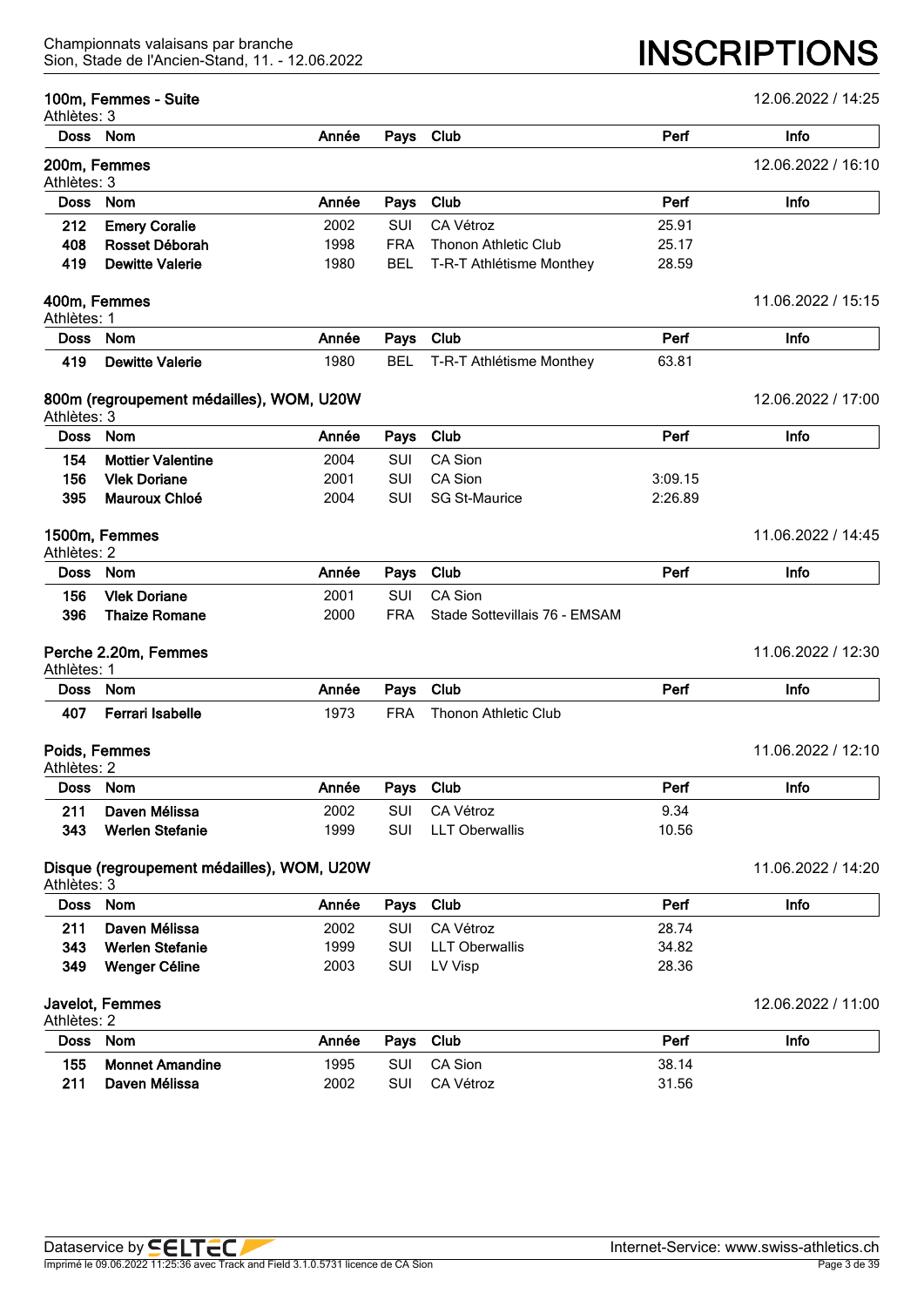## 100m, Femmes - Suite

12.06.2022 / 14:25

Athlètes: 3

| Doss | Nom | Année | Pays | Club | Perf | Info |
|---|---|---|---|---|---|---|

## 200m, Femmes

12.06.2022 / 16:10

Athlètes: 3

| Doss | Nom | Année | Pays | Club | Perf | Info |
|---|---|---|---|---|---|---|
| 212 | **Emery Coralie** | 2002 | SUI | CA Vétroz | 25.91 | |
| 408 | **Rosset Déborah** | 1998 | FRA | Thonon Athletic Club | 25.17 | |
| 419 | **Dewitte Valerie** | 1980 | BEL | T-R-T Athlétisme Monthey | 28.59 | |

## 400m, Femmes

11.06.2022 / 15:15

Athlètes: 1

| Doss | Nom | Année | Pays | Club | Perf | Info |
|---|---|---|---|---|---|---|
| 419 | **Dewitte Valerie** | 1980 | BEL | T-R-T Athlétisme Monthey | 63.81 | |

## 800m (regroupement médailles), WOM, U20W

12.06.2022 / 17:00

Athlètes: 3

| Doss | Nom | Année | Pays | Club | Perf | Info |
|---|---|---|---|---|---|---|
| 154 | **Mottier Valentine** | 2004 | SUI | CA Sion | | |
| 156 | **Vlek Doriane** | 2001 | SUI | CA Sion | 3:09.15 | |
| 395 | **Mauroux Chloé** | 2004 | SUI | SG St-Maurice | 2:26.89 | |

## 1500m, Femmes

11.06.2022 / 14:45

Athlètes: 2

| Doss | Nom | Année | Pays | Club | Perf | Info |
|---|---|---|---|---|---|---|
| 156 | **Vlek Doriane** | 2001 | SUI | CA Sion | | |
| 396 | **Thaize Romane** | 2000 | FRA | Stade Sottevillais 76 - EMSAM | | |

## Perche 2.20m, Femmes

11.06.2022 / 12:30

Athlètes: 1

| Doss | Nom | Année | Pays | Club | Perf | Info |
|---|---|---|---|---|---|---|
| 407 | **Ferrari Isabelle** | 1973 | FRA | Thonon Athletic Club | | |

## Poids, Femmes

11.06.2022 / 12:10

Athlètes: 2

| Doss | Nom | Année | Pays | Club | Perf | Info |
|---|---|---|---|---|---|---|
| 211 | **Daven Mélissa** | 2002 | SUI | CA Vétroz | 9.34 | |
| 343 | **Werlen Stefanie** | 1999 | SUI | LLT Oberwallis | 10.56 | |

## Disque (regroupement médailles), WOM, U20W

11.06.2022 / 14:20

Athlètes: 3

| Doss | Nom | Année | Pays | Club | Perf | Info |
|---|---|---|---|---|---|---|
| 211 | **Daven Mélissa** | 2002 | SUI | CA Vétroz | 28.74 | |
| 343 | **Werlen Stefanie** | 1999 | SUI | LLT Oberwallis | 34.82 | |
| 349 | **Wenger Céline** | 2003 | SUI | LV Visp | 28.36 | |

## Javelot, Femmes

12.06.2022 / 11:00

Athlètes: 2

| Doss | Nom | Année | Pays | Club | Perf | Info |
|---|---|---|---|---|---|---|
| 155 | **Monnet Amandine** | 1995 | SUI | CA Sion | 38.14 | |
| 211 | **Daven Mélissa** | 2002 | SUI | CA Vétroz | 31.56 | |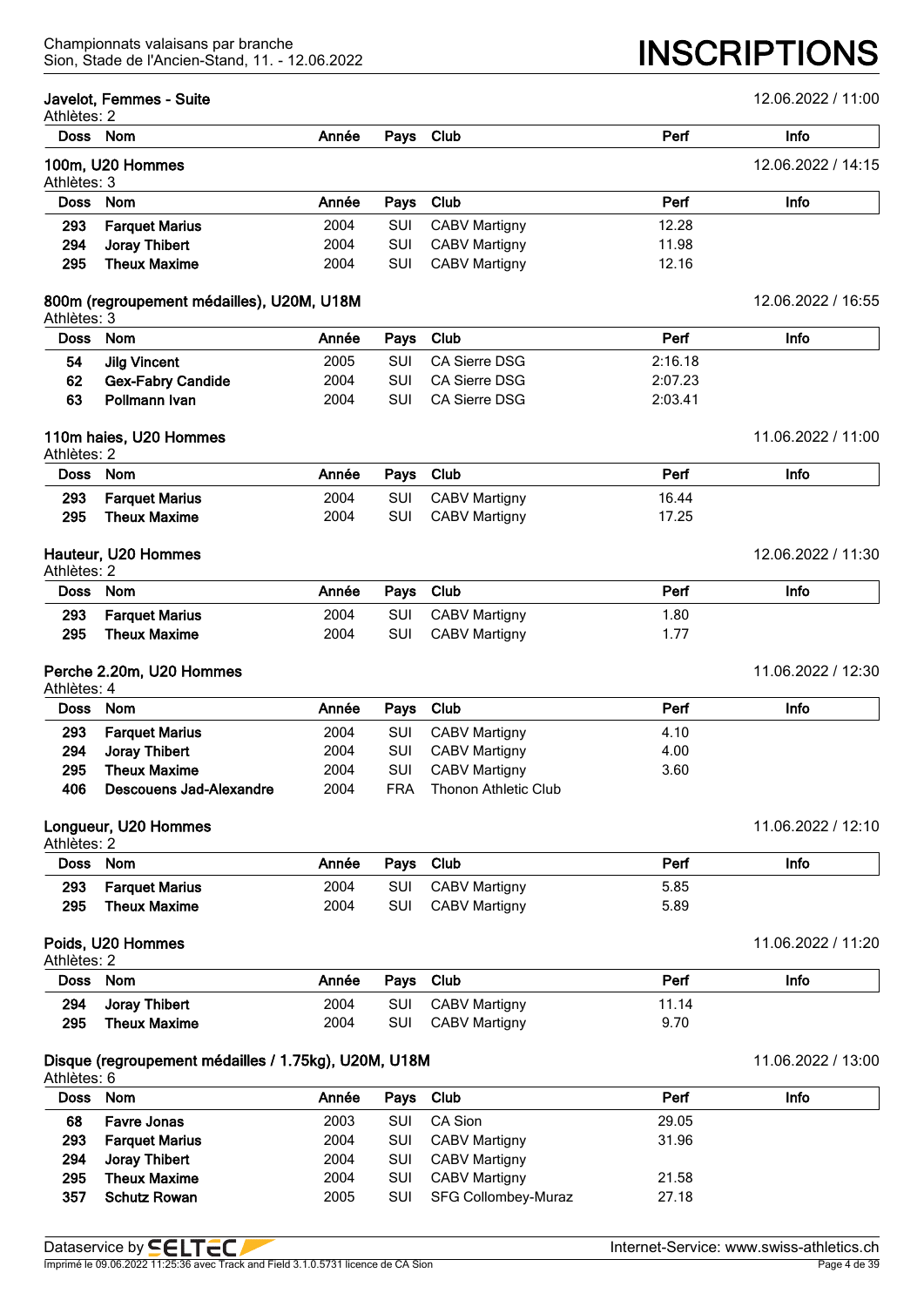## Javelot, Femmes - Suite

12.06.2022 / 11:00

Athlètes: 2

| Doss | Nom | Année | Pays | Club | Perf | Info |
|---|---|---|---|---|---|---|

## 100m, U20 Hommes

12.06.2022 / 14:15

Athlètes: 3

| Doss | Nom | Année | Pays | Club | Perf | Info |
|---|---|---|---|---|---|---|
| 293 | **Farquet Marius** | 2004 | SUI | CABV Martigny | 12.28 | |
| 294 | **Joray Thibert** | 2004 | SUI | CABV Martigny | 11.98 | |
| 295 | **Theux Maxime** | 2004 | SUI | CABV Martigny | 12.16 | |

## 800m (regroupement médailles), U20M, U18M

12.06.2022 / 16:55

Athlètes: 3

| Doss | Nom | Année | Pays | Club | Perf | Info |
|---|---|---|---|---|---|---|
| 54 | **Jilg Vincent** | 2005 | SUI | CA Sierre DSG | 2:16.18 | |
| 62 | **Gex-Fabry Candide** | 2004 | SUI | CA Sierre DSG | 2:07.23 | |
| 63 | **Pollmann Ivan** | 2004 | SUI | CA Sierre DSG | 2:03.41 | |

## 110m haies, U20 Hommes

11.06.2022 / 11:00

Athlètes: 2

| Doss | Nom | Année | Pays | Club | Perf | Info |
|---|---|---|---|---|---|---|
| 293 | **Farquet Marius** | 2004 | SUI | CABV Martigny | 16.44 | |
| 295 | **Theux Maxime** | 2004 | SUI | CABV Martigny | 17.25 | |

## Hauteur, U20 Hommes

12.06.2022 / 11:30

Athlètes: 2

| Doss | Nom | Année | Pays | Club | Perf | Info |
|---|---|---|---|---|---|---|
| 293 | **Farquet Marius** | 2004 | SUI | CABV Martigny | 1.80 | |
| 295 | **Theux Maxime** | 2004 | SUI | CABV Martigny | 1.77 | |

## Perche 2.20m, U20 Hommes

11.06.2022 / 12:30

Athlètes: 4

| Doss | Nom | Année | Pays | Club | Perf | Info |
|---|---|---|---|---|---|---|
| 293 | **Farquet Marius** | 2004 | SUI | CABV Martigny | 4.10 | |
| 294 | **Joray Thibert** | 2004 | SUI | CABV Martigny | 4.00 | |
| 295 | **Theux Maxime** | 2004 | SUI | CABV Martigny | 3.60 | |
| 406 | **Descouens Jad-Alexandre** | 2004 | FRA | Thonon Athletic Club | | |

## Longueur, U20 Hommes

11.06.2022 / 12:10

Athlètes: 2

| Doss | Nom | Année | Pays | Club | Perf | Info |
|---|---|---|---|---|---|---|
| 293 | **Farquet Marius** | 2004 | SUI | CABV Martigny | 5.85 | |
| 295 | **Theux Maxime** | 2004 | SUI | CABV Martigny | 5.89 | |

## Poids, U20 Hommes

11.06.2022 / 11:20

Athlètes: 2

| Doss | Nom | Année | Pays | Club | Perf | Info |
|---|---|---|---|---|---|---|
| 294 | **Joray Thibert** | 2004 | SUI | CABV Martigny | 11.14 | |
| 295 | **Theux Maxime** | 2004 | SUI | CABV Martigny | 9.70 | |

## Disque (regroupement médailles / 1.75kg), U20M, U18M

11.06.2022 / 13:00

Athlètes: 6

| Doss | Nom | Année | Pays | Club | Perf | Info |
|---|---|---|---|---|---|---|
| 68 | **Favre Jonas** | 2003 | SUI | CA Sion | 29.05 | |
| 293 | **Farquet Marius** | 2004 | SUI | CABV Martigny | 31.96 | |
| 294 | **Joray Thibert** | 2004 | SUI | CABV Martigny | | |
| 295 | **Theux Maxime** | 2004 | SUI | CABV Martigny | 21.58 | |
| 357 | **Schutz Rowan** | 2005 | SUI | SFG Collombey-Muraz | 27.18 | |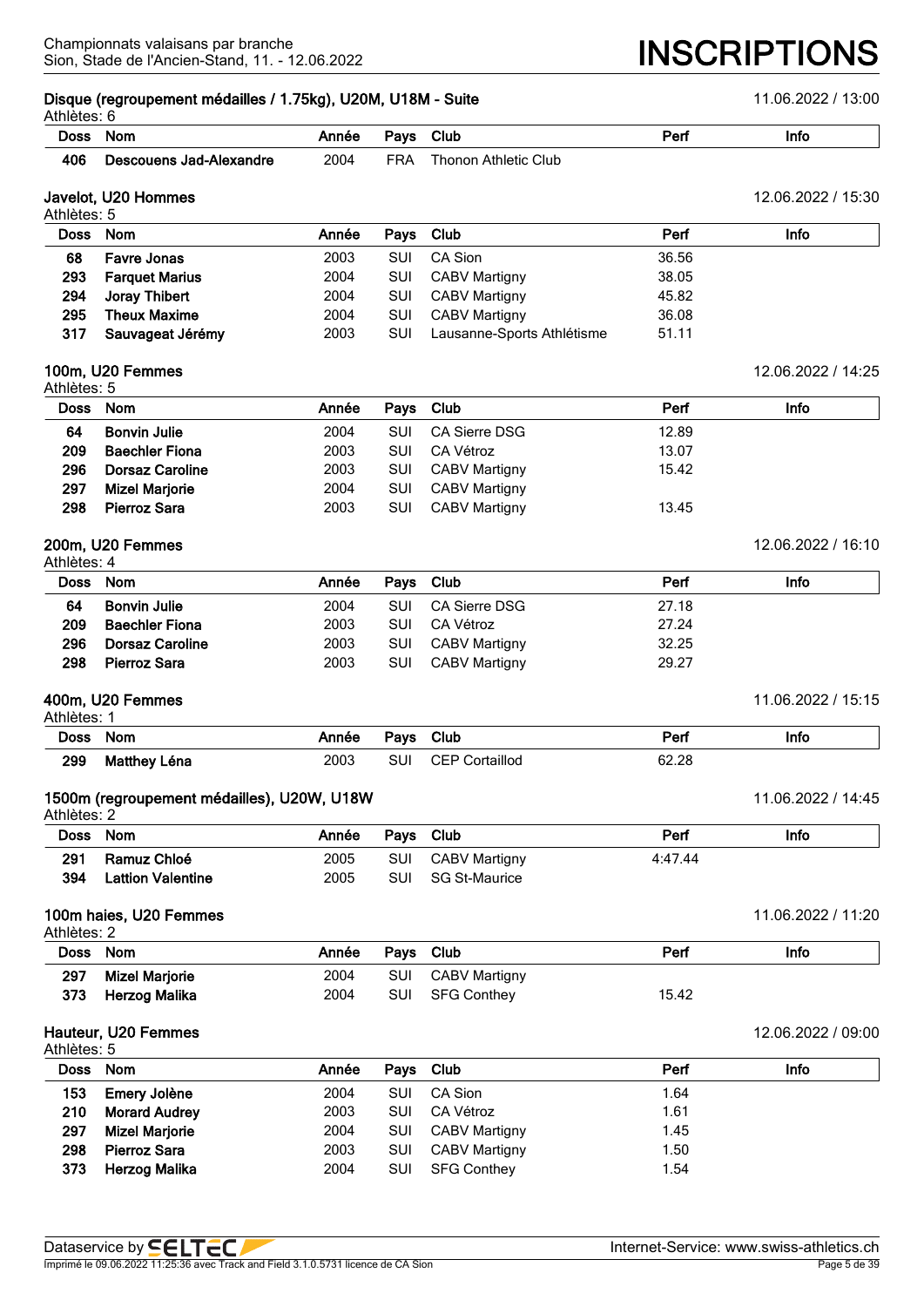## Disque (regroupement médailles / 1.75kg), U20M, U18M - Suite

11.06.2022 / 13:00

Athlètes: 6

| Doss | Nom | Année | Pays | Club | Perf | Info |
|---|---|---|---|---|---|---|
| 406 | **Descouens Jad-Alexandre** | 2004 | FRA | Thonon Athletic Club | | |

## Javelot, U20 Hommes

12.06.2022 / 15:30

Athlètes: 5

| Doss | Nom | Année | Pays | Club | Perf | Info |
|---|---|---|---|---|---|---|
| 68 | **Favre Jonas** | 2003 | SUI | CA Sion | 36.56 | |
| 293 | **Farquet Marius** | 2004 | SUI | CABV Martigny | 38.05 | |
| 294 | **Joray Thibert** | 2004 | SUI | CABV Martigny | 45.82 | |
| 295 | **Theux Maxime** | 2004 | SUI | CABV Martigny | 36.08 | |
| 317 | **Sauvageat Jérémy** | 2003 | SUI | Lausanne-Sports Athlétisme | 51.11 | |

## 100m, U20 Femmes

12.06.2022 / 14:25

Athlètes: 5

| Doss | Nom | Année | Pays | Club | Perf | Info |
|---|---|---|---|---|---|---|
| 64 | **Bonvin Julie** | 2004 | SUI | CA Sierre DSG | 12.89 | |
| 209 | **Baechler Fiona** | 2003 | SUI | CA Vétroz | 13.07 | |
| 296 | **Dorsaz Caroline** | 2003 | SUI | CABV Martigny | 15.42 | |
| 297 | **Mizel Marjorie** | 2004 | SUI | CABV Martigny | | |
| 298 | **Pierroz Sara** | 2003 | SUI | CABV Martigny | 13.45 | |

## 200m, U20 Femmes

12.06.2022 / 16:10

Athlètes: 4

| Doss | Nom | Année | Pays | Club | Perf | Info |
|---|---|---|---|---|---|---|
| 64 | **Bonvin Julie** | 2004 | SUI | CA Sierre DSG | 27.18 | |
| 209 | **Baechler Fiona** | 2003 | SUI | CA Vétroz | 27.24 | |
| 296 | **Dorsaz Caroline** | 2003 | SUI | CABV Martigny | 32.25 | |
| 298 | **Pierroz Sara** | 2003 | SUI | CABV Martigny | 29.27 | |

## 400m, U20 Femmes

11.06.2022 / 15:15

Athlètes: 1

| Doss | Nom | Année | Pays | Club | Perf | Info |
|---|---|---|---|---|---|---|
| 299 | **Matthey Léna** | 2003 | SUI | CEP Cortaillod | 62.28 | |

## 1500m (regroupement médailles), U20W, U18W

11.06.2022 / 14:45

Athlètes: 2

| Doss | Nom | Année | Pays | Club | Perf | Info |
|---|---|---|---|---|---|---|
| 291 | **Ramuz Chloé** | 2005 | SUI | CABV Martigny | 4:47.44 | |
| 394 | **Lattion Valentine** | 2005 | SUI | SG St-Maurice | | |

## 100m haies, U20 Femmes

11.06.2022 / 11:20

Athlètes: 2

| Doss | Nom | Année | Pays | Club | Perf | Info |
|---|---|---|---|---|---|---|
| 297 | **Mizel Marjorie** | 2004 | SUI | CABV Martigny | | |
| 373 | **Herzog Malika** | 2004 | SUI | SFG Conthey | 15.42 | |

## Hauteur, U20 Femmes

12.06.2022 / 09:00

Athlètes: 5

| Doss | Nom | Année | Pays | Club | Perf | Info |
|---|---|---|---|---|---|---|
| 153 | **Emery Jolène** | 2004 | SUI | CA Sion | 1.64 | |
| 210 | **Morard Audrey** | 2003 | SUI | CA Vétroz | 1.61 | |
| 297 | **Mizel Marjorie** | 2004 | SUI | CABV Martigny | 1.45 | |
| 298 | **Pierroz Sara** | 2003 | SUI | CABV Martigny | 1.50 | |
| 373 | **Herzog Malika** | 2004 | SUI | SFG Conthey | 1.54 | |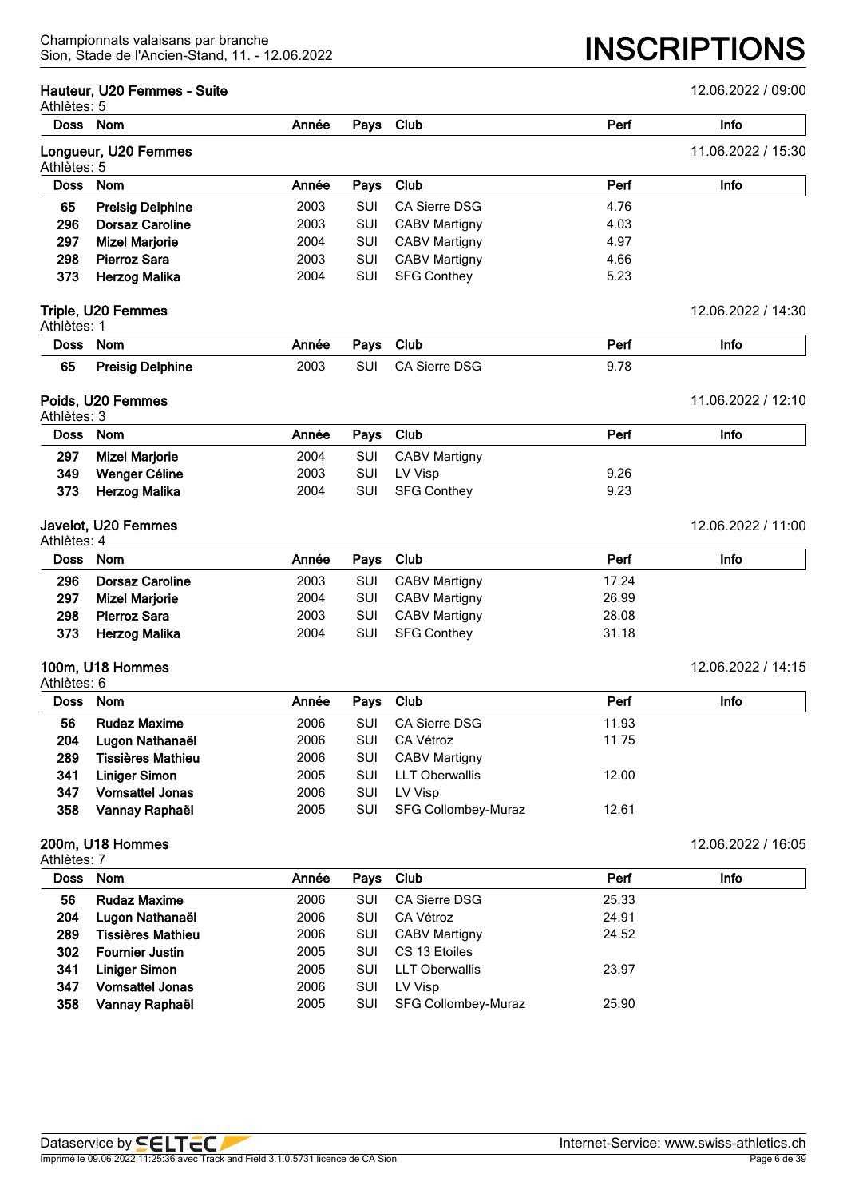## Hauteur, U20 Femmes - Suite

12.06.2022 / 09:00

Athlètes: 5

| Doss | Nom | Année | Pays | Club | Perf | Info |
|---|---|---|---|---|---|---|

## Longueur, U20 Femmes

11.06.2022 / 15:30

Athlètes: 5

| Doss | Nom | Année | Pays | Club | Perf | Info |
|---|---|---|---|---|---|---|
| 65 | **Preisig Delphine** | 2003 | SUI | CA Sierre DSG | 4.76 | |
| 296 | **Dorsaz Caroline** | 2003 | SUI | CABV Martigny | 4.03 | |
| 297 | **Mizel Marjorie** | 2004 | SUI | CABV Martigny | 4.97 | |
| 298 | **Pierroz Sara** | 2003 | SUI | CABV Martigny | 4.66 | |
| 373 | **Herzog Malika** | 2004 | SUI | SFG Conthey | 5.23 | |

## Triple, U20 Femmes

12.06.2022 / 14:30

Athlètes: 1

| Doss | Nom | Année | Pays | Club | Perf | Info |
|---|---|---|---|---|---|---|
| 65 | **Preisig Delphine** | 2003 | SUI | CA Sierre DSG | 9.78 | |

## Poids, U20 Femmes

11.06.2022 / 12:10

Athlètes: 3

| Doss | Nom | Année | Pays | Club | Perf | Info |
|---|---|---|---|---|---|---|
| 297 | **Mizel Marjorie** | 2004 | SUI | CABV Martigny | | |
| 349 | **Wenger Céline** | 2003 | SUI | LV Visp | 9.26 | |
| 373 | **Herzog Malika** | 2004 | SUI | SFG Conthey | 9.23 | |

## Javelot, U20 Femmes

12.06.2022 / 11:00

Athlètes: 4

| Doss | Nom | Année | Pays | Club | Perf | Info |
|---|---|---|---|---|---|---|
| 296 | **Dorsaz Caroline** | 2003 | SUI | CABV Martigny | 17.24 | |
| 297 | **Mizel Marjorie** | 2004 | SUI | CABV Martigny | 26.99 | |
| 298 | **Pierroz Sara** | 2003 | SUI | CABV Martigny | 28.08 | |
| 373 | **Herzog Malika** | 2004 | SUI | SFG Conthey | 31.18 | |

## 100m, U18 Hommes

12.06.2022 / 14:15

Athlètes: 6

| Doss | Nom | Année | Pays | Club | Perf | Info |
|---|---|---|---|---|---|---|
| 56 | **Rudaz Maxime** | 2006 | SUI | CA Sierre DSG | 11.93 | |
| 204 | **Lugon Nathanaël** | 2006 | SUI | CA Vétroz | 11.75 | |
| 289 | **Tissières Mathieu** | 2006 | SUI | CABV Martigny | | |
| 341 | **Liniger Simon** | 2005 | SUI | LLT Oberwallis | 12.00 | |
| 347 | **Vomsattel Jonas** | 2006 | SUI | LV Visp | | |
| 358 | **Vannay Raphaël** | 2005 | SUI | SFG Collombey-Muraz | 12.61 | |

## 200m, U18 Hommes

12.06.2022 / 16:05

Athlètes: 7

| Doss | Nom | Année | Pays | Club | Perf | Info |
|---|---|---|---|---|---|---|
| 56 | **Rudaz Maxime** | 2006 | SUI | CA Sierre DSG | 25.33 | |
| 204 | **Lugon Nathanaël** | 2006 | SUI | CA Vétroz | 24.91 | |
| 289 | **Tissières Mathieu** | 2006 | SUI | CABV Martigny | 24.52 | |
| 302 | **Fournier Justin** | 2005 | SUI | CS 13 Etoiles | | |
| 341 | **Liniger Simon** | 2005 | SUI | LLT Oberwallis | 23.97 | |
| 347 | **Vomsattel Jonas** | 2006 | SUI | LV Visp | | |
| 358 | **Vannay Raphaël** | 2005 | SUI | SFG Collombey-Muraz | 25.90 | |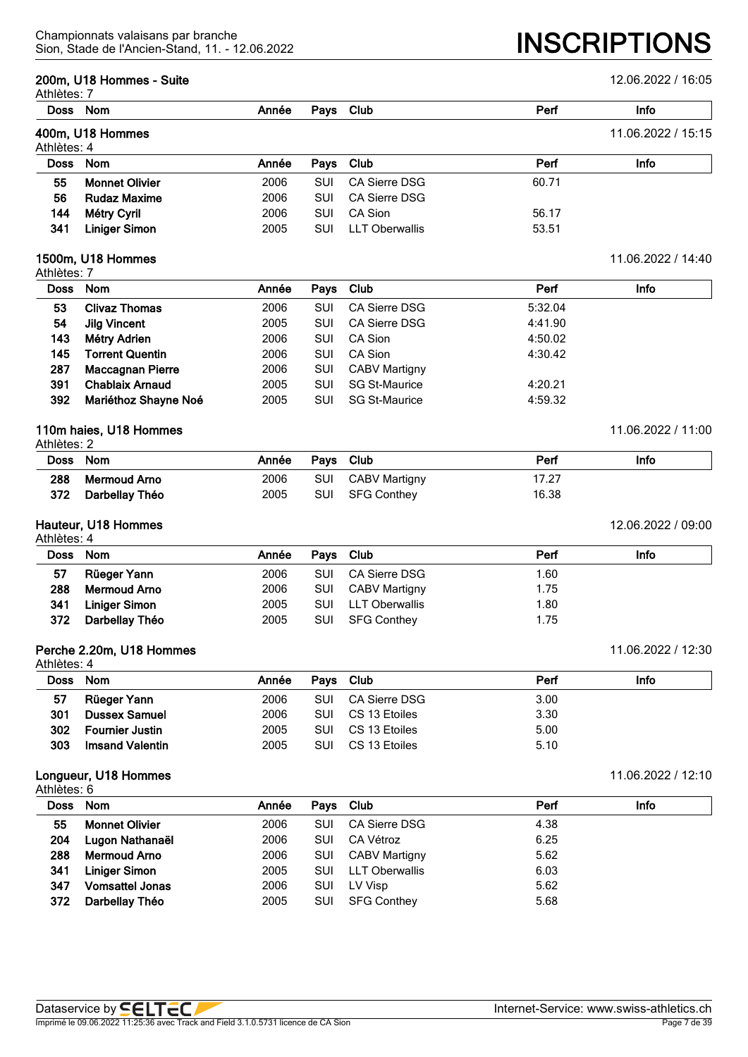## 200m, U18 Hommes - Suite

12.06.2022 / 16:05

Athlètes: 7

| Doss | Nom | Année | Pays | Club | Perf | Info |
|---|---|---|---|---|---|---|

## 400m, U18 Hommes

11.06.2022 / 15:15

Athlètes: 4

| Doss | Nom | Année | Pays | Club | Perf | Info |
|---|---|---|---|---|---|---|
| 55 | **Monnet Olivier** | 2006 | SUI | CA Sierre DSG | 60.71 | |
| 56 | **Rudaz Maxime** | 2006 | SUI | CA Sierre DSG | | |
| 144 | **Métry Cyril** | 2006 | SUI | CA Sion | 56.17 | |
| 341 | **Liniger Simon** | 2005 | SUI | LLT Oberwallis | 53.51 | |

## 1500m, U18 Hommes

11.06.2022 / 14:40

Athlètes: 7

| Doss | Nom | Année | Pays | Club | Perf | Info |
|---|---|---|---|---|---|---|
| 53 | **Clivaz Thomas** | 2006 | SUI | CA Sierre DSG | 5:32.04 | |
| 54 | **Jilg Vincent** | 2005 | SUI | CA Sierre DSG | 4:41.90 | |
| 143 | **Métry Adrien** | 2006 | SUI | CA Sion | 4:50.02 | |
| 145 | **Torrent Quentin** | 2006 | SUI | CA Sion | 4:30.42 | |
| 287 | **Maccagnan Pierre** | 2006 | SUI | CABV Martigny | | |
| 391 | **Chablaix Arnaud** | 2005 | SUI | SG St-Maurice | 4:20.21 | |
| 392 | **Mariéthoz Shayne Noé** | 2005 | SUI | SG St-Maurice | 4:59.32 | |

## 110m haies, U18 Hommes

11.06.2022 / 11:00

Athlètes: 2

| Doss | Nom | Année | Pays | Club | Perf | Info |
|---|---|---|---|---|---|---|
| 288 | **Mermoud Arno** | 2006 | SUI | CABV Martigny | 17.27 | |
| 372 | **Darbellay Théo** | 2005 | SUI | SFG Conthey | 16.38 | |

## Hauteur, U18 Hommes

12.06.2022 / 09:00

Athlètes: 4

| Doss | Nom | Année | Pays | Club | Perf | Info |
|---|---|---|---|---|---|---|
| 57 | **Rüeger Yann** | 2006 | SUI | CA Sierre DSG | 1.60 | |
| 288 | **Mermoud Arno** | 2006 | SUI | CABV Martigny | 1.75 | |
| 341 | **Liniger Simon** | 2005 | SUI | LLT Oberwallis | 1.80 | |
| 372 | **Darbellay Théo** | 2005 | SUI | SFG Conthey | 1.75 | |

## Perche 2.20m, U18 Hommes

11.06.2022 / 12:30

Athlètes: 4

| Doss | Nom | Année | Pays | Club | Perf | Info |
|---|---|---|---|---|---|---|
| 57 | **Rüeger Yann** | 2006 | SUI | CA Sierre DSG | 3.00 | |
| 301 | **Dussex Samuel** | 2006 | SUI | CS 13 Etoiles | 3.30 | |
| 302 | **Fournier Justin** | 2005 | SUI | CS 13 Etoiles | 5.00 | |
| 303 | **Imsand Valentin** | 2005 | SUI | CS 13 Etoiles | 5.10 | |

## Longueur, U18 Hommes

11.06.2022 / 12:10

Athlètes: 6

| Doss | Nom | Année | Pays | Club | Perf | Info |
|---|---|---|---|---|---|---|
| 55 | **Monnet Olivier** | 2006 | SUI | CA Sierre DSG | 4.38 | |
| 204 | **Lugon Nathanaël** | 2006 | SUI | CA Vétroz | 6.25 | |
| 288 | **Mermoud Arno** | 2006 | SUI | CABV Martigny | 5.62 | |
| 341 | **Liniger Simon** | 2005 | SUI | LLT Oberwallis | 6.03 | |
| 347 | **Vomsattel Jonas** | 2006 | SUI | LV Visp | 5.62 | |
| 372 | **Darbellay Théo** | 2005 | SUI | SFG Conthey | 5.68 | |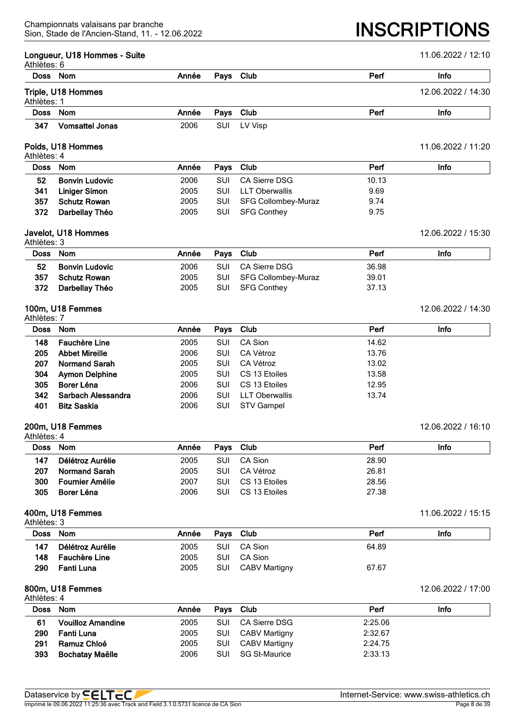## Longueur, U18 Hommes - Suite

11.06.2022 / 12:10

Athlètes: 6

| Doss | Nom | Année | Pays | Club | Perf | Info |
|---|---|---|---|---|---|---|

## Triple, U18 Hommes

12.06.2022 / 14:30

Athlètes: 1

| Doss | Nom | Année | Pays | Club | Perf | Info |
|---|---|---|---|---|---|---|
| 347 | **Vomsattel Jonas** | 2006 | SUI | LV Visp | | |

## Poids, U18 Hommes

11.06.2022 / 11:20

Athlètes: 4

| Doss | Nom | Année | Pays | Club | Perf | Info |
|---|---|---|---|---|---|---|
| 52 | **Bonvin Ludovic** | 2006 | SUI | CA Sierre DSG | 10.13 | |
| 341 | **Liniger Simon** | 2005 | SUI | LLT Oberwallis | 9.69 | |
| 357 | **Schutz Rowan** | 2005 | SUI | SFG Collombey-Muraz | 9.74 | |
| 372 | **Darbellay Théo** | 2005 | SUI | SFG Conthey | 9.75 | |

## Javelot, U18 Hommes

12.06.2022 / 15:30

Athlètes: 3

| Doss | Nom | Année | Pays | Club | Perf | Info |
|---|---|---|---|---|---|---|
| 52 | **Bonvin Ludovic** | 2006 | SUI | CA Sierre DSG | 36.98 | |
| 357 | **Schutz Rowan** | 2005 | SUI | SFG Collombey-Muraz | 39.01 | |
| 372 | **Darbellay Théo** | 2005 | SUI | SFG Conthey | 37.13 | |

## 100m, U18 Femmes

12.06.2022 / 14:30

Athlètes: 7

| Doss | Nom | Année | Pays | Club | Perf | Info |
|---|---|---|---|---|---|---|
| 148 | **Fauchère Line** | 2005 | SUI | CA Sion | 14.62 | |
| 205 | **Abbet Mireille** | 2006 | SUI | CA Vétroz | 13.76 | |
| 207 | **Normand Sarah** | 2005 | SUI | CA Vétroz | 13.02 | |
| 304 | **Aymon Delphine** | 2005 | SUI | CS 13 Etoiles | 13.58 | |
| 305 | **Borer Léna** | 2006 | SUI | CS 13 Etoiles | 12.95 | |
| 342 | **Sarbach Alessandra** | 2006 | SUI | LLT Oberwallis | 13.74 | |
| 401 | **Bitz Saskia** | 2006 | SUI | STV Gampel | | |

## 200m, U18 Femmes

12.06.2022 / 16:10

Athlètes: 4

| Doss | Nom | Année | Pays | Club | Perf | Info |
|---|---|---|---|---|---|---|
| 147 | **Délétroz Aurélie** | 2005 | SUI | CA Sion | 28.90 | |
| 207 | **Normand Sarah** | 2005 | SUI | CA Vétroz | 26.81 | |
| 300 | **Fournier Amélie** | 2007 | SUI | CS 13 Etoiles | 28.56 | |
| 305 | **Borer Léna** | 2006 | SUI | CS 13 Etoiles | 27.38 | |

## 400m, U18 Femmes

11.06.2022 / 15:15

Athlètes: 3

| Doss | Nom | Année | Pays | Club | Perf | Info |
|---|---|---|---|---|---|---|
| 147 | **Délétroz Aurélie** | 2005 | SUI | CA Sion | 64.89 | |
| 148 | **Fauchère Line** | 2005 | SUI | CA Sion | | |
| 290 | **Fanti Luna** | 2005 | SUI | CABV Martigny | 67.67 | |

## 800m, U18 Femmes

12.06.2022 / 17:00

Athlètes: 4

| Doss | Nom | Année | Pays | Club | Perf | Info |
|---|---|---|---|---|---|---|
| 61 | **Vouilloz Amandine** | 2005 | SUI | CA Sierre DSG | 2:25.06 | |
| 290 | **Fanti Luna** | 2005 | SUI | CABV Martigny | 2:32.67 | |
| 291 | **Ramuz Chloé** | 2005 | SUI | CABV Martigny | 2:24.75 | |
| 393 | **Bochatay Maëlle** | 2006 | SUI | SG St-Maurice | 2:33.13 | |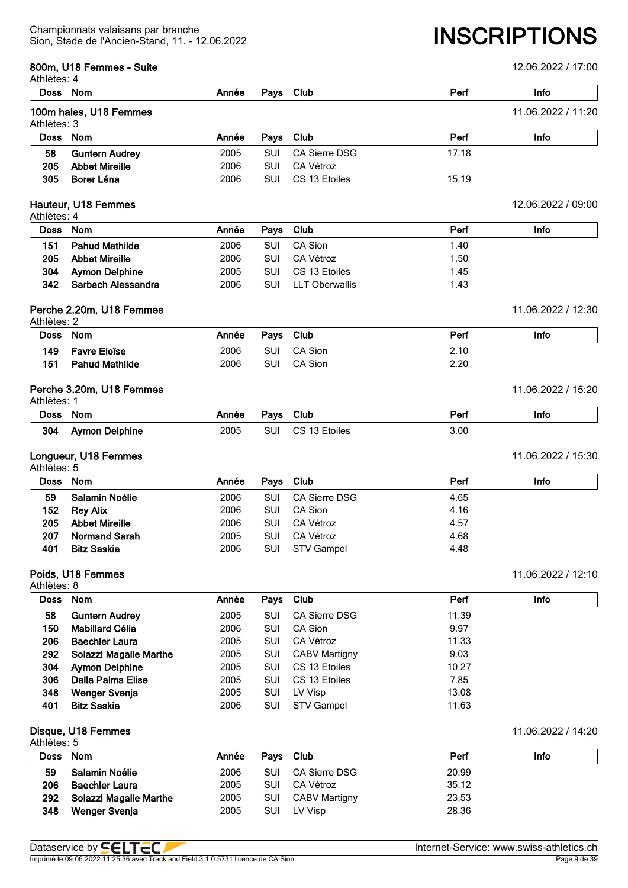## 800m, U18 Femmes - Suite

12.06.2022 / 17:00

Athlètes: 4

| Doss | Nom | Année | Pays | Club | Perf | Info |
|---|---|---|---|---|---|---|

## 100m haies, U18 Femmes

11.06.2022 / 11:20

Athlètes: 3

| Doss | Nom | Année | Pays | Club | Perf | Info |
|---|---|---|---|---|---|---|
| 58 | **Guntern Audrey** | 2005 | SUI | CA Sierre DSG | 17.18 | |
| 205 | **Abbet Mireille** | 2006 | SUI | CA Vétroz | | |
| 305 | **Borer Léna** | 2006 | SUI | CS 13 Etoiles | 15.19 | |

## Hauteur, U18 Femmes

12.06.2022 / 09:00

Athlètes: 4

| Doss | Nom | Année | Pays | Club | Perf | Info |
|---|---|---|---|---|---|---|
| 151 | **Pahud Mathilde** | 2006 | SUI | CA Sion | 1.40 | |
| 205 | **Abbet Mireille** | 2006 | SUI | CA Vétroz | 1.50 | |
| 304 | **Aymon Delphine** | 2005 | SUI | CS 13 Etoiles | 1.45 | |
| 342 | **Sarbach Alessandra** | 2006 | SUI | LLT Oberwallis | 1.43 | |

## Perche 2.20m, U18 Femmes

11.06.2022 / 12:30

Athlètes: 2

| Doss | Nom | Année | Pays | Club | Perf | Info |
|---|---|---|---|---|---|---|
| 149 | **Favre Eloïse** | 2006 | SUI | CA Sion | 2.10 | |
| 151 | **Pahud Mathilde** | 2006 | SUI | CA Sion | 2.20 | |

## Perche 3.20m, U18 Femmes

11.06.2022 / 15:20

Athlètes: 1

| Doss | Nom | Année | Pays | Club | Perf | Info |
|---|---|---|---|---|---|---|
| 304 | **Aymon Delphine** | 2005 | SUI | CS 13 Etoiles | 3.00 | |

## Longueur, U18 Femmes

11.06.2022 / 15:30

Athlètes: 5

| Doss | Nom | Année | Pays | Club | Perf | Info |
|---|---|---|---|---|---|---|
| 59 | **Salamin Noélie** | 2006 | SUI | CA Sierre DSG | 4.65 | |
| 152 | **Rey Alix** | 2006 | SUI | CA Sion | 4.16 | |
| 205 | **Abbet Mireille** | 2006 | SUI | CA Vétroz | 4.57 | |
| 207 | **Normand Sarah** | 2005 | SUI | CA Vétroz | 4.68 | |
| 401 | **Bitz Saskia** | 2006 | SUI | STV Gampel | 4.48 | |

## Poids, U18 Femmes

11.06.2022 / 12:10

Athlètes: 8

| Doss | Nom | Année | Pays | Club | Perf | Info |
|---|---|---|---|---|---|---|
| 58 | **Guntern Audrey** | 2005 | SUI | CA Sierre DSG | 11.39 | |
| 150 | **Mabillard Célia** | 2006 | SUI | CA Sion | 9.97 | |
| 206 | **Baechler Laura** | 2005 | SUI | CA Vétroz | 11.33 | |
| 292 | **Solazzi Magalie Marthe** | 2005 | SUI | CABV Martigny | 9.03 | |
| 304 | **Aymon Delphine** | 2005 | SUI | CS 13 Etoiles | 10.27 | |
| 306 | **Dalla Palma Elise** | 2005 | SUI | CS 13 Etoiles | 7.85 | |
| 348 | **Wenger Svenja** | 2005 | SUI | LV Visp | 13.08 | |
| 401 | **Bitz Saskia** | 2006 | SUI | STV Gampel | 11.63 | |

## Disque, U18 Femmes

11.06.2022 / 14:20

Athlètes: 5

| Doss | Nom | Année | Pays | Club | Perf | Info |
|---|---|---|---|---|---|---|
| 59 | **Salamin Noélie** | 2006 | SUI | CA Sierre DSG | 20.99 | |
| 206 | **Baechler Laura** | 2005 | SUI | CA Vétroz | 35.12 | |
| 292 | **Solazzi Magalie Marthe** | 2005 | SUI | CABV Martigny | 23.53 | |
| 348 | **Wenger Svenja** | 2005 | SUI | LV Visp | 28.36 | |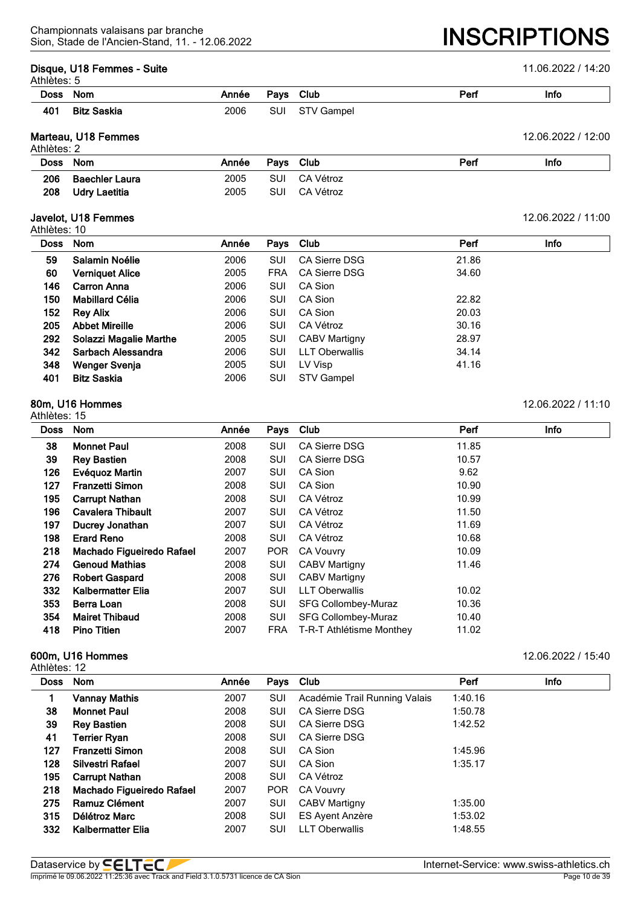## Disque, U18 Femmes - Suite

11.06.2022 / 14:20

Athlètes: 5

| Doss | Nom | Année | Pays | Club | Perf | Info |
|---|---|---|---|---|---|---|
| 401 | **Bitz Saskia** | 2006 | SUI | STV Gampel | | |

## Marteau, U18 Femmes

12.06.2022 / 12:00

Athlètes: 2

| Doss | Nom | Année | Pays | Club | Perf | Info |
|---|---|---|---|---|---|---|
| 206 | **Baechler Laura** | 2005 | SUI | CA Vétroz | | |
| 208 | **Udry Laetitia** | 2005 | SUI | CA Vétroz | | |

## Javelot, U18 Femmes

12.06.2022 / 11:00

Athlètes: 10

| Doss | Nom | Année | Pays | Club | Perf | Info |
|---|---|---|---|---|---|---|
| 59 | **Salamin Noélie** | 2006 | SUI | CA Sierre DSG | 21.86 | |
| 60 | **Verniquet Alice** | 2005 | FRA | CA Sierre DSG | 34.60 | |
| 146 | **Carron Anna** | 2006 | SUI | CA Sion | | |
| 150 | **Mabillard Célia** | 2006 | SUI | CA Sion | 22.82 | |
| 152 | **Rey Alix** | 2006 | SUI | CA Sion | 20.03 | |
| 205 | **Abbet Mireille** | 2006 | SUI | CA Vétroz | 30.16 | |
| 292 | **Solazzi Magalie Marthe** | 2005 | SUI | CABV Martigny | 28.97 | |
| 342 | **Sarbach Alessandra** | 2006 | SUI | LLT Oberwallis | 34.14 | |
| 348 | **Wenger Svenja** | 2005 | SUI | LV Visp | 41.16 | |
| 401 | **Bitz Saskia** | 2006 | SUI | STV Gampel | | |

## 80m, U16 Hommes

12.06.2022 / 11:10

Athlètes: 15

| Doss | Nom | Année | Pays | Club | Perf | Info |
|---|---|---|---|---|---|---|
| 38 | **Monnet Paul** | 2008 | SUI | CA Sierre DSG | 11.85 | |
| 39 | **Rey Bastien** | 2008 | SUI | CA Sierre DSG | 10.57 | |
| 126 | **Evéquoz Martin** | 2007 | SUI | CA Sion | 9.62 | |
| 127 | **Franzetti Simon** | 2008 | SUI | CA Sion | 10.90 | |
| 195 | **Carrupt Nathan** | 2008 | SUI | CA Vétroz | 10.99 | |
| 196 | **Cavalera Thibault** | 2007 | SUI | CA Vétroz | 11.50 | |
| 197 | **Ducrey Jonathan** | 2007 | SUI | CA Vétroz | 11.69 | |
| 198 | **Erard Reno** | 2008 | SUI | CA Vétroz | 10.68 | |
| 218 | **Machado Figueiredo Rafael** | 2007 | POR | CA Vouvry | 10.09 | |
| 274 | **Genoud Mathias** | 2008 | SUI | CABV Martigny | 11.46 | |
| 276 | **Robert Gaspard** | 2008 | SUI | CABV Martigny | | |
| 332 | **Kalbermatter Elia** | 2007 | SUI | LLT Oberwallis | 10.02 | |
| 353 | **Berra Loan** | 2008 | SUI | SFG Collombey-Muraz | 10.36 | |
| 354 | **Mairet Thibaud** | 2008 | SUI | SFG Collombey-Muraz | 10.40 | |
| 418 | **Pino Titien** | 2007 | FRA | T-R-T Athlétisme Monthey | 11.02 | |

## 600m, U16 Hommes

12.06.2022 / 15:40

Athlètes: 12

| Doss | Nom | Année | Pays | Club | Perf | Info |
|---|---|---|---|---|---|---|
| 1 | **Vannay Mathis** | 2007 | SUI | Académie Trail Running Valais | 1:40.16 | |
| 38 | **Monnet Paul** | 2008 | SUI | CA Sierre DSG | 1:50.78 | |
| 39 | **Rey Bastien** | 2008 | SUI | CA Sierre DSG | 1:42.52 | |
| 41 | **Terrier Ryan** | 2008 | SUI | CA Sierre DSG | | |
| 127 | **Franzetti Simon** | 2008 | SUI | CA Sion | 1:45.96 | |
| 128 | **Silvestri Rafael** | 2007 | SUI | CA Sion | 1:35.17 | |
| 195 | **Carrupt Nathan** | 2008 | SUI | CA Vétroz | | |
| 218 | **Machado Figueiredo Rafael** | 2007 | POR | CA Vouvry | | |
| 275 | **Ramuz Clément** | 2007 | SUI | CABV Martigny | 1:35.00 | |
| 315 | **Délétroz Marc** | 2008 | SUI | ES Ayent Anzère | 1:53.02 | |
| 332 | **Kalbermatter Elia** | 2007 | SUI | LLT Oberwallis | 1:48.55 | |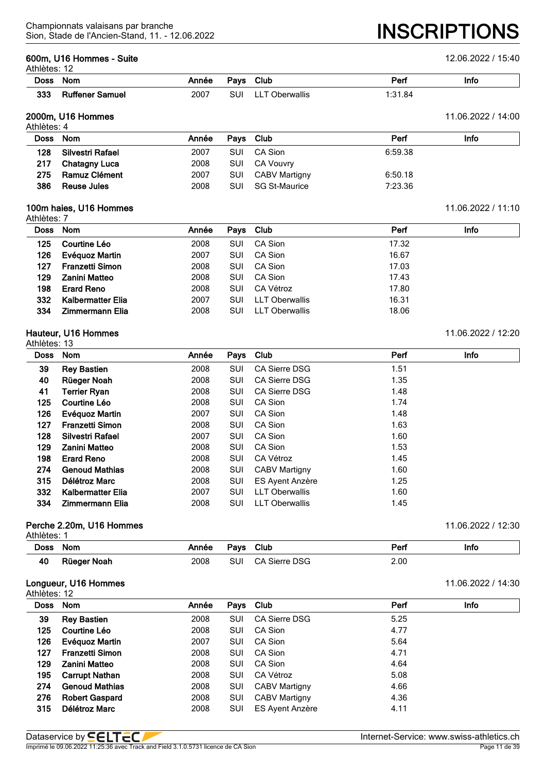### 600m, U16 Hommes - Suite

12.06.2022 / 15:40

Athlètes: 12

| Doss | Nom | Année | Pays | Club | Perf | Info |
|---|---|---|---|---|---|---|
| 333 | **Ruffener Samuel** | 2007 | SUI | LLT Oberwallis | 1:31.84 | |

### 2000m, U16 Hommes

11.06.2022 / 14:00

Athlètes: 4

| Doss | Nom | Année | Pays | Club | Perf | Info |
|---|---|---|---|---|---|---|
| 128 | **Silvestri Rafael** | 2007 | SUI | CA Sion | 6:59.38 | |
| 217 | **Chatagny Luca** | 2008 | SUI | CA Vouvry | | |
| 275 | **Ramuz Clément** | 2007 | SUI | CABV Martigny | 6:50.18 | |
| 386 | **Reuse Jules** | 2008 | SUI | SG St-Maurice | 7:23.36 | |

### 100m haies, U16 Hommes

11.06.2022 / 11:10

Athlètes: 7

| Doss | Nom | Année | Pays | Club | Perf | Info |
|---|---|---|---|---|---|---|
| 125 | **Courtine Léo** | 2008 | SUI | CA Sion | 17.32 | |
| 126 | **Evéquoz Martin** | 2007 | SUI | CA Sion | 16.67 | |
| 127 | **Franzetti Simon** | 2008 | SUI | CA Sion | 17.03 | |
| 129 | **Zanini Matteo** | 2008 | SUI | CA Sion | 17.43 | |
| 198 | **Erard Reno** | 2008 | SUI | CA Vétroz | 17.80 | |
| 332 | **Kalbermatter Elia** | 2007 | SUI | LLT Oberwallis | 16.31 | |
| 334 | **Zimmermann Elia** | 2008 | SUI | LLT Oberwallis | 18.06 | |

### Hauteur, U16 Hommes

11.06.2022 / 12:20

Athlètes: 13

| Doss | Nom | Année | Pays | Club | Perf | Info |
|---|---|---|---|---|---|---|
| 39 | **Rey Bastien** | 2008 | SUI | CA Sierre DSG | 1.51 | |
| 40 | **Rüeger Noah** | 2008 | SUI | CA Sierre DSG | 1.35 | |
| 41 | **Terrier Ryan** | 2008 | SUI | CA Sierre DSG | 1.48 | |
| 125 | **Courtine Léo** | 2008 | SUI | CA Sion | 1.74 | |
| 126 | **Evéquoz Martin** | 2007 | SUI | CA Sion | 1.48 | |
| 127 | **Franzetti Simon** | 2008 | SUI | CA Sion | 1.63 | |
| 128 | **Silvestri Rafael** | 2007 | SUI | CA Sion | 1.60 | |
| 129 | **Zanini Matteo** | 2008 | SUI | CA Sion | 1.53 | |
| 198 | **Erard Reno** | 2008 | SUI | CA Vétroz | 1.45 | |
| 274 | **Genoud Mathias** | 2008 | SUI | CABV Martigny | 1.60 | |
| 315 | **Délétroz Marc** | 2008 | SUI | ES Ayent Anzère | 1.25 | |
| 332 | **Kalbermatter Elia** | 2007 | SUI | LLT Oberwallis | 1.60 | |
| 334 | **Zimmermann Elia** | 2008 | SUI | LLT Oberwallis | 1.45 | |

### Perche 2.20m, U16 Hommes

11.06.2022 / 12:30

Athlètes: 1

| Doss | Nom | Année | Pays | Club | Perf | Info |
|---|---|---|---|---|---|---|
| 40 | **Rüeger Noah** | 2008 | SUI | CA Sierre DSG | 2.00 | |

### Longueur, U16 Hommes

11.06.2022 / 14:30

Athlètes: 12

| Doss | Nom | Année | Pays | Club | Perf | Info |
|---|---|---|---|---|---|---|
| 39 | **Rey Bastien** | 2008 | SUI | CA Sierre DSG | 5.25 | |
| 125 | **Courtine Léo** | 2008 | SUI | CA Sion | 4.77 | |
| 126 | **Evéquoz Martin** | 2007 | SUI | CA Sion | 5.64 | |
| 127 | **Franzetti Simon** | 2008 | SUI | CA Sion | 4.71 | |
| 129 | **Zanini Matteo** | 2008 | SUI | CA Sion | 4.64 | |
| 195 | **Carrupt Nathan** | 2008 | SUI | CA Vétroz | 5.08 | |
| 274 | **Genoud Mathias** | 2008 | SUI | CABV Martigny | 4.66 | |
| 276 | **Robert Gaspard** | 2008 | SUI | CABV Martigny | 4.36 | |
| 315 | **Délétroz Marc** | 2008 | SUI | ES Ayent Anzère | 4.11 | |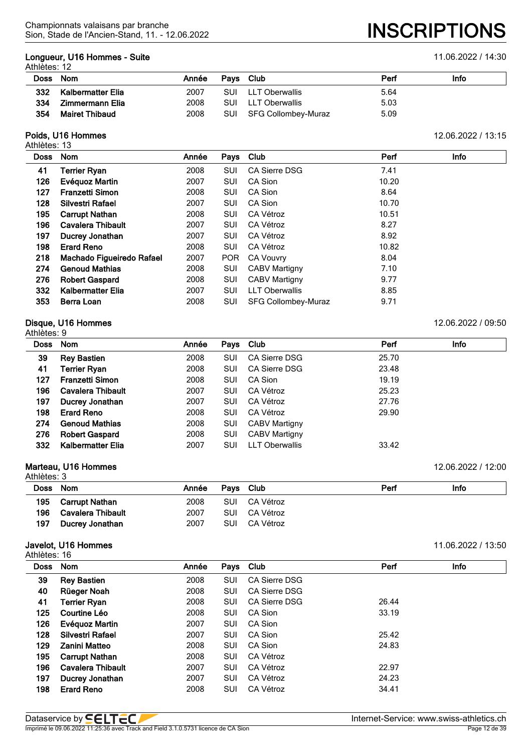## Longueur, U16 Hommes - Suite

11.06.2022 / 14:30

Athlètes: 12

| Doss | Nom | Année | Pays | Club | Perf | Info |
|---|---|---|---|---|---|---|
| 332 | **Kalbermatter Elia** | 2007 | SUI | LLT Oberwallis | 5.64 | |
| 334 | **Zimmermann Elia** | 2008 | SUI | LLT Oberwallis | 5.03 | |
| 354 | **Mairet Thibaud** | 2008 | SUI | SFG Collombey-Muraz | 5.09 | |

## Poids, U16 Hommes

12.06.2022 / 13:15

Athlètes: 13

| Doss | Nom | Année | Pays | Club | Perf | Info |
|---|---|---|---|---|---|---|
| 41 | **Terrier Ryan** | 2008 | SUI | CA Sierre DSG | 7.41 | |
| 126 | **Evéquoz Martin** | 2007 | SUI | CA Sion | 10.20 | |
| 127 | **Franzetti Simon** | 2008 | SUI | CA Sion | 8.64 | |
| 128 | **Silvestri Rafael** | 2007 | SUI | CA Sion | 10.70 | |
| 195 | **Carrupt Nathan** | 2008 | SUI | CA Vétroz | 10.51 | |
| 196 | **Cavalera Thibault** | 2007 | SUI | CA Vétroz | 8.27 | |
| 197 | **Ducrey Jonathan** | 2007 | SUI | CA Vétroz | 8.92 | |
| 198 | **Erard Reno** | 2008 | SUI | CA Vétroz | 10.82 | |
| 218 | **Machado Figueiredo Rafael** | 2007 | POR | CA Vouvry | 8.04 | |
| 274 | **Genoud Mathias** | 2008 | SUI | CABV Martigny | 7.10 | |
| 276 | **Robert Gaspard** | 2008 | SUI | CABV Martigny | 9.77 | |
| 332 | **Kalbermatter Elia** | 2007 | SUI | LLT Oberwallis | 8.85 | |
| 353 | **Berra Loan** | 2008 | SUI | SFG Collombey-Muraz | 9.71 | |

## Disque, U16 Hommes

12.06.2022 / 09:50

Athlètes: 9

| Doss | Nom | Année | Pays | Club | Perf | Info |
|---|---|---|---|---|---|---|
| 39 | **Rey Bastien** | 2008 | SUI | CA Sierre DSG | 25.70 | |
| 41 | **Terrier Ryan** | 2008 | SUI | CA Sierre DSG | 23.48 | |
| 127 | **Franzetti Simon** | 2008 | SUI | CA Sion | 19.19 | |
| 196 | **Cavalera Thibault** | 2007 | SUI | CA Vétroz | 25.23 | |
| 197 | **Ducrey Jonathan** | 2007 | SUI | CA Vétroz | 27.76 | |
| 198 | **Erard Reno** | 2008 | SUI | CA Vétroz | 29.90 | |
| 274 | **Genoud Mathias** | 2008 | SUI | CABV Martigny | | |
| 276 | **Robert Gaspard** | 2008 | SUI | CABV Martigny | | |
| 332 | **Kalbermatter Elia** | 2007 | SUI | LLT Oberwallis | 33.42 | |

## Marteau, U16 Hommes

12.06.2022 / 12:00

Athlètes: 3

| Doss | Nom | Année | Pays | Club | Perf | Info |
|---|---|---|---|---|---|---|
| 195 | **Carrupt Nathan** | 2008 | SUI | CA Vétroz | | |
| 196 | **Cavalera Thibault** | 2007 | SUI | CA Vétroz | | |
| 197 | **Ducrey Jonathan** | 2007 | SUI | CA Vétroz | | |

## Javelot, U16 Hommes

11.06.2022 / 13:50

Athlètes: 16

| Doss | Nom | Année | Pays | Club | Perf | Info |
|---|---|---|---|---|---|---|
| 39 | **Rey Bastien** | 2008 | SUI | CA Sierre DSG | | |
| 40 | **Rüeger Noah** | 2008 | SUI | CA Sierre DSG | | |
| 41 | **Terrier Ryan** | 2008 | SUI | CA Sierre DSG | 26.44 | |
| 125 | **Courtine Léo** | 2008 | SUI | CA Sion | 33.19 | |
| 126 | **Evéquoz Martin** | 2007 | SUI | CA Sion | | |
| 128 | **Silvestri Rafael** | 2007 | SUI | CA Sion | 25.42 | |
| 129 | **Zanini Matteo** | 2008 | SUI | CA Sion | 24.83 | |
| 195 | **Carrupt Nathan** | 2008 | SUI | CA Vétroz | | |
| 196 | **Cavalera Thibault** | 2007 | SUI | CA Vétroz | 22.97 | |
| 197 | **Ducrey Jonathan** | 2007 | SUI | CA Vétroz | 24.23 | |
| 198 | **Erard Reno** | 2008 | SUI | CA Vétroz | 34.41 | |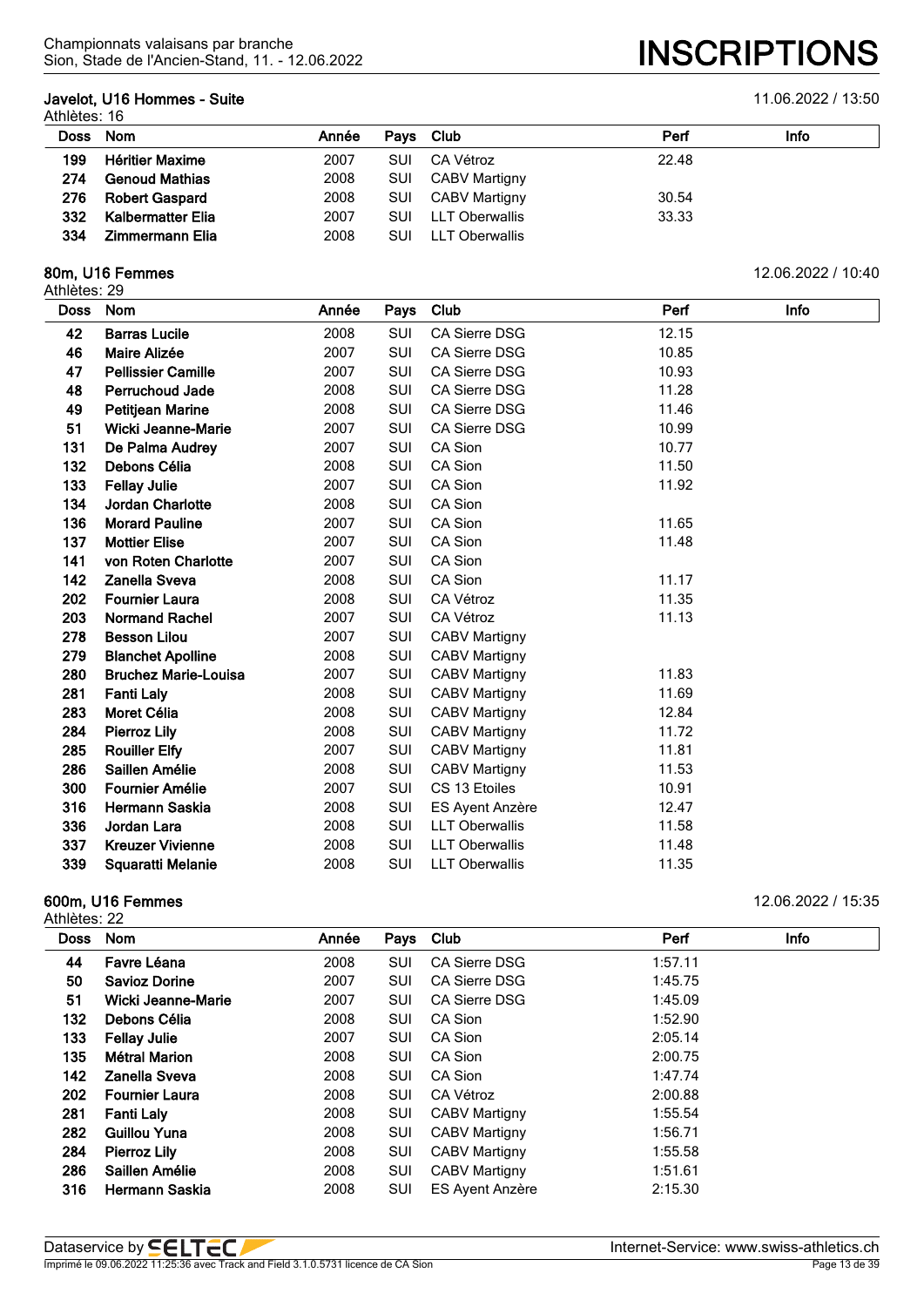## Javelot, U16 Hommes - Suite

11.06.2022 / 13:50

Athlètes: 16

| Doss | Nom | Année | Pays | Club | Perf | Info |
|---|---|---|---|---|---|---|
| 199 | **Héritier Maxime** | 2007 | SUI | CA Vétroz | 22.48 | |
| 274 | **Genoud Mathias** | 2008 | SUI | CABV Martigny | | |
| 276 | **Robert Gaspard** | 2008 | SUI | CABV Martigny | 30.54 | |
| 332 | **Kalbermatter Elia** | 2007 | SUI | LLT Oberwallis | 33.33 | |
| 334 | **Zimmermann Elia** | 2008 | SUI | LLT Oberwallis | | |

## 80m, U16 Femmes

12.06.2022 / 10:40

Athlètes: 29

| Doss | Nom | Année | Pays | Club | Perf | Info |
|---|---|---|---|---|---|---|
| 42 | **Barras Lucile** | 2008 | SUI | CA Sierre DSG | 12.15 | |
| 46 | **Maire Alizée** | 2007 | SUI | CA Sierre DSG | 10.85 | |
| 47 | **Pellissier Camille** | 2007 | SUI | CA Sierre DSG | 10.93 | |
| 48 | **Perruchoud Jade** | 2008 | SUI | CA Sierre DSG | 11.28 | |
| 49 | **Petitjean Marine** | 2008 | SUI | CA Sierre DSG | 11.46 | |
| 51 | **Wicki Jeanne-Marie** | 2007 | SUI | CA Sierre DSG | 10.99 | |
| 131 | **De Palma Audrey** | 2007 | SUI | CA Sion | 10.77 | |
| 132 | **Debons Célia** | 2008 | SUI | CA Sion | 11.50 | |
| 133 | **Fellay Julie** | 2007 | SUI | CA Sion | 11.92 | |
| 134 | **Jordan Charlotte** | 2008 | SUI | CA Sion | | |
| 136 | **Morard Pauline** | 2007 | SUI | CA Sion | 11.65 | |
| 137 | **Mottier Elise** | 2007 | SUI | CA Sion | 11.48 | |
| 141 | **von Roten Charlotte** | 2007 | SUI | CA Sion | | |
| 142 | **Zanella Sveva** | 2008 | SUI | CA Sion | 11.17 | |
| 202 | **Fournier Laura** | 2008 | SUI | CA Vétroz | 11.35 | |
| 203 | **Normand Rachel** | 2007 | SUI | CA Vétroz | 11.13 | |
| 278 | **Besson Lilou** | 2007 | SUI | CABV Martigny | | |
| 279 | **Blanchet Apolline** | 2008 | SUI | CABV Martigny | | |
| 280 | **Bruchez Marie-Louisa** | 2007 | SUI | CABV Martigny | 11.83 | |
| 281 | **Fanti Laly** | 2008 | SUI | CABV Martigny | 11.69 | |
| 283 | **Moret Célia** | 2008 | SUI | CABV Martigny | 12.84 | |
| 284 | **Pierroz Lily** | 2008 | SUI | CABV Martigny | 11.72 | |
| 285 | **Rouiller Elfy** | 2007 | SUI | CABV Martigny | 11.81 | |
| 286 | **Saillen Amélie** | 2008 | SUI | CABV Martigny | 11.53 | |
| 300 | **Fournier Amélie** | 2007 | SUI | CS 13 Etoiles | 10.91 | |
| 316 | **Hermann Saskia** | 2008 | SUI | ES Ayent Anzère | 12.47 | |
| 336 | **Jordan Lara** | 2008 | SUI | LLT Oberwallis | 11.58 | |
| 337 | **Kreuzer Vivienne** | 2008 | SUI | LLT Oberwallis | 11.48 | |
| 339 | **Squaratti Melanie** | 2008 | SUI | LLT Oberwallis | 11.35 | |

## 600m, U16 Femmes

12.06.2022 / 15:35

Athlètes: 22

| Doss | Nom | Année | Pays | Club | Perf | Info |
|---|---|---|---|---|---|---|
| 44 | **Favre Léana** | 2008 | SUI | CA Sierre DSG | 1:57.11 | |
| 50 | **Savioz Dorine** | 2007 | SUI | CA Sierre DSG | 1:45.75 | |
| 51 | **Wicki Jeanne-Marie** | 2007 | SUI | CA Sierre DSG | 1:45.09 | |
| 132 | **Debons Célia** | 2008 | SUI | CA Sion | 1:52.90 | |
| 133 | **Fellay Julie** | 2007 | SUI | CA Sion | 2:05.14 | |
| 135 | **Métral Marion** | 2008 | SUI | CA Sion | 2:00.75 | |
| 142 | **Zanella Sveva** | 2008 | SUI | CA Sion | 1:47.74 | |
| 202 | **Fournier Laura** | 2008 | SUI | CA Vétroz | 2:00.88 | |
| 281 | **Fanti Laly** | 2008 | SUI | CABV Martigny | 1:55.54 | |
| 282 | **Guillou Yuna** | 2008 | SUI | CABV Martigny | 1:56.71 | |
| 284 | **Pierroz Lily** | 2008 | SUI | CABV Martigny | 1:55.58 | |
| 286 | **Saillen Amélie** | 2008 | SUI | CABV Martigny | 1:51.61 | |
| 316 | **Hermann Saskia** | 2008 | SUI | ES Ayent Anzère | 2:15.30 | |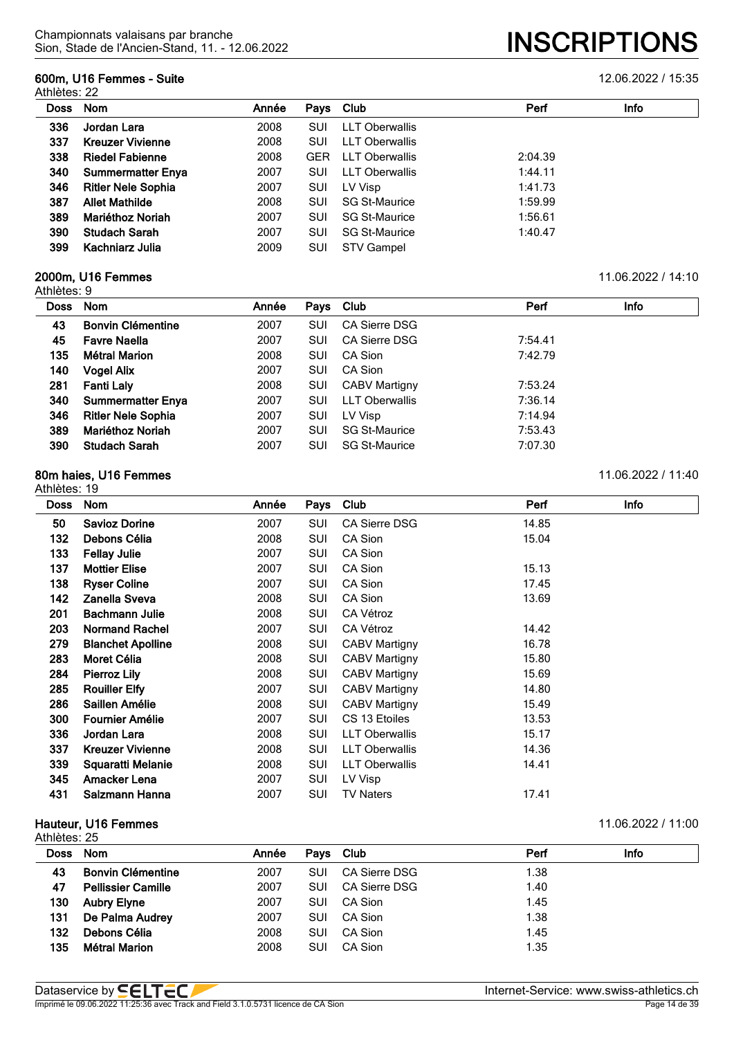### 600m, U16 Femmes - Suite

12.06.2022 / 15:35

Athlètes: 22

| Doss | Nom | Année | Pays | Club | Perf | Info |
|---|---|---|---|---|---|---|
| 336 | **Jordan Lara** | 2008 | SUI | LLT Oberwallis | | |
| 337 | **Kreuzer Vivienne** | 2008 | SUI | LLT Oberwallis | | |
| 338 | **Riedel Fabienne** | 2008 | GER | LLT Oberwallis | 2:04.39 | |
| 340 | **Summermatter Enya** | 2007 | SUI | LLT Oberwallis | 1:44.11 | |
| 346 | **Ritler Nele Sophia** | 2007 | SUI | LV Visp | 1:41.73 | |
| 387 | **Allet Mathilde** | 2008 | SUI | SG St-Maurice | 1:59.99 | |
| 389 | **Mariéthoz Noriah** | 2007 | SUI | SG St-Maurice | 1:56.61 | |
| 390 | **Studach Sarah** | 2007 | SUI | SG St-Maurice | 1:40.47 | |
| 399 | **Kachniarz Julia** | 2009 | SUI | STV Gampel | | |

### 2000m, U16 Femmes

11.06.2022 / 14:10

Athlètes: 9

| Doss | Nom | Année | Pays | Club | Perf | Info |
|---|---|---|---|---|---|---|
| 43 | **Bonvin Clémentine** | 2007 | SUI | CA Sierre DSG | | |
| 45 | **Favre Naella** | 2007 | SUI | CA Sierre DSG | 7:54.41 | |
| 135 | **Métral Marion** | 2008 | SUI | CA Sion | 7:42.79 | |
| 140 | **Vogel Alix** | 2007 | SUI | CA Sion | | |
| 281 | **Fanti Laly** | 2008 | SUI | CABV Martigny | 7:53.24 | |
| 340 | **Summermatter Enya** | 2007 | SUI | LLT Oberwallis | 7:36.14 | |
| 346 | **Ritler Nele Sophia** | 2007 | SUI | LV Visp | 7:14.94 | |
| 389 | **Mariéthoz Noriah** | 2007 | SUI | SG St-Maurice | 7:53.43 | |
| 390 | **Studach Sarah** | 2007 | SUI | SG St-Maurice | 7:07.30 | |

### 80m haies, U16 Femmes

11.06.2022 / 11:40

Athlètes: 19

| Doss | Nom | Année | Pays | Club | Perf | Info |
|---|---|---|---|---|---|---|
| 50 | **Savioz Dorine** | 2007 | SUI | CA Sierre DSG | 14.85 | |
| 132 | **Debons Célia** | 2008 | SUI | CA Sion | 15.04 | |
| 133 | **Fellay Julie** | 2007 | SUI | CA Sion | | |
| 137 | **Mottier Elise** | 2007 | SUI | CA Sion | 15.13 | |
| 138 | **Ryser Coline** | 2007 | SUI | CA Sion | 17.45 | |
| 142 | **Zanella Sveva** | 2008 | SUI | CA Sion | 13.69 | |
| 201 | **Bachmann Julie** | 2008 | SUI | CA Vétroz | | |
| 203 | **Normand Rachel** | 2007 | SUI | CA Vétroz | 14.42 | |
| 279 | **Blanchet Apolline** | 2008 | SUI | CABV Martigny | 16.78 | |
| 283 | **Moret Célia** | 2008 | SUI | CABV Martigny | 15.80 | |
| 284 | **Pierroz Lily** | 2008 | SUI | CABV Martigny | 15.69 | |
| 285 | **Rouiller Elfy** | 2007 | SUI | CABV Martigny | 14.80 | |
| 286 | **Saillen Amélie** | 2008 | SUI | CABV Martigny | 15.49 | |
| 300 | **Fournier Amélie** | 2007 | SUI | CS 13 Etoiles | 13.53 | |
| 336 | **Jordan Lara** | 2008 | SUI | LLT Oberwallis | 15.17 | |
| 337 | **Kreuzer Vivienne** | 2008 | SUI | LLT Oberwallis | 14.36 | |
| 339 | **Squaratti Melanie** | 2008 | SUI | LLT Oberwallis | 14.41 | |
| 345 | **Amacker Lena** | 2007 | SUI | LV Visp | | |
| 431 | **Salzmann Hanna** | 2007 | SUI | TV Naters | 17.41 | |

### Hauteur, U16 Femmes

11.06.2022 / 11:00

Athlètes: 25

| Doss | Nom | Année | Pays | Club | Perf | Info |
|---|---|---|---|---|---|---|
| 43 | **Bonvin Clémentine** | 2007 | SUI | CA Sierre DSG | 1.38 | |
| 47 | **Pellissier Camille** | 2007 | SUI | CA Sierre DSG | 1.40 | |
| 130 | **Aubry Elyne** | 2007 | SUI | CA Sion | 1.45 | |
| 131 | **De Palma Audrey** | 2007 | SUI | CA Sion | 1.38 | |
| 132 | **Debons Célia** | 2008 | SUI | CA Sion | 1.45 | |
| 135 | **Métral Marion** | 2008 | SUI | CA Sion | 1.35 | |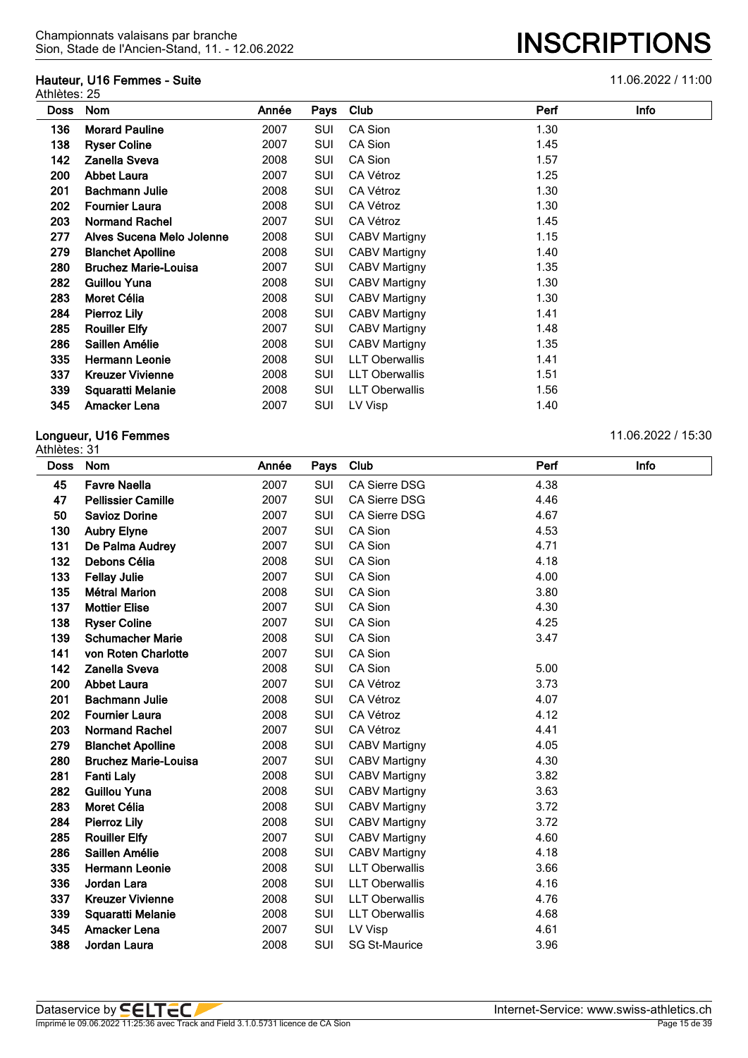Championnats valaisans par branche
Sion, Stade de l'Ancien-Stand, 11. - 12.06.2022

# INSCRIPTIONS

## Hauteur, U16 Femmes - Suite

11.06.2022 / 11:00

Athlètes: 25

| Doss | Nom | Année | Pays | Club | Perf | Info |
|---|---|---|---|---|---|---|
| 136 | **Morard Pauline** | 2007 | SUI | CA Sion | 1.30 | |
| 138 | **Ryser Coline** | 2007 | SUI | CA Sion | 1.45 | |
| 142 | **Zanella Sveva** | 2008 | SUI | CA Sion | 1.57 | |
| 200 | **Abbet Laura** | 2007 | SUI | CA Vétroz | 1.25 | |
| 201 | **Bachmann Julie** | 2008 | SUI | CA Vétroz | 1.30 | |
| 202 | **Fournier Laura** | 2008 | SUI | CA Vétroz | 1.30 | |
| 203 | **Normand Rachel** | 2007 | SUI | CA Vétroz | 1.45 | |
| 277 | **Alves Sucena Melo Jolenne** | 2008 | SUI | CABV Martigny | 1.15 | |
| 279 | **Blanchet Apolline** | 2008 | SUI | CABV Martigny | 1.40 | |
| 280 | **Bruchez Marie-Louisa** | 2007 | SUI | CABV Martigny | 1.35 | |
| 282 | **Guillou Yuna** | 2008 | SUI | CABV Martigny | 1.30 | |
| 283 | **Moret Célia** | 2008 | SUI | CABV Martigny | 1.30 | |
| 284 | **Pierroz Lily** | 2008 | SUI | CABV Martigny | 1.41 | |
| 285 | **Rouiller Elfy** | 2007 | SUI | CABV Martigny | 1.48 | |
| 286 | **Saillen Amélie** | 2008 | SUI | CABV Martigny | 1.35 | |
| 335 | **Hermann Leonie** | 2008 | SUI | LLT Oberwallis | 1.41 | |
| 337 | **Kreuzer Vivienne** | 2008 | SUI | LLT Oberwallis | 1.51 | |
| 339 | **Squaratti Melanie** | 2008 | SUI | LLT Oberwallis | 1.56 | |
| 345 | **Amacker Lena** | 2007 | SUI | LV Visp | 1.40 | |

## Longueur, U16 Femmes

11.06.2022 / 15:30

Athlètes: 31

| Doss | Nom | Année | Pays | Club | Perf | Info |
|---|---|---|---|---|---|---|
| 45 | **Favre Naella** | 2007 | SUI | CA Sierre DSG | 4.38 | |
| 47 | **Pellissier Camille** | 2007 | SUI | CA Sierre DSG | 4.46 | |
| 50 | **Savioz Dorine** | 2007 | SUI | CA Sierre DSG | 4.67 | |
| 130 | **Aubry Elyne** | 2007 | SUI | CA Sion | 4.53 | |
| 131 | **De Palma Audrey** | 2007 | SUI | CA Sion | 4.71 | |
| 132 | **Debons Célia** | 2008 | SUI | CA Sion | 4.18 | |
| 133 | **Fellay Julie** | 2007 | SUI | CA Sion | 4.00 | |
| 135 | **Métral Marion** | 2008 | SUI | CA Sion | 3.80 | |
| 137 | **Mottier Elise** | 2007 | SUI | CA Sion | 4.30 | |
| 138 | **Ryser Coline** | 2007 | SUI | CA Sion | 4.25 | |
| 139 | **Schumacher Marie** | 2008 | SUI | CA Sion | 3.47 | |
| 141 | **von Roten Charlotte** | 2007 | SUI | CA Sion | | |
| 142 | **Zanella Sveva** | 2008 | SUI | CA Sion | 5.00 | |
| 200 | **Abbet Laura** | 2007 | SUI | CA Vétroz | 3.73 | |
| 201 | **Bachmann Julie** | 2008 | SUI | CA Vétroz | 4.07 | |
| 202 | **Fournier Laura** | 2008 | SUI | CA Vétroz | 4.12 | |
| 203 | **Normand Rachel** | 2007 | SUI | CA Vétroz | 4.41 | |
| 279 | **Blanchet Apolline** | 2008 | SUI | CABV Martigny | 4.05 | |
| 280 | **Bruchez Marie-Louisa** | 2007 | SUI | CABV Martigny | 4.30 | |
| 281 | **Fanti Laly** | 2008 | SUI | CABV Martigny | 3.82 | |
| 282 | **Guillou Yuna** | 2008 | SUI | CABV Martigny | 3.63 | |
| 283 | **Moret Célia** | 2008 | SUI | CABV Martigny | 3.72 | |
| 284 | **Pierroz Lily** | 2008 | SUI | CABV Martigny | 3.72 | |
| 285 | **Rouiller Elfy** | 2007 | SUI | CABV Martigny | 4.60 | |
| 286 | **Saillen Amélie** | 2008 | SUI | CABV Martigny | 4.18 | |
| 335 | **Hermann Leonie** | 2008 | SUI | LLT Oberwallis | 3.66 | |
| 336 | **Jordan Lara** | 2008 | SUI | LLT Oberwallis | 4.16 | |
| 337 | **Kreuzer Vivienne** | 2008 | SUI | LLT Oberwallis | 4.76 | |
| 339 | **Squaratti Melanie** | 2008 | SUI | LLT Oberwallis | 4.68 | |
| 345 | **Amacker Lena** | 2007 | SUI | LV Visp | 4.61 | |
| 388 | **Jordan Laura** | 2008 | SUI | SG St-Maurice | 3.96 | |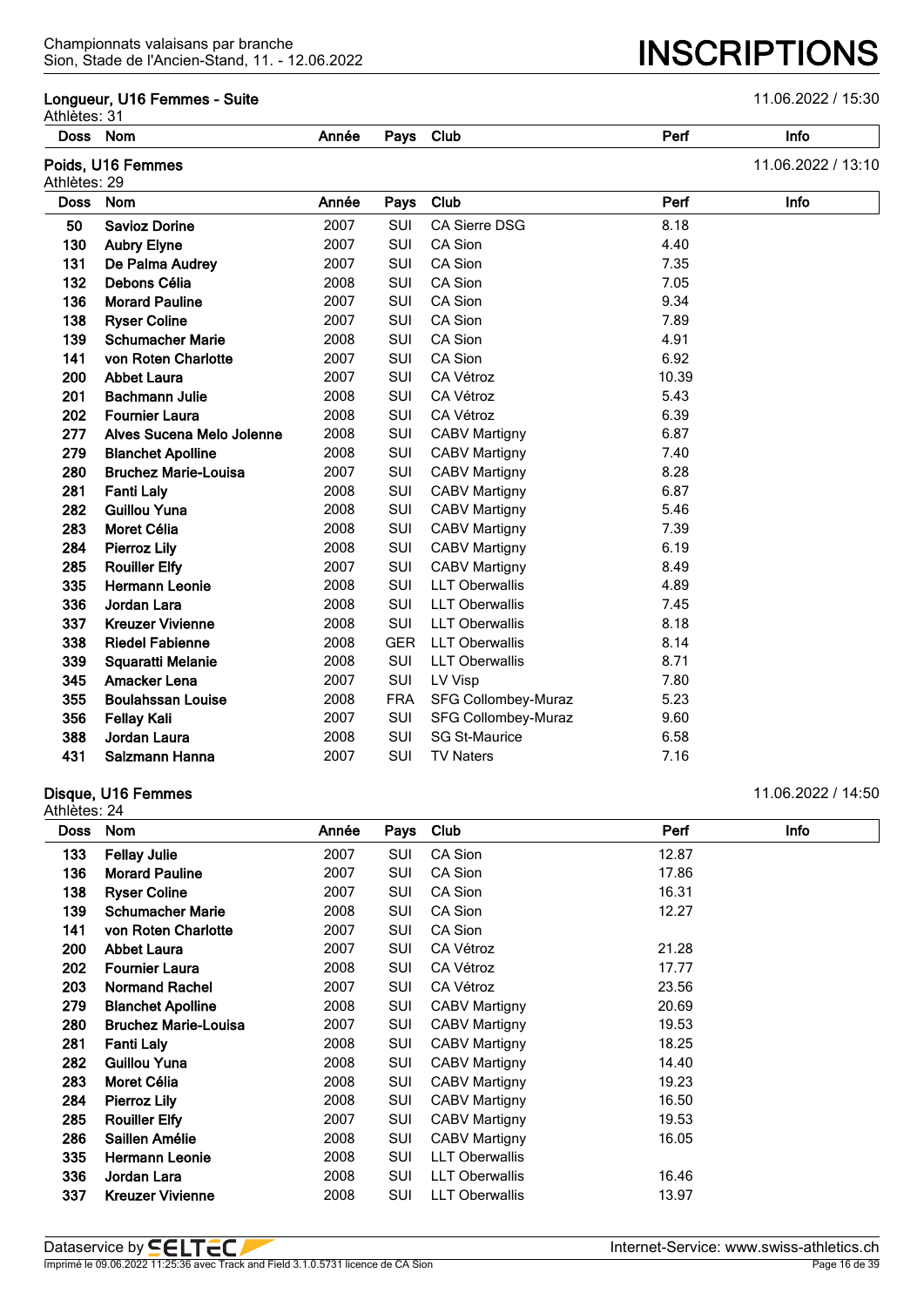Championnats valaisans par branche
Sion, Stade de l'Ancien-Stand, 11. - 12.06.2022

# INSCRIPTIONS

## Longueur, U16 Femmes - Suite

11.06.2022 / 15:30

Athlètes: 31

| Doss | Nom | Année | Pays | Club | Perf | Info |
|---|---|---|---|---|---|---|

## Poids, U16 Femmes

11.06.2022 / 13:10

Athlètes: 29

| Doss | Nom | Année | Pays | Club | Perf | Info |
|---|---|---|---|---|---|---|
| 50 | **Savioz Dorine** | 2007 | SUI | CA Sierre DSG | 8.18 | |
| 130 | **Aubry Elyne** | 2007 | SUI | CA Sion | 4.40 | |
| 131 | **De Palma Audrey** | 2007 | SUI | CA Sion | 7.35 | |
| 132 | **Debons Célia** | 2008 | SUI | CA Sion | 7.05 | |
| 136 | **Morard Pauline** | 2007 | SUI | CA Sion | 9.34 | |
| 138 | **Ryser Coline** | 2007 | SUI | CA Sion | 7.89 | |
| 139 | **Schumacher Marie** | 2008 | SUI | CA Sion | 4.91 | |
| 141 | **von Roten Charlotte** | 2007 | SUI | CA Sion | 6.92 | |
| 200 | **Abbet Laura** | 2007 | SUI | CA Vétroz | 10.39 | |
| 201 | **Bachmann Julie** | 2008 | SUI | CA Vétroz | 5.43 | |
| 202 | **Fournier Laura** | 2008 | SUI | CA Vétroz | 6.39 | |
| 277 | **Alves Sucena Melo Jolenne** | 2008 | SUI | CABV Martigny | 6.87 | |
| 279 | **Blanchet Apolline** | 2008 | SUI | CABV Martigny | 7.40 | |
| 280 | **Bruchez Marie-Louisa** | 2007 | SUI | CABV Martigny | 8.28 | |
| 281 | **Fanti Laly** | 2008 | SUI | CABV Martigny | 6.87 | |
| 282 | **Guillou Yuna** | 2008 | SUI | CABV Martigny | 5.46 | |
| 283 | **Moret Célia** | 2008 | SUI | CABV Martigny | 7.39 | |
| 284 | **Pierroz Lily** | 2008 | SUI | CABV Martigny | 6.19 | |
| 285 | **Rouiller Elfy** | 2007 | SUI | CABV Martigny | 8.49 | |
| 335 | **Hermann Leonie** | 2008 | SUI | LLT Oberwallis | 4.89 | |
| 336 | **Jordan Lara** | 2008 | SUI | LLT Oberwallis | 7.45 | |
| 337 | **Kreuzer Vivienne** | 2008 | SUI | LLT Oberwallis | 8.18 | |
| 338 | **Riedel Fabienne** | 2008 | GER | LLT Oberwallis | 8.14 | |
| 339 | **Squaratti Melanie** | 2008 | SUI | LLT Oberwallis | 8.71 | |
| 345 | **Amacker Lena** | 2007 | SUI | LV Visp | 7.80 | |
| 355 | **Boulahssan Louise** | 2008 | FRA | SFG Collombey-Muraz | 5.23 | |
| 356 | **Fellay Kali** | 2007 | SUI | SFG Collombey-Muraz | 9.60 | |
| 388 | **Jordan Laura** | 2008 | SUI | SG St-Maurice | 6.58 | |
| 431 | **Salzmann Hanna** | 2007 | SUI | TV Naters | 7.16 | |

## Disque, U16 Femmes

11.06.2022 / 14:50

Athlètes: 24

| Doss | Nom | Année | Pays | Club | Perf | Info |
|---|---|---|---|---|---|---|
| 133 | **Fellay Julie** | 2007 | SUI | CA Sion | 12.87 | |
| 136 | **Morard Pauline** | 2007 | SUI | CA Sion | 17.86 | |
| 138 | **Ryser Coline** | 2007 | SUI | CA Sion | 16.31 | |
| 139 | **Schumacher Marie** | 2008 | SUI | CA Sion | 12.27 | |
| 141 | **von Roten Charlotte** | 2007 | SUI | CA Sion | | |
| 200 | **Abbet Laura** | 2007 | SUI | CA Vétroz | 21.28 | |
| 202 | **Fournier Laura** | 2008 | SUI | CA Vétroz | 17.77 | |
| 203 | **Normand Rachel** | 2007 | SUI | CA Vétroz | 23.56 | |
| 279 | **Blanchet Apolline** | 2008 | SUI | CABV Martigny | 20.69 | |
| 280 | **Bruchez Marie-Louisa** | 2007 | SUI | CABV Martigny | 19.53 | |
| 281 | **Fanti Laly** | 2008 | SUI | CABV Martigny | 18.25 | |
| 282 | **Guillou Yuna** | 2008 | SUI | CABV Martigny | 14.40 | |
| 283 | **Moret Célia** | 2008 | SUI | CABV Martigny | 19.23 | |
| 284 | **Pierroz Lily** | 2008 | SUI | CABV Martigny | 16.50 | |
| 285 | **Rouiller Elfy** | 2007 | SUI | CABV Martigny | 19.53 | |
| 286 | **Saillen Amélie** | 2008 | SUI | CABV Martigny | 16.05 | |
| 335 | **Hermann Leonie** | 2008 | SUI | LLT Oberwallis | | |
| 336 | **Jordan Lara** | 2008 | SUI | LLT Oberwallis | 16.46 | |
| 337 | **Kreuzer Vivienne** | 2008 | SUI | LLT Oberwallis | 13.97 | |

Dataservice by SELTEC — Internet-Service: www.swiss-athletics.ch

Imprimé le 09.06.2022 11:25:36 avec Track and Field 3.1.0.5731 licence de CA Sion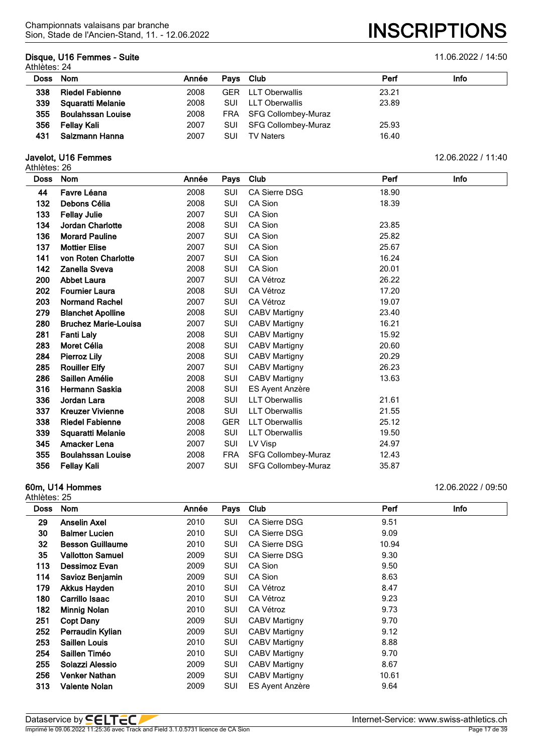## Disque, U16 Femmes - Suite

11.06.2022 / 14:50

Athlètes: 24

| Doss | Nom | Année | Pays | Club | Perf | Info |
|---|---|---|---|---|---|---|
| 338 | **Riedel Fabienne** | 2008 | GER | LLT Oberwallis | 23.21 | |
| 339 | **Squaratti Melanie** | 2008 | SUI | LLT Oberwallis | 23.89 | |
| 355 | **Boulahssan Louise** | 2008 | FRA | SFG Collombey-Muraz | | |
| 356 | **Fellay Kali** | 2007 | SUI | SFG Collombey-Muraz | 25.93 | |
| 431 | **Salzmann Hanna** | 2007 | SUI | TV Naters | 16.40 | |

## Javelot, U16 Femmes

12.06.2022 / 11:40

Athlètes: 26

| Doss | Nom | Année | Pays | Club | Perf | Info |
|---|---|---|---|---|---|---|
| 44 | **Favre Léana** | 2008 | SUI | CA Sierre DSG | 18.90 | |
| 132 | **Debons Célia** | 2008 | SUI | CA Sion | 18.39 | |
| 133 | **Fellay Julie** | 2007 | SUI | CA Sion | | |
| 134 | **Jordan Charlotte** | 2008 | SUI | CA Sion | 23.85 | |
| 136 | **Morard Pauline** | 2007 | SUI | CA Sion | 25.82 | |
| 137 | **Mottier Elise** | 2007 | SUI | CA Sion | 25.67 | |
| 141 | **von Roten Charlotte** | 2007 | SUI | CA Sion | 16.24 | |
| 142 | **Zanella Sveva** | 2008 | SUI | CA Sion | 20.01 | |
| 200 | **Abbet Laura** | 2007 | SUI | CA Vétroz | 26.22 | |
| 202 | **Fournier Laura** | 2008 | SUI | CA Vétroz | 17.20 | |
| 203 | **Normand Rachel** | 2007 | SUI | CA Vétroz | 19.07 | |
| 279 | **Blanchet Apolline** | 2008 | SUI | CABV Martigny | 23.40 | |
| 280 | **Bruchez Marie-Louisa** | 2007 | SUI | CABV Martigny | 16.21 | |
| 281 | **Fanti Laly** | 2008 | SUI | CABV Martigny | 15.92 | |
| 283 | **Moret Célia** | 2008 | SUI | CABV Martigny | 20.60 | |
| 284 | **Pierroz Lily** | 2008 | SUI | CABV Martigny | 20.29 | |
| 285 | **Rouiller Elfy** | 2007 | SUI | CABV Martigny | 26.23 | |
| 286 | **Saillen Amélie** | 2008 | SUI | CABV Martigny | 13.63 | |
| 316 | **Hermann Saskia** | 2008 | SUI | ES Ayent Anzère | | |
| 336 | **Jordan Lara** | 2008 | SUI | LLT Oberwallis | 21.61 | |
| 337 | **Kreuzer Vivienne** | 2008 | SUI | LLT Oberwallis | 21.55 | |
| 338 | **Riedel Fabienne** | 2008 | GER | LLT Oberwallis | 25.12 | |
| 339 | **Squaratti Melanie** | 2008 | SUI | LLT Oberwallis | 19.50 | |
| 345 | **Amacker Lena** | 2007 | SUI | LV Visp | 24.97 | |
| 355 | **Boulahssan Louise** | 2008 | FRA | SFG Collombey-Muraz | 12.43 | |
| 356 | **Fellay Kali** | 2007 | SUI | SFG Collombey-Muraz | 35.87 | |

## 60m, U14 Hommes

12.06.2022 / 09:50

Athlètes: 25

| Doss | Nom | Année | Pays | Club | Perf | Info |
|---|---|---|---|---|---|---|
| 29 | **Anselin Axel** | 2010 | SUI | CA Sierre DSG | 9.51 | |
| 30 | **Balmer Lucien** | 2010 | SUI | CA Sierre DSG | 9.09 | |
| 32 | **Besson Guillaume** | 2010 | SUI | CA Sierre DSG | 10.94 | |
| 35 | **Vallotton Samuel** | 2009 | SUI | CA Sierre DSG | 9.30 | |
| 113 | **Dessimoz Evan** | 2009 | SUI | CA Sion | 9.50 | |
| 114 | **Savioz Benjamin** | 2009 | SUI | CA Sion | 8.63 | |
| 179 | **Akkus Hayden** | 2010 | SUI | CA Vétroz | 8.47 | |
| 180 | **Carrillo Isaac** | 2010 | SUI | CA Vétroz | 9.23 | |
| 182 | **Minnig Nolan** | 2010 | SUI | CA Vétroz | 9.73 | |
| 251 | **Copt Dany** | 2009 | SUI | CABV Martigny | 9.70 | |
| 252 | **Perraudin Kylian** | 2009 | SUI | CABV Martigny | 9.12 | |
| 253 | **Saillen Louis** | 2010 | SUI | CABV Martigny | 8.88 | |
| 254 | **Saillen Timéo** | 2010 | SUI | CABV Martigny | 9.70 | |
| 255 | **Solazzi Alessio** | 2009 | SUI | CABV Martigny | 8.67 | |
| 256 | **Venker Nathan** | 2009 | SUI | CABV Martigny | 10.61 | |
| 313 | **Valente Nolan** | 2009 | SUI | ES Ayent Anzère | 9.64 | |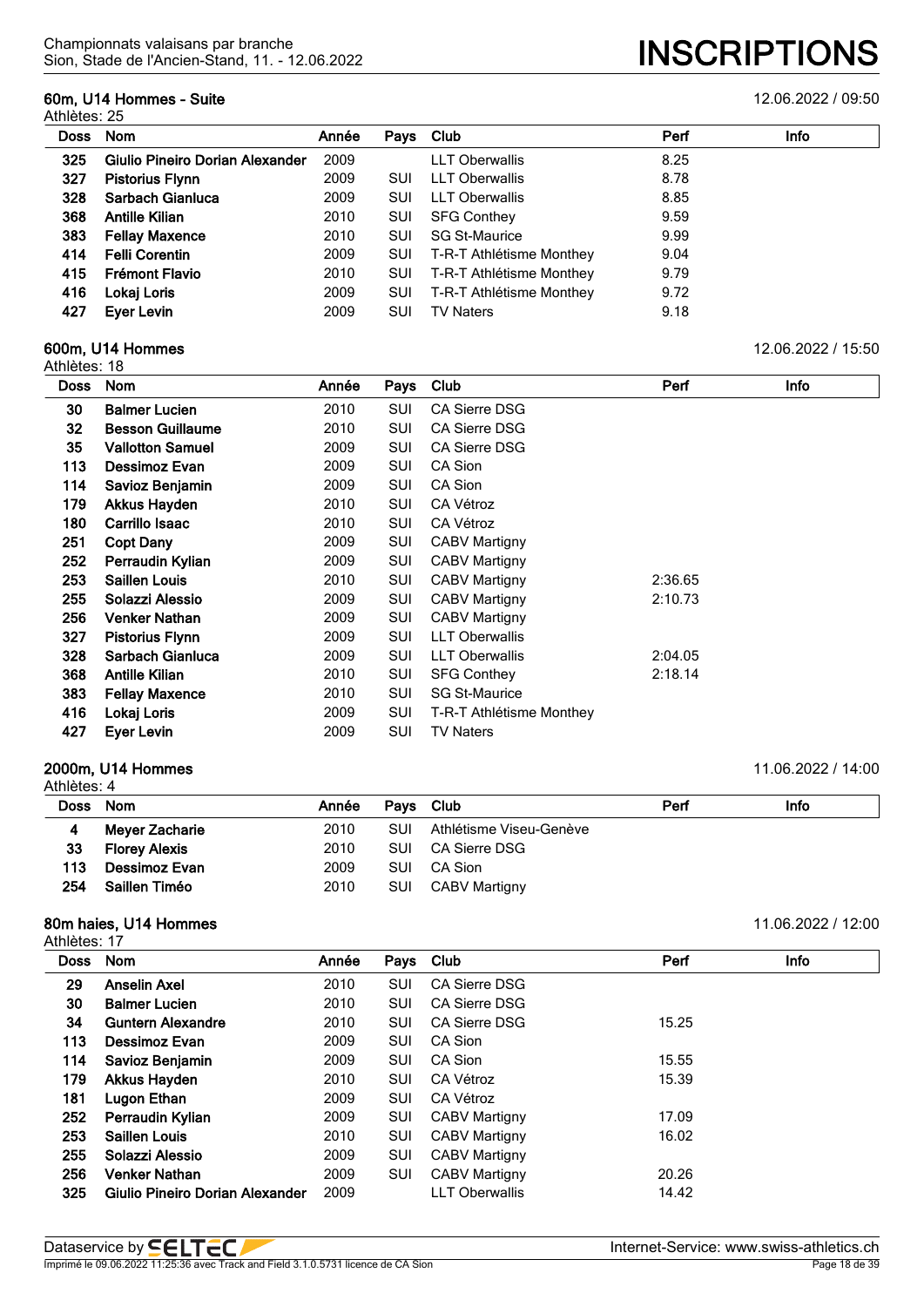## 60m, U14 Hommes - Suite

12.06.2022 / 09:50

Athlètes: 25

| Doss | Nom | Année | Pays | Club | Perf | Info |
|---|---|---|---|---|---|---|
| 325 | **Giulio Pineiro Dorian Alexander** | 2009 | | LLT Oberwallis | 8.25 | |
| 327 | **Pistorius Flynn** | 2009 | SUI | LLT Oberwallis | 8.78 | |
| 328 | **Sarbach Gianluca** | 2009 | SUI | LLT Oberwallis | 8.85 | |
| 368 | **Antille Kilian** | 2010 | SUI | SFG Conthey | 9.59 | |
| 383 | **Fellay Maxence** | 2010 | SUI | SG St-Maurice | 9.99 | |
| 414 | **Felli Corentin** | 2009 | SUI | T-R-T Athlétisme Monthey | 9.04 | |
| 415 | **Frémont Flavio** | 2010 | SUI | T-R-T Athlétisme Monthey | 9.79 | |
| 416 | **Lokaj Loris** | 2009 | SUI | T-R-T Athlétisme Monthey | 9.72 | |
| 427 | **Eyer Levin** | 2009 | SUI | TV Naters | 9.18 | |

## 600m, U14 Hommes

12.06.2022 / 15:50

Athlètes: 18

| Doss | Nom | Année | Pays | Club | Perf | Info |
|---|---|---|---|---|---|---|
| 30 | **Balmer Lucien** | 2010 | SUI | CA Sierre DSG | | |
| 32 | **Besson Guillaume** | 2010 | SUI | CA Sierre DSG | | |
| 35 | **Vallotton Samuel** | 2009 | SUI | CA Sierre DSG | | |
| 113 | **Dessimoz Evan** | 2009 | SUI | CA Sion | | |
| 114 | **Savioz Benjamin** | 2009 | SUI | CA Sion | | |
| 179 | **Akkus Hayden** | 2010 | SUI | CA Vétroz | | |
| 180 | **Carrillo Isaac** | 2010 | SUI | CA Vétroz | | |
| 251 | **Copt Dany** | 2009 | SUI | CABV Martigny | | |
| 252 | **Perraudin Kylian** | 2009 | SUI | CABV Martigny | | |
| 253 | **Saillen Louis** | 2010 | SUI | CABV Martigny | 2:36.65 | |
| 255 | **Solazzi Alessio** | 2009 | SUI | CABV Martigny | 2:10.73 | |
| 256 | **Venker Nathan** | 2009 | SUI | CABV Martigny | | |
| 327 | **Pistorius Flynn** | 2009 | SUI | LLT Oberwallis | | |
| 328 | **Sarbach Gianluca** | 2009 | SUI | LLT Oberwallis | 2:04.05 | |
| 368 | **Antille Kilian** | 2010 | SUI | SFG Conthey | 2:18.14 | |
| 383 | **Fellay Maxence** | 2010 | SUI | SG St-Maurice | | |
| 416 | **Lokaj Loris** | 2009 | SUI | T-R-T Athlétisme Monthey | | |
| 427 | **Eyer Levin** | 2009 | SUI | TV Naters | | |

## 2000m, U14 Hommes

11.06.2022 / 14:00

Athlètes: 4

| Doss | Nom | Année | Pays | Club | Perf | Info |
|---|---|---|---|---|---|---|
| 4 | **Meyer Zacharie** | 2010 | SUI | Athlétisme Viseu-Genève | | |
| 33 | **Florey Alexis** | 2010 | SUI | CA Sierre DSG | | |
| 113 | **Dessimoz Evan** | 2009 | SUI | CA Sion | | |
| 254 | **Saillen Timéo** | 2010 | SUI | CABV Martigny | | |

## 80m haies, U14 Hommes

11.06.2022 / 12:00

Athlètes: 17

| Doss | Nom | Année | Pays | Club | Perf | Info |
|---|---|---|---|---|---|---|
| 29 | **Anselin Axel** | 2010 | SUI | CA Sierre DSG | | |
| 30 | **Balmer Lucien** | 2010 | SUI | CA Sierre DSG | | |
| 34 | **Guntern Alexandre** | 2010 | SUI | CA Sierre DSG | 15.25 | |
| 113 | **Dessimoz Evan** | 2009 | SUI | CA Sion | | |
| 114 | **Savioz Benjamin** | 2009 | SUI | CA Sion | 15.55 | |
| 179 | **Akkus Hayden** | 2010 | SUI | CA Vétroz | 15.39 | |
| 181 | **Lugon Ethan** | 2009 | SUI | CA Vétroz | | |
| 252 | **Perraudin Kylian** | 2009 | SUI | CABV Martigny | 17.09 | |
| 253 | **Saillen Louis** | 2010 | SUI | CABV Martigny | 16.02 | |
| 255 | **Solazzi Alessio** | 2009 | SUI | CABV Martigny | | |
| 256 | **Venker Nathan** | 2009 | SUI | CABV Martigny | 20.26 | |
| 325 | **Giulio Pineiro Dorian Alexander** | 2009 | | LLT Oberwallis | 14.42 | |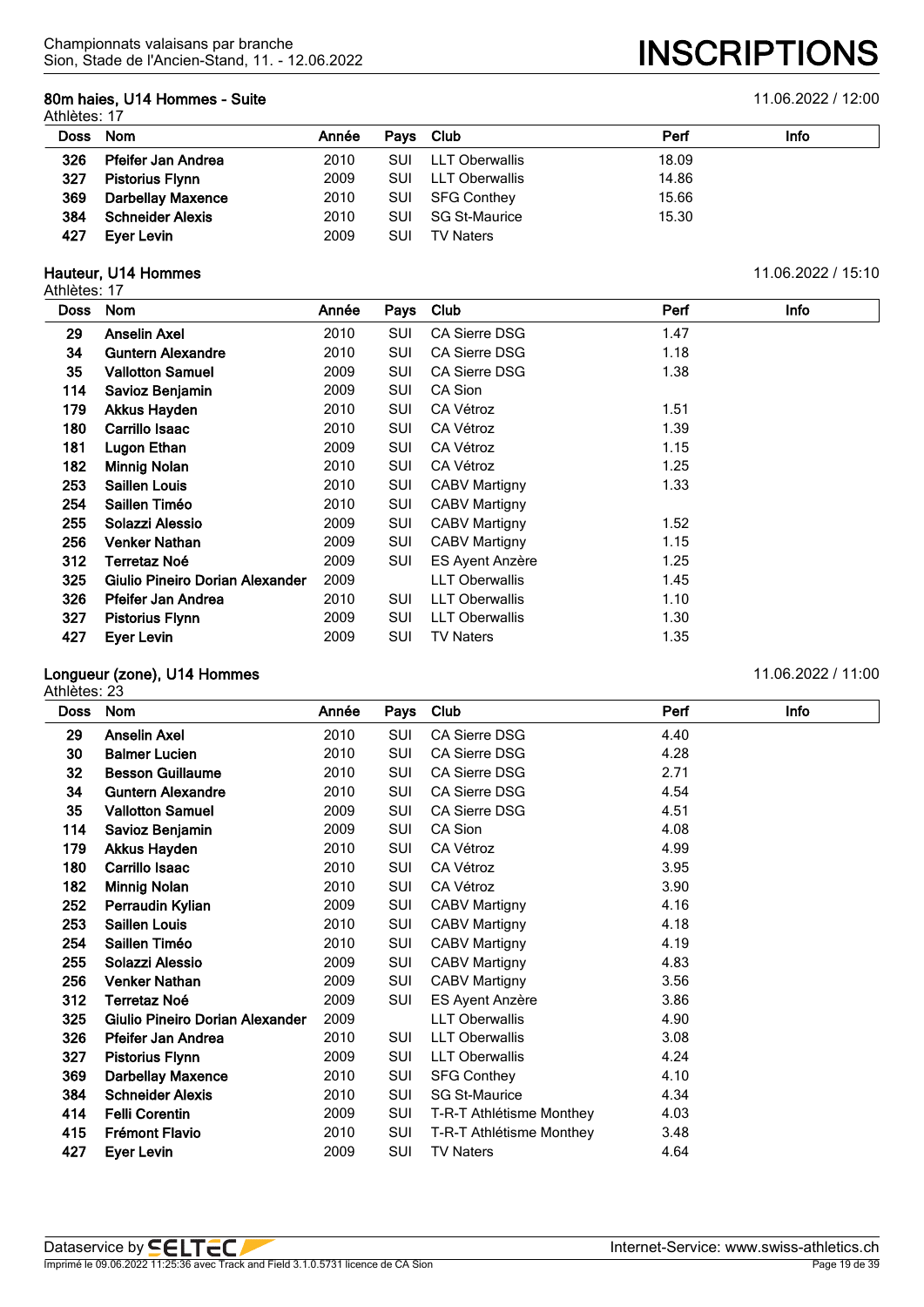## 80m haies, U14 Hommes - Suite

11.06.2022 / 12:00

Athlètes: 17

| Doss | Nom | Année | Pays | Club | Perf | Info |
|---|---|---|---|---|---|---|
| 326 | **Pfeifer Jan Andrea** | 2010 | SUI | LLT Oberwallis | 18.09 | |
| 327 | **Pistorius Flynn** | 2009 | SUI | LLT Oberwallis | 14.86 | |
| 369 | **Darbellay Maxence** | 2010 | SUI | SFG Conthey | 15.66 | |
| 384 | **Schneider Alexis** | 2010 | SUI | SG St-Maurice | 15.30 | |
| 427 | **Eyer Levin** | 2009 | SUI | TV Naters | | |

## Hauteur, U14 Hommes

11.06.2022 / 15:10

Athlètes: 17

| Doss | Nom | Année | Pays | Club | Perf | Info |
|---|---|---|---|---|---|---|
| 29 | **Anselin Axel** | 2010 | SUI | CA Sierre DSG | 1.47 | |
| 34 | **Guntern Alexandre** | 2010 | SUI | CA Sierre DSG | 1.18 | |
| 35 | **Vallotton Samuel** | 2009 | SUI | CA Sierre DSG | 1.38 | |
| 114 | **Savioz Benjamin** | 2009 | SUI | CA Sion | | |
| 179 | **Akkus Hayden** | 2010 | SUI | CA Vétroz | 1.51 | |
| 180 | **Carrillo Isaac** | 2010 | SUI | CA Vétroz | 1.39 | |
| 181 | **Lugon Ethan** | 2009 | SUI | CA Vétroz | 1.15 | |
| 182 | **Minnig Nolan** | 2010 | SUI | CA Vétroz | 1.25 | |
| 253 | **Saillen Louis** | 2010 | SUI | CABV Martigny | 1.33 | |
| 254 | **Saillen Timéo** | 2010 | SUI | CABV Martigny | | |
| 255 | **Solazzi Alessio** | 2009 | SUI | CABV Martigny | 1.52 | |
| 256 | **Venker Nathan** | 2009 | SUI | CABV Martigny | 1.15 | |
| 312 | **Terretaz Noé** | 2009 | SUI | ES Ayent Anzère | 1.25 | |
| 325 | **Giulio Pineiro Dorian Alexander** | 2009 | | LLT Oberwallis | 1.45 | |
| 326 | **Pfeifer Jan Andrea** | 2010 | SUI | LLT Oberwallis | 1.10 | |
| 327 | **Pistorius Flynn** | 2009 | SUI | LLT Oberwallis | 1.30 | |
| 427 | **Eyer Levin** | 2009 | SUI | TV Naters | 1.35 | |

## Longueur (zone), U14 Hommes

11.06.2022 / 11:00

Athlètes: 23

| Doss | Nom | Année | Pays | Club | Perf | Info |
|---|---|---|---|---|---|---|
| 29 | **Anselin Axel** | 2010 | SUI | CA Sierre DSG | 4.40 | |
| 30 | **Balmer Lucien** | 2010 | SUI | CA Sierre DSG | 4.28 | |
| 32 | **Besson Guillaume** | 2010 | SUI | CA Sierre DSG | 2.71 | |
| 34 | **Guntern Alexandre** | 2010 | SUI | CA Sierre DSG | 4.54 | |
| 35 | **Vallotton Samuel** | 2009 | SUI | CA Sierre DSG | 4.51 | |
| 114 | **Savioz Benjamin** | 2009 | SUI | CA Sion | 4.08 | |
| 179 | **Akkus Hayden** | 2010 | SUI | CA Vétroz | 4.99 | |
| 180 | **Carrillo Isaac** | 2010 | SUI | CA Vétroz | 3.95 | |
| 182 | **Minnig Nolan** | 2010 | SUI | CA Vétroz | 3.90 | |
| 252 | **Perraudin Kylian** | 2009 | SUI | CABV Martigny | 4.16 | |
| 253 | **Saillen Louis** | 2010 | SUI | CABV Martigny | 4.18 | |
| 254 | **Saillen Timéo** | 2010 | SUI | CABV Martigny | 4.19 | |
| 255 | **Solazzi Alessio** | 2009 | SUI | CABV Martigny | 4.83 | |
| 256 | **Venker Nathan** | 2009 | SUI | CABV Martigny | 3.56 | |
| 312 | **Terretaz Noé** | 2009 | SUI | ES Ayent Anzère | 3.86 | |
| 325 | **Giulio Pineiro Dorian Alexander** | 2009 | | LLT Oberwallis | 4.90 | |
| 326 | **Pfeifer Jan Andrea** | 2010 | SUI | LLT Oberwallis | 3.08 | |
| 327 | **Pistorius Flynn** | 2009 | SUI | LLT Oberwallis | 4.24 | |
| 369 | **Darbellay Maxence** | 2010 | SUI | SFG Conthey | 4.10 | |
| 384 | **Schneider Alexis** | 2010 | SUI | SG St-Maurice | 4.34 | |
| 414 | **Felli Corentin** | 2009 | SUI | T-R-T Athlétisme Monthey | 4.03 | |
| 415 | **Frémont Flavio** | 2010 | SUI | T-R-T Athlétisme Monthey | 3.48 | |
| 427 | **Eyer Levin** | 2009 | SUI | TV Naters | 4.64 | |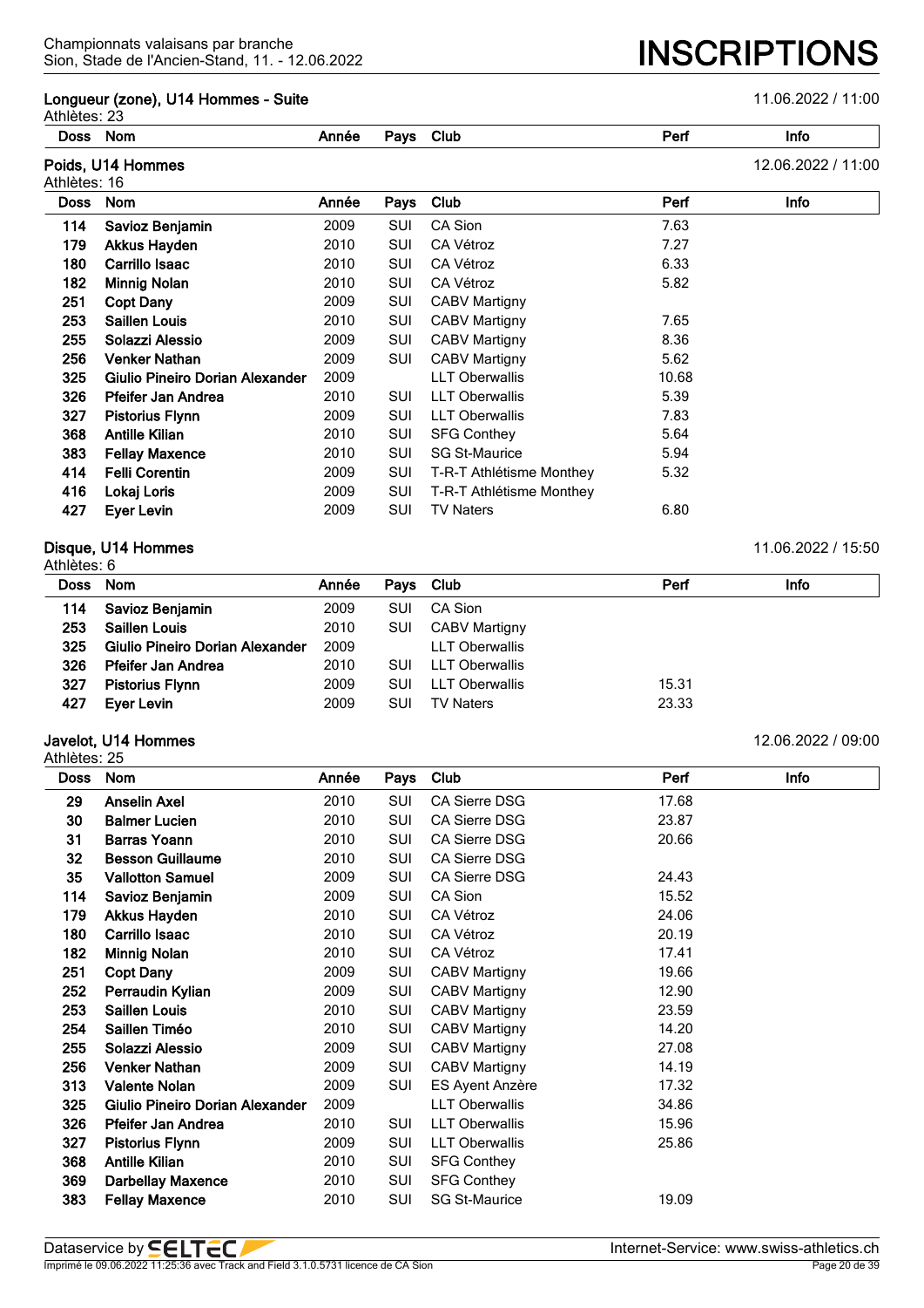## Longueur (zone), U14 Hommes - Suite

11.06.2022 / 11:00

Athlètes: 23

| Doss | Nom | Année | Pays | Club | Perf | Info |
|---|---|---|---|---|---|---|

## Poids, U14 Hommes

12.06.2022 / 11:00

Athlètes: 16

| Doss | Nom | Année | Pays | Club | Perf | Info |
|---|---|---|---|---|---|---|
| 114 | **Savioz Benjamin** | 2009 | SUI | CA Sion | 7.63 | |
| 179 | **Akkus Hayden** | 2010 | SUI | CA Vétroz | 7.27 | |
| 180 | **Carrillo Isaac** | 2010 | SUI | CA Vétroz | 6.33 | |
| 182 | **Minnig Nolan** | 2010 | SUI | CA Vétroz | 5.82 | |
| 251 | **Copt Dany** | 2009 | SUI | CABV Martigny | | |
| 253 | **Saillen Louis** | 2010 | SUI | CABV Martigny | 7.65 | |
| 255 | **Solazzi Alessio** | 2009 | SUI | CABV Martigny | 8.36 | |
| 256 | **Venker Nathan** | 2009 | SUI | CABV Martigny | 5.62 | |
| 325 | **Giulio Pineiro Dorian Alexander** | 2009 | | LLT Oberwallis | 10.68 | |
| 326 | **Pfeifer Jan Andrea** | 2010 | SUI | LLT Oberwallis | 5.39 | |
| 327 | **Pistorius Flynn** | 2009 | SUI | LLT Oberwallis | 7.83 | |
| 368 | **Antille Kilian** | 2010 | SUI | SFG Conthey | 5.64 | |
| 383 | **Fellay Maxence** | 2010 | SUI | SG St-Maurice | 5.94 | |
| 414 | **Felli Corentin** | 2009 | SUI | T-R-T Athlétisme Monthey | 5.32 | |
| 416 | **Lokaj Loris** | 2009 | SUI | T-R-T Athlétisme Monthey | | |
| 427 | **Eyer Levin** | 2009 | SUI | TV Naters | 6.80 | |

## Disque, U14 Hommes

11.06.2022 / 15:50

Athlètes: 6

| Doss | Nom | Année | Pays | Club | Perf | Info |
|---|---|---|---|---|---|---|
| 114 | **Savioz Benjamin** | 2009 | SUI | CA Sion | | |
| 253 | **Saillen Louis** | 2010 | SUI | CABV Martigny | | |
| 325 | **Giulio Pineiro Dorian Alexander** | 2009 | | LLT Oberwallis | | |
| 326 | **Pfeifer Jan Andrea** | 2010 | SUI | LLT Oberwallis | | |
| 327 | **Pistorius Flynn** | 2009 | SUI | LLT Oberwallis | 15.31 | |
| 427 | **Eyer Levin** | 2009 | SUI | TV Naters | 23.33 | |

## Javelot, U14 Hommes

12.06.2022 / 09:00

Athlètes: 25

| Doss | Nom | Année | Pays | Club | Perf | Info |
|---|---|---|---|---|---|---|
| 29 | **Anselin Axel** | 2010 | SUI | CA Sierre DSG | 17.68 | |
| 30 | **Balmer Lucien** | 2010 | SUI | CA Sierre DSG | 23.87 | |
| 31 | **Barras Yoann** | 2010 | SUI | CA Sierre DSG | 20.66 | |
| 32 | **Besson Guillaume** | 2010 | SUI | CA Sierre DSG | | |
| 35 | **Vallotton Samuel** | 2009 | SUI | CA Sierre DSG | 24.43 | |
| 114 | **Savioz Benjamin** | 2009 | SUI | CA Sion | 15.52 | |
| 179 | **Akkus Hayden** | 2010 | SUI | CA Vétroz | 24.06 | |
| 180 | **Carrillo Isaac** | 2010 | SUI | CA Vétroz | 20.19 | |
| 182 | **Minnig Nolan** | 2010 | SUI | CA Vétroz | 17.41 | |
| 251 | **Copt Dany** | 2009 | SUI | CABV Martigny | 19.66 | |
| 252 | **Perraudin Kylian** | 2009 | SUI | CABV Martigny | 12.90 | |
| 253 | **Saillen Louis** | 2010 | SUI | CABV Martigny | 23.59 | |
| 254 | **Saillen Timéo** | 2010 | SUI | CABV Martigny | 14.20 | |
| 255 | **Solazzi Alessio** | 2009 | SUI | CABV Martigny | 27.08 | |
| 256 | **Venker Nathan** | 2009 | SUI | CABV Martigny | 14.19 | |
| 313 | **Valente Nolan** | 2009 | SUI | ES Ayent Anzère | 17.32 | |
| 325 | **Giulio Pineiro Dorian Alexander** | 2009 | | LLT Oberwallis | 34.86 | |
| 326 | **Pfeifer Jan Andrea** | 2010 | SUI | LLT Oberwallis | 15.96 | |
| 327 | **Pistorius Flynn** | 2009 | SUI | LLT Oberwallis | 25.86 | |
| 368 | **Antille Kilian** | 2010 | SUI | SFG Conthey | | |
| 369 | **Darbellay Maxence** | 2010 | SUI | SFG Conthey | | |
| 383 | **Fellay Maxence** | 2010 | SUI | SG St-Maurice | 19.09 | |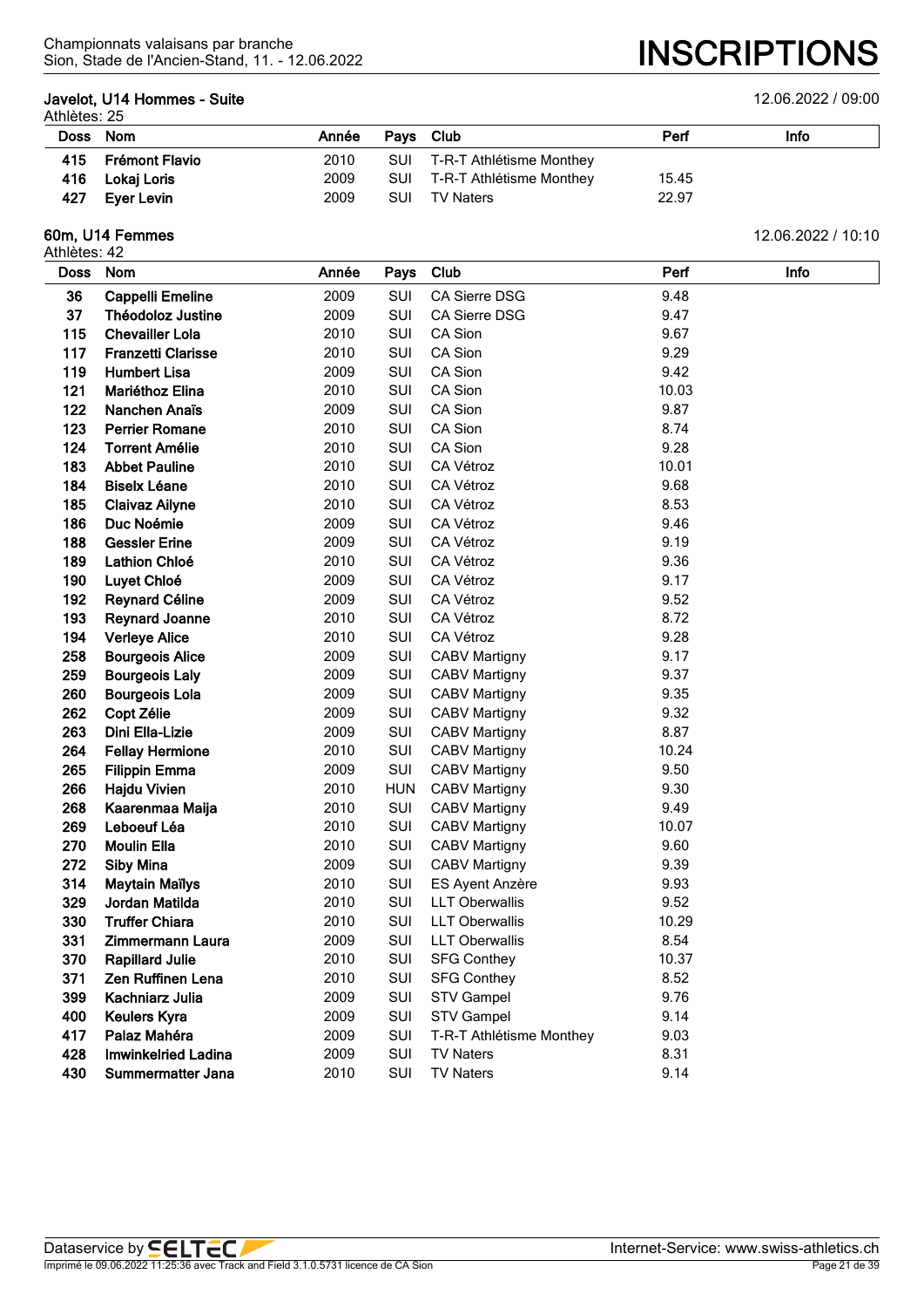Championnats valaisans par branche
Sion, Stade de l'Ancien-Stand, 11. - 12.06.2022

# INSCRIPTIONS

### Javelot, U14 Hommes - Suite

12.06.2022 / 09:00

Athlètes: 25

| Doss | Nom | Année | Pays | Club | Perf | Info |
|---|---|---|---|---|---|---|
| 415 | **Frémont Flavio** | 2010 | SUI | T-R-T Athlétisme Monthey | | |
| 416 | **Lokaj Loris** | 2009 | SUI | T-R-T Athlétisme Monthey | 15.45 | |
| 427 | **Eyer Levin** | 2009 | SUI | TV Naters | 22.97 | |

### 60m, U14 Femmes

12.06.2022 / 10:10

Athlètes: 42

| Doss | Nom | Année | Pays | Club | Perf | Info |
|---|---|---|---|---|---|---|
| 36 | **Cappelli Emeline** | 2009 | SUI | CA Sierre DSG | 9.48 | |
| 37 | **Théodoloz Justine** | 2009 | SUI | CA Sierre DSG | 9.47 | |
| 115 | **Chevailler Lola** | 2010 | SUI | CA Sion | 9.67 | |
| 117 | **Franzetti Clarisse** | 2010 | SUI | CA Sion | 9.29 | |
| 119 | **Humbert Lisa** | 2009 | SUI | CA Sion | 9.42 | |
| 121 | **Mariéthoz Elina** | 2010 | SUI | CA Sion | 10.03 | |
| 122 | **Nanchen Anaïs** | 2009 | SUI | CA Sion | 9.87 | |
| 123 | **Perrier Romane** | 2010 | SUI | CA Sion | 8.74 | |
| 124 | **Torrent Amélie** | 2010 | SUI | CA Sion | 9.28 | |
| 183 | **Abbet Pauline** | 2010 | SUI | CA Vétroz | 10.01 | |
| 184 | **Biselx Léane** | 2010 | SUI | CA Vétroz | 9.68 | |
| 185 | **Claivaz Ailyne** | 2010 | SUI | CA Vétroz | 8.53 | |
| 186 | **Duc Noémie** | 2009 | SUI | CA Vétroz | 9.46 | |
| 188 | **Gessler Erine** | 2009 | SUI | CA Vétroz | 9.19 | |
| 189 | **Lathion Chloé** | 2010 | SUI | CA Vétroz | 9.36 | |
| 190 | **Luyet Chloé** | 2009 | SUI | CA Vétroz | 9.17 | |
| 192 | **Reynard Céline** | 2009 | SUI | CA Vétroz | 9.52 | |
| 193 | **Reynard Joanne** | 2010 | SUI | CA Vétroz | 8.72 | |
| 194 | **Verleye Alice** | 2010 | SUI | CA Vétroz | 9.28 | |
| 258 | **Bourgeois Alice** | 2009 | SUI | CABV Martigny | 9.17 | |
| 259 | **Bourgeois Laly** | 2009 | SUI | CABV Martigny | 9.37 | |
| 260 | **Bourgeois Lola** | 2009 | SUI | CABV Martigny | 9.35 | |
| 262 | **Copt Zélie** | 2009 | SUI | CABV Martigny | 9.32 | |
| 263 | **Dini Ella-Lizie** | 2009 | SUI | CABV Martigny | 8.87 | |
| 264 | **Fellay Hermione** | 2010 | SUI | CABV Martigny | 10.24 | |
| 265 | **Filippin Emma** | 2009 | SUI | CABV Martigny | 9.50 | |
| 266 | **Hajdu Vivien** | 2010 | HUN | CABV Martigny | 9.30 | |
| 268 | **Kaarenmaa Maija** | 2010 | SUI | CABV Martigny | 9.49 | |
| 269 | **Leboeuf Léa** | 2010 | SUI | CABV Martigny | 10.07 | |
| 270 | **Moulin Ella** | 2010 | SUI | CABV Martigny | 9.60 | |
| 272 | **Siby Mina** | 2009 | SUI | CABV Martigny | 9.39 | |
| 314 | **Maytain Maïlys** | 2010 | SUI | ES Ayent Anzère | 9.93 | |
| 329 | **Jordan Matilda** | 2010 | SUI | LLT Oberwallis | 9.52 | |
| 330 | **Truffer Chiara** | 2010 | SUI | LLT Oberwallis | 10.29 | |
| 331 | **Zimmermann Laura** | 2009 | SUI | LLT Oberwallis | 8.54 | |
| 370 | **Rapillard Julie** | 2010 | SUI | SFG Conthey | 10.37 | |
| 371 | **Zen Ruffinen Lena** | 2010 | SUI | SFG Conthey | 8.52 | |
| 399 | **Kachniarz Julia** | 2009 | SUI | STV Gampel | 9.76 | |
| 400 | **Keulers Kyra** | 2009 | SUI | STV Gampel | 9.14 | |
| 417 | **Palaz Mahéra** | 2009 | SUI | T-R-T Athlétisme Monthey | 9.03 | |
| 428 | **Imwinkelried Ladina** | 2009 | SUI | TV Naters | 8.31 | |
| 430 | **Summermatter Jana** | 2010 | SUI | TV Naters | 9.14 | |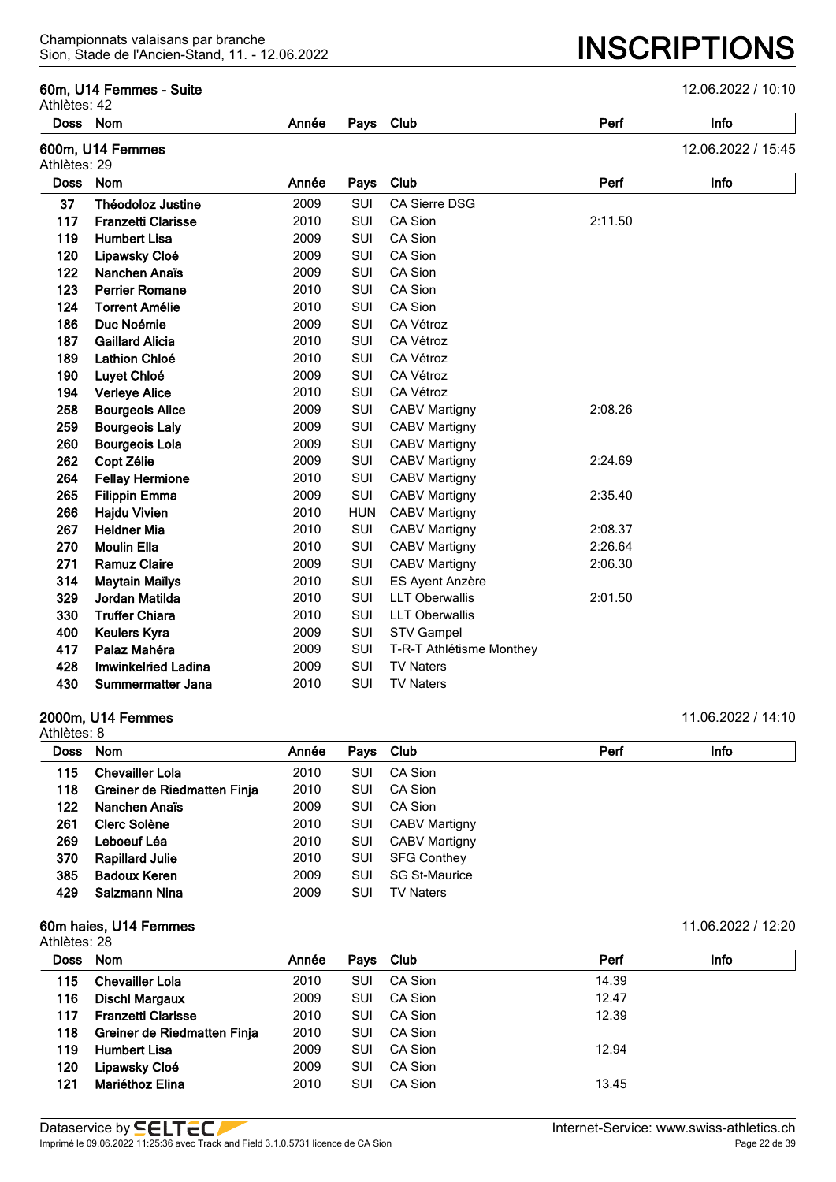### 60m, U14 Femmes - Suite

12.06.2022 / 10:10

Athlètes: 42

| Doss | Nom | Année | Pays | Club | Perf | Info |
|---|---|---|---|---|---|---|

### 600m, U14 Femmes

12.06.2022 / 15:45

Athlètes: 29

| Doss | Nom | Année | Pays | Club | Perf | Info |
|---|---|---|---|---|---|---|
| 37 | **Théodoloz Justine** | 2009 | SUI | CA Sierre DSG | | |
| 117 | **Franzetti Clarisse** | 2010 | SUI | CA Sion | 2:11.50 | |
| 119 | **Humbert Lisa** | 2009 | SUI | CA Sion | | |
| 120 | **Lipawsky Cloé** | 2009 | SUI | CA Sion | | |
| 122 | **Nanchen Anaïs** | 2009 | SUI | CA Sion | | |
| 123 | **Perrier Romane** | 2010 | SUI | CA Sion | | |
| 124 | **Torrent Amélie** | 2010 | SUI | CA Sion | | |
| 186 | **Duc Noémie** | 2009 | SUI | CA Vétroz | | |
| 187 | **Gaillard Alicia** | 2010 | SUI | CA Vétroz | | |
| 189 | **Lathion Chloé** | 2010 | SUI | CA Vétroz | | |
| 190 | **Luyet Chloé** | 2009 | SUI | CA Vétroz | | |
| 194 | **Verleye Alice** | 2010 | SUI | CA Vétroz | | |
| 258 | **Bourgeois Alice** | 2009 | SUI | CABV Martigny | 2:08.26 | |
| 259 | **Bourgeois Laly** | 2009 | SUI | CABV Martigny | | |
| 260 | **Bourgeois Lola** | 2009 | SUI | CABV Martigny | | |
| 262 | **Copt Zélie** | 2009 | SUI | CABV Martigny | 2:24.69 | |
| 264 | **Fellay Hermione** | 2010 | SUI | CABV Martigny | | |
| 265 | **Filippin Emma** | 2009 | SUI | CABV Martigny | 2:35.40 | |
| 266 | **Hajdu Vivien** | 2010 | HUN | CABV Martigny | | |
| 267 | **Heldner Mia** | 2010 | SUI | CABV Martigny | 2:08.37 | |
| 270 | **Moulin Ella** | 2010 | SUI | CABV Martigny | 2:26.64 | |
| 271 | **Ramuz Claire** | 2009 | SUI | CABV Martigny | 2:06.30 | |
| 314 | **Maytain Maïlys** | 2010 | SUI | ES Ayent Anzère | | |
| 329 | **Jordan Matilda** | 2010 | SUI | LLT Oberwallis | 2:01.50 | |
| 330 | **Truffer Chiara** | 2010 | SUI | LLT Oberwallis | | |
| 400 | **Keulers Kyra** | 2009 | SUI | STV Gampel | | |
| 417 | **Palaz Mahéra** | 2009 | SUI | T-R-T Athlétisme Monthey | | |
| 428 | **Imwinkelried Ladina** | 2009 | SUI | TV Naters | | |
| 430 | **Summermatter Jana** | 2010 | SUI | TV Naters | | |

### 2000m, U14 Femmes

11.06.2022 / 14:10

Athlètes: 8

| Doss | Nom | Année | Pays | Club | Perf | Info |
|---|---|---|---|---|---|---|
| 115 | **Chevailler Lola** | 2010 | SUI | CA Sion | | |
| 118 | **Greiner de Riedmatten Finja** | 2010 | SUI | CA Sion | | |
| 122 | **Nanchen Anaïs** | 2009 | SUI | CA Sion | | |
| 261 | **Clerc Solène** | 2010 | SUI | CABV Martigny | | |
| 269 | **Leboeuf Léa** | 2010 | SUI | CABV Martigny | | |
| 370 | **Rapillard Julie** | 2010 | SUI | SFG Conthey | | |
| 385 | **Badoux Keren** | 2009 | SUI | SG St-Maurice | | |
| 429 | **Salzmann Nina** | 2009 | SUI | TV Naters | | |

### 60m haies, U14 Femmes

11.06.2022 / 12:20

Athlètes: 28

| Doss | Nom | Année | Pays | Club | Perf | Info |
|---|---|---|---|---|---|---|
| 115 | **Chevailler Lola** | 2010 | SUI | CA Sion | 14.39 | |
| 116 | **Dischl Margaux** | 2009 | SUI | CA Sion | 12.47 | |
| 117 | **Franzetti Clarisse** | 2010 | SUI | CA Sion | 12.39 | |
| 118 | **Greiner de Riedmatten Finja** | 2010 | SUI | CA Sion | | |
| 119 | **Humbert Lisa** | 2009 | SUI | CA Sion | 12.94 | |
| 120 | **Lipawsky Cloé** | 2009 | SUI | CA Sion | | |
| 121 | **Mariéthoz Elina** | 2010 | SUI | CA Sion | 13.45 | |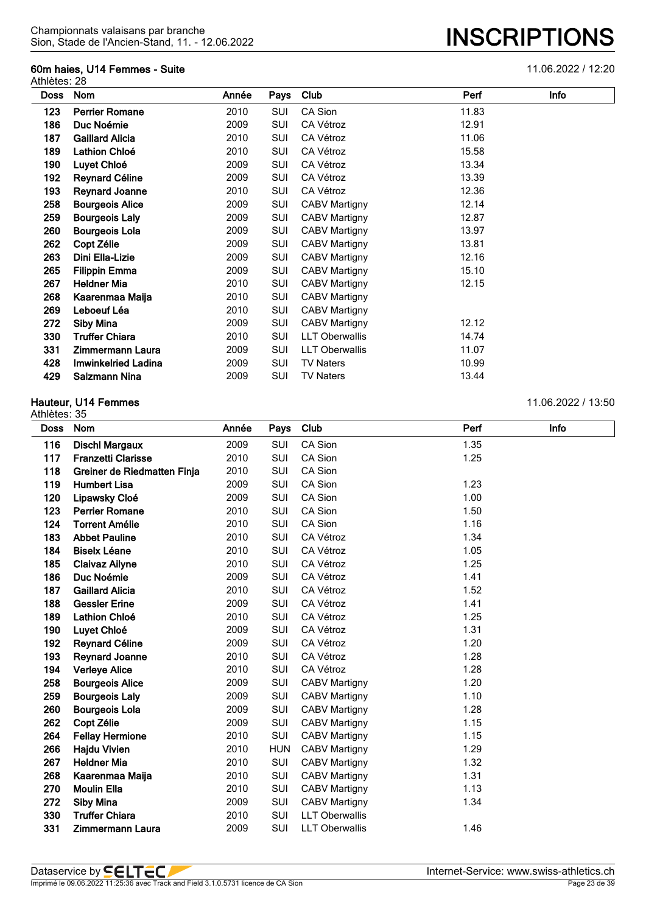Championnats valaisans par branche
Sion, Stade de l'Ancien-Stand, 11. - 12.06.2022

# INSCRIPTIONS

## 60m haies, U14 Femmes - Suite

11.06.2022 / 12:20

Athlètes: 28

| Doss | Nom | Année | Pays | Club | Perf | Info |
|---|---|---|---|---|---|---|
| 123 | **Perrier Romane** | 2010 | SUI | CA Sion | 11.83 | |
| 186 | **Duc Noémie** | 2009 | SUI | CA Vétroz | 12.91 | |
| 187 | **Gaillard Alicia** | 2010 | SUI | CA Vétroz | 11.06 | |
| 189 | **Lathion Chloé** | 2010 | SUI | CA Vétroz | 15.58 | |
| 190 | **Luyet Chloé** | 2009 | SUI | CA Vétroz | 13.34 | |
| 192 | **Reynard Céline** | 2009 | SUI | CA Vétroz | 13.39 | |
| 193 | **Reynard Joanne** | 2010 | SUI | CA Vétroz | 12.36 | |
| 258 | **Bourgeois Alice** | 2009 | SUI | CABV Martigny | 12.14 | |
| 259 | **Bourgeois Laly** | 2009 | SUI | CABV Martigny | 12.87 | |
| 260 | **Bourgeois Lola** | 2009 | SUI | CABV Martigny | 13.97 | |
| 262 | **Copt Zélie** | 2009 | SUI | CABV Martigny | 13.81 | |
| 263 | **Dini Ella-Lizie** | 2009 | SUI | CABV Martigny | 12.16 | |
| 265 | **Filippin Emma** | 2009 | SUI | CABV Martigny | 15.10 | |
| 267 | **Heldner Mia** | 2010 | SUI | CABV Martigny | 12.15 | |
| 268 | **Kaarenmaa Maija** | 2010 | SUI | CABV Martigny | | |
| 269 | **Leboeuf Léa** | 2010 | SUI | CABV Martigny | | |
| 272 | **Siby Mina** | 2009 | SUI | CABV Martigny | 12.12 | |
| 330 | **Truffer Chiara** | 2010 | SUI | LLT Oberwallis | 14.74 | |
| 331 | **Zimmermann Laura** | 2009 | SUI | LLT Oberwallis | 11.07 | |
| 428 | **Imwinkelried Ladina** | 2009 | SUI | TV Naters | 10.99 | |
| 429 | **Salzmann Nina** | 2009 | SUI | TV Naters | 13.44 | |

## Hauteur, U14 Femmes

11.06.2022 / 13:50

Athlètes: 35

| Doss | Nom | Année | Pays | Club | Perf | Info |
|---|---|---|---|---|---|---|
| 116 | **Dischl Margaux** | 2009 | SUI | CA Sion | 1.35 | |
| 117 | **Franzetti Clarisse** | 2010 | SUI | CA Sion | 1.25 | |
| 118 | **Greiner de Riedmatten Finja** | 2010 | SUI | CA Sion | | |
| 119 | **Humbert Lisa** | 2009 | SUI | CA Sion | 1.23 | |
| 120 | **Lipawsky Cloé** | 2009 | SUI | CA Sion | 1.00 | |
| 123 | **Perrier Romane** | 2010 | SUI | CA Sion | 1.50 | |
| 124 | **Torrent Amélie** | 2010 | SUI | CA Sion | 1.16 | |
| 183 | **Abbet Pauline** | 2010 | SUI | CA Vétroz | 1.34 | |
| 184 | **Biselx Léane** | 2010 | SUI | CA Vétroz | 1.05 | |
| 185 | **Claivaz Ailyne** | 2010 | SUI | CA Vétroz | 1.25 | |
| 186 | **Duc Noémie** | 2009 | SUI | CA Vétroz | 1.41 | |
| 187 | **Gaillard Alicia** | 2010 | SUI | CA Vétroz | 1.52 | |
| 188 | **Gessler Erine** | 2009 | SUI | CA Vétroz | 1.41 | |
| 189 | **Lathion Chloé** | 2010 | SUI | CA Vétroz | 1.25 | |
| 190 | **Luyet Chloé** | 2009 | SUI | CA Vétroz | 1.31 | |
| 192 | **Reynard Céline** | 2009 | SUI | CA Vétroz | 1.20 | |
| 193 | **Reynard Joanne** | 2010 | SUI | CA Vétroz | 1.28 | |
| 194 | **Verleye Alice** | 2010 | SUI | CA Vétroz | 1.28 | |
| 258 | **Bourgeois Alice** | 2009 | SUI | CABV Martigny | 1.20 | |
| 259 | **Bourgeois Laly** | 2009 | SUI | CABV Martigny | 1.10 | |
| 260 | **Bourgeois Lola** | 2009 | SUI | CABV Martigny | 1.28 | |
| 262 | **Copt Zélie** | 2009 | SUI | CABV Martigny | 1.15 | |
| 264 | **Fellay Hermione** | 2010 | SUI | CABV Martigny | 1.15 | |
| 266 | **Hajdu Vivien** | 2010 | HUN | CABV Martigny | 1.29 | |
| 267 | **Heldner Mia** | 2010 | SUI | CABV Martigny | 1.32 | |
| 268 | **Kaarenmaa Maija** | 2010 | SUI | CABV Martigny | 1.31 | |
| 270 | **Moulin Ella** | 2010 | SUI | CABV Martigny | 1.13 | |
| 272 | **Siby Mina** | 2009 | SUI | CABV Martigny | 1.34 | |
| 330 | **Truffer Chiara** | 2010 | SUI | LLT Oberwallis | | |
| 331 | **Zimmermann Laura** | 2009 | SUI | LLT Oberwallis | 1.46 | |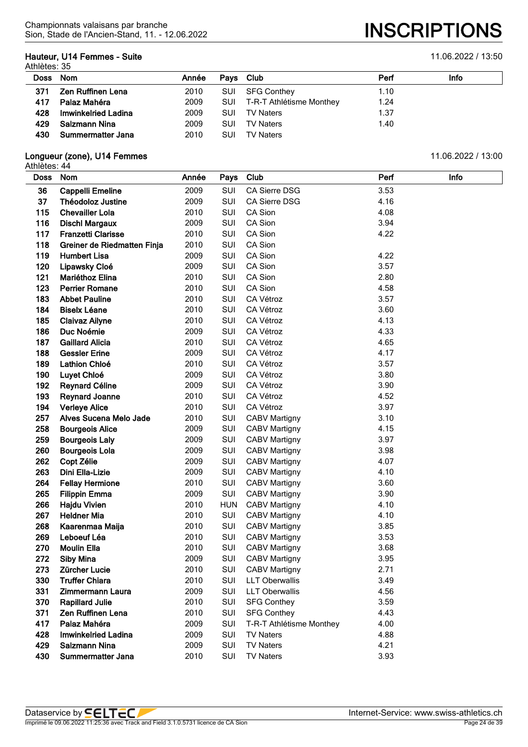Championnats valaisans par branche
Sion, Stade de l'Ancien-Stand, 11. - 12.06.2022

# INSCRIPTIONS

## Hauteur, U14 Femmes - Suite

11.06.2022 / 13:50

Athlètes: 35

| Doss | Nom | Année | Pays | Club | Perf | Info |
|---|---|---|---|---|---|---|
| 371 | Zen Ruffinen Lena | 2010 | SUI | SFG Conthey | 1.10 | |
| 417 | Palaz Mahéra | 2009 | SUI | T-R-T Athlétisme Monthey | 1.24 | |
| 428 | Imwinkelried Ladina | 2009 | SUI | TV Naters | 1.37 | |
| 429 | Salzmann Nina | 2009 | SUI | TV Naters | 1.40 | |
| 430 | Summermatter Jana | 2010 | SUI | TV Naters | | |

## Longueur (zone), U14 Femmes

11.06.2022 / 13:00

Athlètes: 44

| Doss | Nom | Année | Pays | Club | Perf | Info |
|---|---|---|---|---|---|---|
| 36 | Cappelli Emeline | 2009 | SUI | CA Sierre DSG | 3.53 | |
| 37 | Théodoloz Justine | 2009 | SUI | CA Sierre DSG | 4.16 | |
| 115 | Chevailler Lola | 2010 | SUI | CA Sion | 4.08 | |
| 116 | Dischl Margaux | 2009 | SUI | CA Sion | 3.94 | |
| 117 | Franzetti Clarisse | 2010 | SUI | CA Sion | 4.22 | |
| 118 | Greiner de Riedmatten Finja | 2010 | SUI | CA Sion | | |
| 119 | Humbert Lisa | 2009 | SUI | CA Sion | 4.22 | |
| 120 | Lipawsky Cloé | 2009 | SUI | CA Sion | 3.57 | |
| 121 | Mariéthoz Elina | 2010 | SUI | CA Sion | 2.80 | |
| 123 | Perrier Romane | 2010 | SUI | CA Sion | 4.58 | |
| 183 | Abbet Pauline | 2010 | SUI | CA Vétroz | 3.57 | |
| 184 | Biselx Léane | 2010 | SUI | CA Vétroz | 3.60 | |
| 185 | Claivaz Ailyne | 2010 | SUI | CA Vétroz | 4.13 | |
| 186 | Duc Noémie | 2009 | SUI | CA Vétroz | 4.33 | |
| 187 | Gaillard Alicia | 2010 | SUI | CA Vétroz | 4.65 | |
| 188 | Gessler Erine | 2009 | SUI | CA Vétroz | 4.17 | |
| 189 | Lathion Chloé | 2010 | SUI | CA Vétroz | 3.57 | |
| 190 | Luyet Chloé | 2009 | SUI | CA Vétroz | 3.80 | |
| 192 | Reynard Céline | 2009 | SUI | CA Vétroz | 3.90 | |
| 193 | Reynard Joanne | 2010 | SUI | CA Vétroz | 4.52 | |
| 194 | Verleye Alice | 2010 | SUI | CA Vétroz | 3.97 | |
| 257 | Alves Sucena Melo Jade | 2010 | SUI | CABV Martigny | 3.10 | |
| 258 | Bourgeois Alice | 2009 | SUI | CABV Martigny | 4.15 | |
| 259 | Bourgeois Laly | 2009 | SUI | CABV Martigny | 3.97 | |
| 260 | Bourgeois Lola | 2009 | SUI | CABV Martigny | 3.98 | |
| 262 | Copt Zélie | 2009 | SUI | CABV Martigny | 4.07 | |
| 263 | Dini Ella-Lizie | 2009 | SUI | CABV Martigny | 4.10 | |
| 264 | Fellay Hermione | 2010 | SUI | CABV Martigny | 3.60 | |
| 265 | Filippin Emma | 2009 | SUI | CABV Martigny | 3.90 | |
| 266 | Hajdu Vivien | 2010 | HUN | CABV Martigny | 4.10 | |
| 267 | Heldner Mia | 2010 | SUI | CABV Martigny | 4.10 | |
| 268 | Kaarenmaa Maija | 2010 | SUI | CABV Martigny | 3.85 | |
| 269 | Leboeuf Léa | 2010 | SUI | CABV Martigny | 3.53 | |
| 270 | Moulin Ella | 2010 | SUI | CABV Martigny | 3.68 | |
| 272 | Siby Mina | 2009 | SUI | CABV Martigny | 3.95 | |
| 273 | Zürcher Lucie | 2010 | SUI | CABV Martigny | 2.71 | |
| 330 | Truffer Chiara | 2010 | SUI | LLT Oberwallis | 3.49 | |
| 331 | Zimmermann Laura | 2009 | SUI | LLT Oberwallis | 4.56 | |
| 370 | Rapillard Julie | 2010 | SUI | SFG Conthey | 3.59 | |
| 371 | Zen Ruffinen Lena | 2010 | SUI | SFG Conthey | 4.43 | |
| 417 | Palaz Mahéra | 2009 | SUI | T-R-T Athlétisme Monthey | 4.00 | |
| 428 | Imwinkelried Ladina | 2009 | SUI | TV Naters | 4.88 | |
| 429 | Salzmann Nina | 2009 | SUI | TV Naters | 4.21 | |
| 430 | Summermatter Jana | 2010 | SUI | TV Naters | 3.93 | |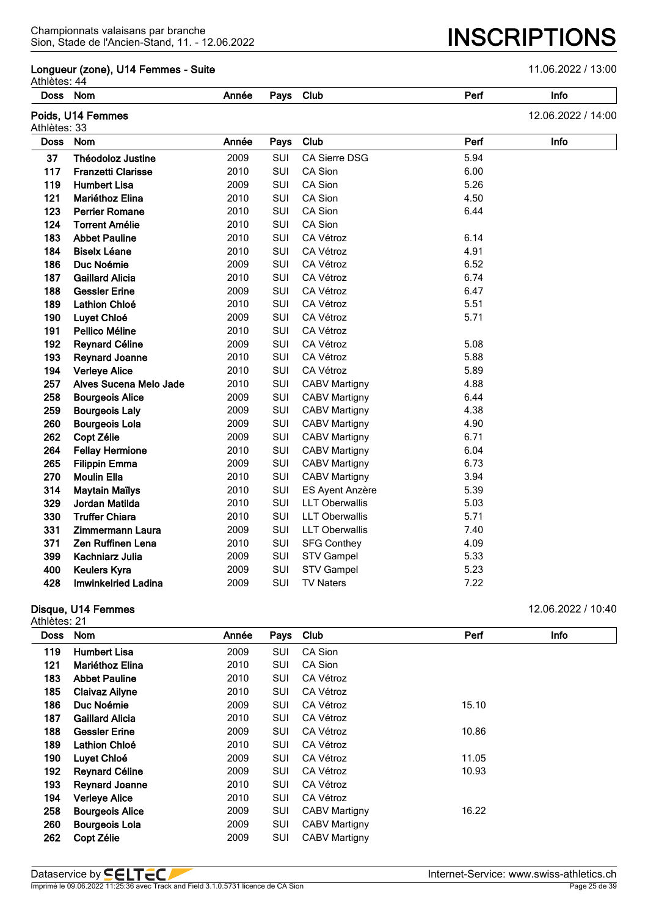## Longueur (zone), U14 Femmes - Suite

11.06.2022 / 13:00

Athlètes: 44

| Doss | Nom | Année | Pays | Club | Perf | Info |
|---|---|---|---|---|---|---|

## Poids, U14 Femmes

12.06.2022 / 14:00

Athlètes: 33

| Doss | Nom | Année | Pays | Club | Perf | Info |
|---|---|---|---|---|---|---|
| 37 | **Théodoloz Justine** | 2009 | SUI | CA Sierre DSG | 5.94 | |
| 117 | **Franzetti Clarisse** | 2010 | SUI | CA Sion | 6.00 | |
| 119 | **Humbert Lisa** | 2009 | SUI | CA Sion | 5.26 | |
| 121 | **Mariéthoz Elina** | 2010 | SUI | CA Sion | 4.50 | |
| 123 | **Perrier Romane** | 2010 | SUI | CA Sion | 6.44 | |
| 124 | **Torrent Amélie** | 2010 | SUI | CA Sion | | |
| 183 | **Abbet Pauline** | 2010 | SUI | CA Vétroz | 6.14 | |
| 184 | **Biselx Léane** | 2010 | SUI | CA Vétroz | 4.91 | |
| 186 | **Duc Noémie** | 2009 | SUI | CA Vétroz | 6.52 | |
| 187 | **Gaillard Alicia** | 2010 | SUI | CA Vétroz | 6.74 | |
| 188 | **Gessler Erine** | 2009 | SUI | CA Vétroz | 6.47 | |
| 189 | **Lathion Chloé** | 2010 | SUI | CA Vétroz | 5.51 | |
| 190 | **Luyet Chloé** | 2009 | SUI | CA Vétroz | 5.71 | |
| 191 | **Pellico Méline** | 2010 | SUI | CA Vétroz | | |
| 192 | **Reynard Céline** | 2009 | SUI | CA Vétroz | 5.08 | |
| 193 | **Reynard Joanne** | 2010 | SUI | CA Vétroz | 5.88 | |
| 194 | **Verleye Alice** | 2010 | SUI | CA Vétroz | 5.89 | |
| 257 | **Alves Sucena Melo Jade** | 2010 | SUI | CABV Martigny | 4.88 | |
| 258 | **Bourgeois Alice** | 2009 | SUI | CABV Martigny | 6.44 | |
| 259 | **Bourgeois Laly** | 2009 | SUI | CABV Martigny | 4.38 | |
| 260 | **Bourgeois Lola** | 2009 | SUI | CABV Martigny | 4.90 | |
| 262 | **Copt Zélie** | 2009 | SUI | CABV Martigny | 6.71 | |
| 264 | **Fellay Hermione** | 2010 | SUI | CABV Martigny | 6.04 | |
| 265 | **Filippin Emma** | 2009 | SUI | CABV Martigny | 6.73 | |
| 270 | **Moulin Ella** | 2010 | SUI | CABV Martigny | 3.94 | |
| 314 | **Maytain Maïlys** | 2010 | SUI | ES Ayent Anzère | 5.39 | |
| 329 | **Jordan Matilda** | 2010 | SUI | LLT Oberwallis | 5.03 | |
| 330 | **Truffer Chiara** | 2010 | SUI | LLT Oberwallis | 5.71 | |
| 331 | **Zimmermann Laura** | 2009 | SUI | LLT Oberwallis | 7.40 | |
| 371 | **Zen Ruffinen Lena** | 2010 | SUI | SFG Conthey | 4.09 | |
| 399 | **Kachniarz Julia** | 2009 | SUI | STV Gampel | 5.33 | |
| 400 | **Keulers Kyra** | 2009 | SUI | STV Gampel | 5.23 | |
| 428 | **Imwinkelried Ladina** | 2009 | SUI | TV Naters | 7.22 | |

## Disque, U14 Femmes

12.06.2022 / 10:40

Athlètes: 21

| Doss | Nom | Année | Pays | Club | Perf | Info |
|---|---|---|---|---|---|---|
| 119 | **Humbert Lisa** | 2009 | SUI | CA Sion | | |
| 121 | **Mariéthoz Elina** | 2010 | SUI | CA Sion | | |
| 183 | **Abbet Pauline** | 2010 | SUI | CA Vétroz | | |
| 185 | **Claivaz Ailyne** | 2010 | SUI | CA Vétroz | | |
| 186 | **Duc Noémie** | 2009 | SUI | CA Vétroz | 15.10 | |
| 187 | **Gaillard Alicia** | 2010 | SUI | CA Vétroz | | |
| 188 | **Gessler Erine** | 2009 | SUI | CA Vétroz | 10.86 | |
| 189 | **Lathion Chloé** | 2010 | SUI | CA Vétroz | | |
| 190 | **Luyet Chloé** | 2009 | SUI | CA Vétroz | 11.05 | |
| 192 | **Reynard Céline** | 2009 | SUI | CA Vétroz | 10.93 | |
| 193 | **Reynard Joanne** | 2010 | SUI | CA Vétroz | | |
| 194 | **Verleye Alice** | 2010 | SUI | CA Vétroz | | |
| 258 | **Bourgeois Alice** | 2009 | SUI | CABV Martigny | 16.22 | |
| 260 | **Bourgeois Lola** | 2009 | SUI | CABV Martigny | | |
| 262 | **Copt Zélie** | 2009 | SUI | CABV Martigny | | |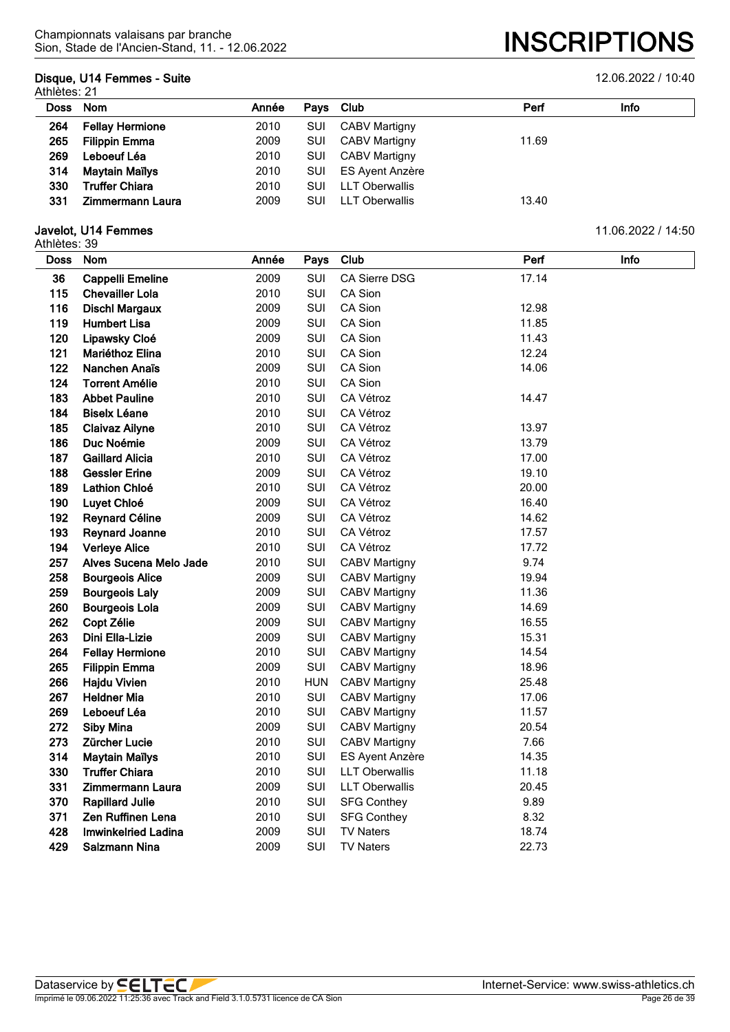### Disque, U14 Femmes - Suite

12.06.2022 / 10:40

Athlètes: 21

| Doss | Nom | Année | Pays | Club | Perf | Info |
|---|---|---|---|---|---|---|
| 264 | **Fellay Hermione** | 2010 | SUI | CABV Martigny | | |
| 265 | **Filippin Emma** | 2009 | SUI | CABV Martigny | 11.69 | |
| 269 | **Leboeuf Léa** | 2010 | SUI | CABV Martigny | | |
| 314 | **Maytain Maïlys** | 2010 | SUI | ES Ayent Anzère | | |
| 330 | **Truffer Chiara** | 2010 | SUI | LLT Oberwallis | | |
| 331 | **Zimmermann Laura** | 2009 | SUI | LLT Oberwallis | 13.40 | |

### Javelot, U14 Femmes

11.06.2022 / 14:50

Athlètes: 39

| Doss | Nom | Année | Pays | Club | Perf | Info |
|---|---|---|---|---|---|---|
| 36 | **Cappelli Emeline** | 2009 | SUI | CA Sierre DSG | 17.14 | |
| 115 | **Chevailler Lola** | 2010 | SUI | CA Sion | | |
| 116 | **Dischl Margaux** | 2009 | SUI | CA Sion | 12.98 | |
| 119 | **Humbert Lisa** | 2009 | SUI | CA Sion | 11.85 | |
| 120 | **Lipawsky Cloé** | 2009 | SUI | CA Sion | 11.43 | |
| 121 | **Mariéthoz Elina** | 2010 | SUI | CA Sion | 12.24 | |
| 122 | **Nanchen Anaïs** | 2009 | SUI | CA Sion | 14.06 | |
| 124 | **Torrent Amélie** | 2010 | SUI | CA Sion | | |
| 183 | **Abbet Pauline** | 2010 | SUI | CA Vétroz | 14.47 | |
| 184 | **Biselx Léane** | 2010 | SUI | CA Vétroz | | |
| 185 | **Claivaz Ailyne** | 2010 | SUI | CA Vétroz | 13.97 | |
| 186 | **Duc Noémie** | 2009 | SUI | CA Vétroz | 13.79 | |
| 187 | **Gaillard Alicia** | 2010 | SUI | CA Vétroz | 17.00 | |
| 188 | **Gessler Erine** | 2009 | SUI | CA Vétroz | 19.10 | |
| 189 | **Lathion Chloé** | 2010 | SUI | CA Vétroz | 20.00 | |
| 190 | **Luyet Chloé** | 2009 | SUI | CA Vétroz | 16.40 | |
| 192 | **Reynard Céline** | 2009 | SUI | CA Vétroz | 14.62 | |
| 193 | **Reynard Joanne** | 2010 | SUI | CA Vétroz | 17.57 | |
| 194 | **Verleye Alice** | 2010 | SUI | CA Vétroz | 17.72 | |
| 257 | **Alves Sucena Melo Jade** | 2010 | SUI | CABV Martigny | 9.74 | |
| 258 | **Bourgeois Alice** | 2009 | SUI | CABV Martigny | 19.94 | |
| 259 | **Bourgeois Laly** | 2009 | SUI | CABV Martigny | 11.36 | |
| 260 | **Bourgeois Lola** | 2009 | SUI | CABV Martigny | 14.69 | |
| 262 | **Copt Zélie** | 2009 | SUI | CABV Martigny | 16.55 | |
| 263 | **Dini Ella-Lizie** | 2009 | SUI | CABV Martigny | 15.31 | |
| 264 | **Fellay Hermione** | 2010 | SUI | CABV Martigny | 14.54 | |
| 265 | **Filippin Emma** | 2009 | SUI | CABV Martigny | 18.96 | |
| 266 | **Hajdu Vivien** | 2010 | HUN | CABV Martigny | 25.48 | |
| 267 | **Heldner Mia** | 2010 | SUI | CABV Martigny | 17.06 | |
| 269 | **Leboeuf Léa** | 2010 | SUI | CABV Martigny | 11.57 | |
| 272 | **Siby Mina** | 2009 | SUI | CABV Martigny | 20.54 | |
| 273 | **Zürcher Lucie** | 2010 | SUI | CABV Martigny | 7.66 | |
| 314 | **Maytain Maïlys** | 2010 | SUI | ES Ayent Anzère | 14.35 | |
| 330 | **Truffer Chiara** | 2010 | SUI | LLT Oberwallis | 11.18 | |
| 331 | **Zimmermann Laura** | 2009 | SUI | LLT Oberwallis | 20.45 | |
| 370 | **Rapillard Julie** | 2010 | SUI | SFG Conthey | 9.89 | |
| 371 | **Zen Ruffinen Lena** | 2010 | SUI | SFG Conthey | 8.32 | |
| 428 | **Imwinkelried Ladina** | 2009 | SUI | TV Naters | 18.74 | |
| 429 | **Salzmann Nina** | 2009 | SUI | TV Naters | 22.73 | |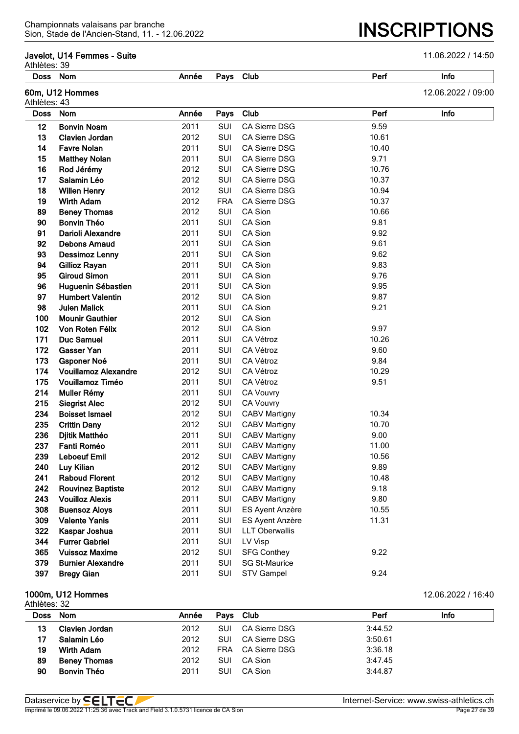### Javelot, U14 Femmes - Suite

11.06.2022 / 14:50

Athlètes: 39

| Doss | Nom | Année | Pays | Club | Perf | Info |
|---|---|---|---|---|---|---|

### 60m, U12 Hommes

12.06.2022 / 09:00

Athlètes: 43

| Doss | Nom | Année | Pays | Club | Perf | Info |
|---|---|---|---|---|---|---|
| 12 | **Bonvin Noam** | 2011 | SUI | CA Sierre DSG | 9.59 | |
| 13 | **Clavien Jordan** | 2012 | SUI | CA Sierre DSG | 10.61 | |
| 14 | **Favre Nolan** | 2011 | SUI | CA Sierre DSG | 10.40 | |
| 15 | **Matthey Nolan** | 2011 | SUI | CA Sierre DSG | 9.71 | |
| 16 | **Rod Jérémy** | 2012 | SUI | CA Sierre DSG | 10.76 | |
| 17 | **Salamin Léo** | 2012 | SUI | CA Sierre DSG | 10.37 | |
| 18 | **Willen Henry** | 2012 | SUI | CA Sierre DSG | 10.94 | |
| 19 | **Wirth Adam** | 2012 | FRA | CA Sierre DSG | 10.37 | |
| 89 | **Beney Thomas** | 2012 | SUI | CA Sion | 10.66 | |
| 90 | **Bonvin Théo** | 2011 | SUI | CA Sion | 9.81 | |
| 91 | **Darioli Alexandre** | 2011 | SUI | CA Sion | 9.92 | |
| 92 | **Debons Arnaud** | 2011 | SUI | CA Sion | 9.61 | |
| 93 | **Dessimoz Lenny** | 2011 | SUI | CA Sion | 9.62 | |
| 94 | **Gillioz Rayan** | 2011 | SUI | CA Sion | 9.83 | |
| 95 | **Giroud Simon** | 2011 | SUI | CA Sion | 9.76 | |
| 96 | **Huguenin Sébastien** | 2011 | SUI | CA Sion | 9.95 | |
| 97 | **Humbert Valentin** | 2012 | SUI | CA Sion | 9.87 | |
| 98 | **Julen Malick** | 2011 | SUI | CA Sion | 9.21 | |
| 100 | **Mounir Gauthier** | 2012 | SUI | CA Sion | | |
| 102 | **Von Roten Félix** | 2012 | SUI | CA Sion | 9.97 | |
| 171 | **Duc Samuel** | 2011 | SUI | CA Vétroz | 10.26 | |
| 172 | **Gasser Yan** | 2011 | SUI | CA Vétroz | 9.60 | |
| 173 | **Gsponer Noé** | 2011 | SUI | CA Vétroz | 9.84 | |
| 174 | **Vouillamoz Alexandre** | 2012 | SUI | CA Vétroz | 10.29 | |
| 175 | **Vouillamoz Timéo** | 2011 | SUI | CA Vétroz | 9.51 | |
| 214 | **Muller Rémy** | 2011 | SUI | CA Vouvry | | |
| 215 | **Siegrist Alec** | 2012 | SUI | CA Vouvry | | |
| 234 | **Boisset Ismael** | 2012 | SUI | CABV Martigny | 10.34 | |
| 235 | **Crittin Dany** | 2012 | SUI | CABV Martigny | 10.70 | |
| 236 | **Djitik Matthéo** | 2011 | SUI | CABV Martigny | 9.00 | |
| 237 | **Fanti Roméo** | 2011 | SUI | CABV Martigny | 11.00 | |
| 239 | **Leboeuf Emil** | 2012 | SUI | CABV Martigny | 10.56 | |
| 240 | **Luy Kilian** | 2012 | SUI | CABV Martigny | 9.89 | |
| 241 | **Raboud Florent** | 2012 | SUI | CABV Martigny | 10.48 | |
| 242 | **Rouvinez Baptiste** | 2012 | SUI | CABV Martigny | 9.18 | |
| 243 | **Vouilloz Alexis** | 2011 | SUI | CABV Martigny | 9.80 | |
| 308 | **Buensoz Aloys** | 2011 | SUI | ES Ayent Anzère | 10.55 | |
| 309 | **Valente Yanis** | 2011 | SUI | ES Ayent Anzère | 11.31 | |
| 322 | **Kaspar Joshua** | 2011 | SUI | LLT Oberwallis | | |
| 344 | **Furrer Gabriel** | 2011 | SUI | LV Visp | | |
| 365 | **Vuissoz Maxime** | 2012 | SUI | SFG Conthey | 9.22 | |
| 379 | **Burnier Alexandre** | 2011 | SUI | SG St-Maurice | | |
| 397 | **Bregy Gian** | 2011 | SUI | STV Gampel | 9.24 | |

### 1000m, U12 Hommes

12.06.2022 / 16:40

Athlètes: 32

| Doss | Nom | Année | Pays | Club | Perf | Info |
|---|---|---|---|---|---|---|
| 13 | **Clavien Jordan** | 2012 | SUI | CA Sierre DSG | 3:44.52 | |
| 17 | **Salamin Léo** | 2012 | SUI | CA Sierre DSG | 3:50.61 | |
| 19 | **Wirth Adam** | 2012 | FRA | CA Sierre DSG | 3:36.18 | |
| 89 | **Beney Thomas** | 2012 | SUI | CA Sion | 3:47.45 | |
| 90 | **Bonvin Théo** | 2011 | SUI | CA Sion | 3:44.87 | |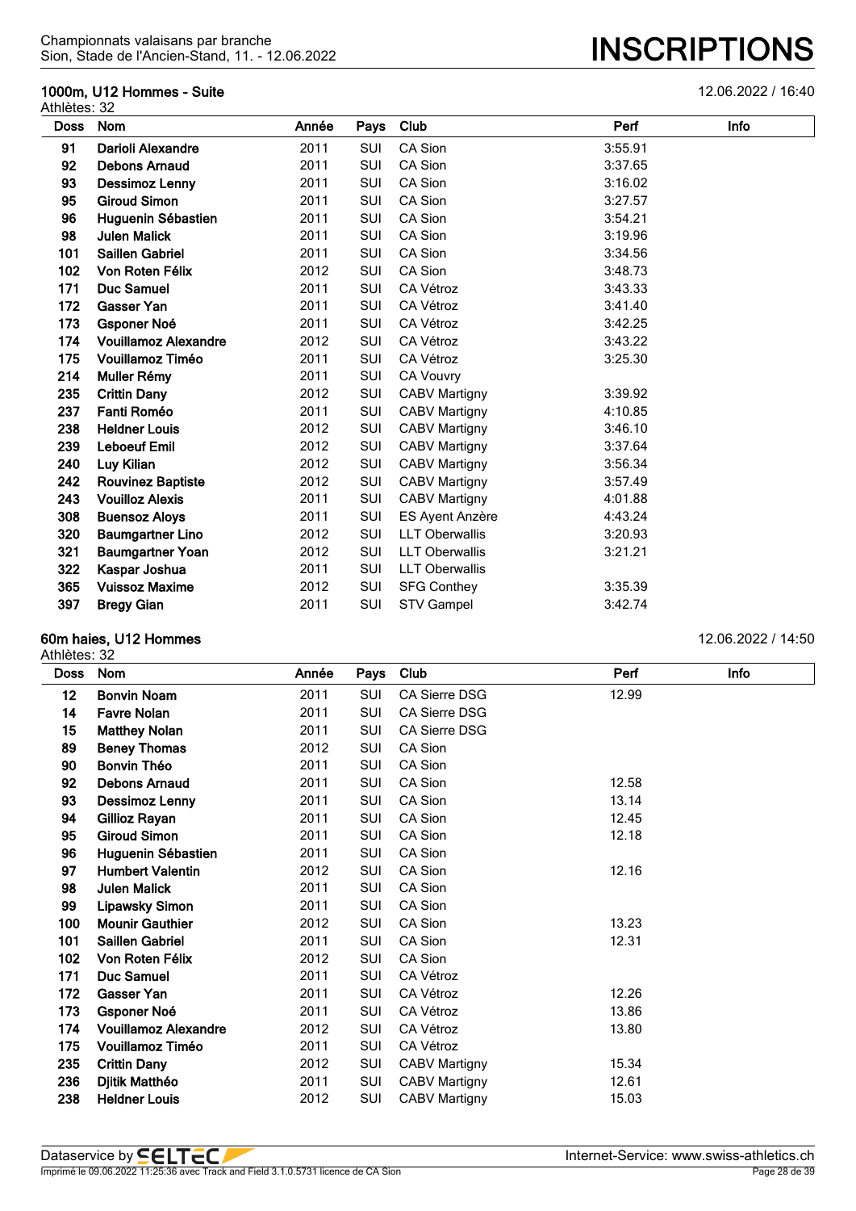## 1000m, U12 Hommes - Suite

12.06.2022 / 16:40

Athlètes: 32

| Doss | Nom | Année | Pays | Club | Perf | Info |
|---|---|---|---|---|---|---|
| 91 | **Darioli Alexandre** | 2011 | SUI | CA Sion | 3:55.91 | |
| 92 | **Debons Arnaud** | 2011 | SUI | CA Sion | 3:37.65 | |
| 93 | **Dessimoz Lenny** | 2011 | SUI | CA Sion | 3:16.02 | |
| 95 | **Giroud Simon** | 2011 | SUI | CA Sion | 3:27.57 | |
| 96 | **Huguenin Sébastien** | 2011 | SUI | CA Sion | 3:54.21 | |
| 98 | **Julen Malick** | 2011 | SUI | CA Sion | 3:19.96 | |
| 101 | **Saillen Gabriel** | 2011 | SUI | CA Sion | 3:34.56 | |
| 102 | **Von Roten Félix** | 2012 | SUI | CA Sion | 3:48.73 | |
| 171 | **Duc Samuel** | 2011 | SUI | CA Vétroz | 3:43.33 | |
| 172 | **Gasser Yan** | 2011 | SUI | CA Vétroz | 3:41.40 | |
| 173 | **Gsponer Noé** | 2011 | SUI | CA Vétroz | 3:42.25 | |
| 174 | **Vouillamoz Alexandre** | 2012 | SUI | CA Vétroz | 3:43.22 | |
| 175 | **Vouillamoz Timéo** | 2011 | SUI | CA Vétroz | 3:25.30 | |
| 214 | **Muller Rémy** | 2011 | SUI | CA Vouvry | | |
| 235 | **Crittin Dany** | 2012 | SUI | CABV Martigny | 3:39.92 | |
| 237 | **Fanti Roméo** | 2011 | SUI | CABV Martigny | 4:10.85 | |
| 238 | **Heldner Louis** | 2012 | SUI | CABV Martigny | 3:46.10 | |
| 239 | **Leboeuf Emil** | 2012 | SUI | CABV Martigny | 3:37.64 | |
| 240 | **Luy Kilian** | 2012 | SUI | CABV Martigny | 3:56.34 | |
| 242 | **Rouvinez Baptiste** | 2012 | SUI | CABV Martigny | 3:57.49 | |
| 243 | **Vouilloz Alexis** | 2011 | SUI | CABV Martigny | 4:01.88 | |
| 308 | **Buensoz Aloys** | 2011 | SUI | ES Ayent Anzère | 4:43.24 | |
| 320 | **Baumgartner Lino** | 2012 | SUI | LLT Oberwallis | 3:20.93 | |
| 321 | **Baumgartner Yoan** | 2012 | SUI | LLT Oberwallis | 3:21.21 | |
| 322 | **Kaspar Joshua** | 2011 | SUI | LLT Oberwallis | | |
| 365 | **Vuissoz Maxime** | 2012 | SUI | SFG Conthey | 3:35.39 | |
| 397 | **Bregy Gian** | 2011 | SUI | STV Gampel | 3:42.74 | |

## 60m haies, U12 Hommes

12.06.2022 / 14:50

Athlètes: 32

| Doss | Nom | Année | Pays | Club | Perf | Info |
|---|---|---|---|---|---|---|
| 12 | **Bonvin Noam** | 2011 | SUI | CA Sierre DSG | 12.99 | |
| 14 | **Favre Nolan** | 2011 | SUI | CA Sierre DSG | | |
| 15 | **Matthey Nolan** | 2011 | SUI | CA Sierre DSG | | |
| 89 | **Beney Thomas** | 2012 | SUI | CA Sion | | |
| 90 | **Bonvin Théo** | 2011 | SUI | CA Sion | | |
| 92 | **Debons Arnaud** | 2011 | SUI | CA Sion | 12.58 | |
| 93 | **Dessimoz Lenny** | 2011 | SUI | CA Sion | 13.14 | |
| 94 | **Gillioz Rayan** | 2011 | SUI | CA Sion | 12.45 | |
| 95 | **Giroud Simon** | 2011 | SUI | CA Sion | 12.18 | |
| 96 | **Huguenin Sébastien** | 2011 | SUI | CA Sion | | |
| 97 | **Humbert Valentin** | 2012 | SUI | CA Sion | 12.16 | |
| 98 | **Julen Malick** | 2011 | SUI | CA Sion | | |
| 99 | **Lipawsky Simon** | 2011 | SUI | CA Sion | | |
| 100 | **Mounir Gauthier** | 2012 | SUI | CA Sion | 13.23 | |
| 101 | **Saillen Gabriel** | 2011 | SUI | CA Sion | 12.31 | |
| 102 | **Von Roten Félix** | 2012 | SUI | CA Sion | | |
| 171 | **Duc Samuel** | 2011 | SUI | CA Vétroz | | |
| 172 | **Gasser Yan** | 2011 | SUI | CA Vétroz | 12.26 | |
| 173 | **Gsponer Noé** | 2011 | SUI | CA Vétroz | 13.86 | |
| 174 | **Vouillamoz Alexandre** | 2012 | SUI | CA Vétroz | 13.80 | |
| 175 | **Vouillamoz Timéo** | 2011 | SUI | CA Vétroz | | |
| 235 | **Crittin Dany** | 2012 | SUI | CABV Martigny | 15.34 | |
| 236 | **Djitik Matthéo** | 2011 | SUI | CABV Martigny | 12.61 | |
| 238 | **Heldner Louis** | 2012 | SUI | CABV Martigny | 15.03 | |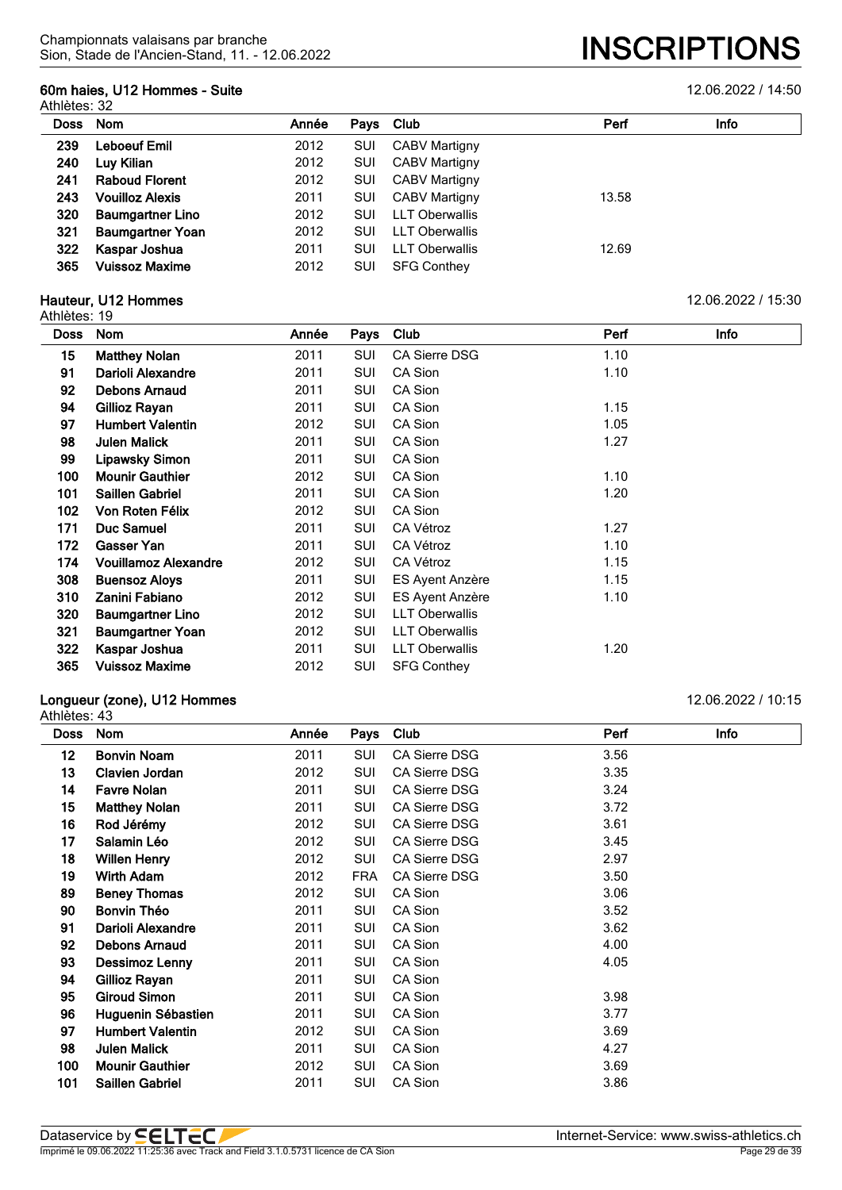### 60m haies, U12 Hommes - Suite

12.06.2022 / 14:50

Athlètes: 32

| Doss | Nom | Année | Pays | Club | Perf | Info |
|---|---|---|---|---|---|---|
| 239 | **Leboeuf Emil** | 2012 | SUI | CABV Martigny | | |
| 240 | **Luy Kilian** | 2012 | SUI | CABV Martigny | | |
| 241 | **Raboud Florent** | 2012 | SUI | CABV Martigny | | |
| 243 | **Vouilloz Alexis** | 2011 | SUI | CABV Martigny | 13.58 | |
| 320 | **Baumgartner Lino** | 2012 | SUI | LLT Oberwallis | | |
| 321 | **Baumgartner Yoan** | 2012 | SUI | LLT Oberwallis | | |
| 322 | **Kaspar Joshua** | 2011 | SUI | LLT Oberwallis | 12.69 | |
| 365 | **Vuissoz Maxime** | 2012 | SUI | SFG Conthey | | |

### Hauteur, U12 Hommes

12.06.2022 / 15:30

Athlètes: 19

| Doss | Nom | Année | Pays | Club | Perf | Info |
|---|---|---|---|---|---|---|
| 15 | **Matthey Nolan** | 2011 | SUI | CA Sierre DSG | 1.10 | |
| 91 | **Darioli Alexandre** | 2011 | SUI | CA Sion | 1.10 | |
| 92 | **Debons Arnaud** | 2011 | SUI | CA Sion | | |
| 94 | **Gillioz Rayan** | 2011 | SUI | CA Sion | 1.15 | |
| 97 | **Humbert Valentin** | 2012 | SUI | CA Sion | 1.05 | |
| 98 | **Julen Malick** | 2011 | SUI | CA Sion | 1.27 | |
| 99 | **Lipawsky Simon** | 2011 | SUI | CA Sion | | |
| 100 | **Mounir Gauthier** | 2012 | SUI | CA Sion | 1.10 | |
| 101 | **Saillen Gabriel** | 2011 | SUI | CA Sion | 1.20 | |
| 102 | **Von Roten Félix** | 2012 | SUI | CA Sion | | |
| 171 | **Duc Samuel** | 2011 | SUI | CA Vétroz | 1.27 | |
| 172 | **Gasser Yan** | 2011 | SUI | CA Vétroz | 1.10 | |
| 174 | **Vouillamoz Alexandre** | 2012 | SUI | CA Vétroz | 1.15 | |
| 308 | **Buensoz Aloys** | 2011 | SUI | ES Ayent Anzère | 1.15 | |
| 310 | **Zanini Fabiano** | 2012 | SUI | ES Ayent Anzère | 1.10 | |
| 320 | **Baumgartner Lino** | 2012 | SUI | LLT Oberwallis | | |
| 321 | **Baumgartner Yoan** | 2012 | SUI | LLT Oberwallis | | |
| 322 | **Kaspar Joshua** | 2011 | SUI | LLT Oberwallis | 1.20 | |
| 365 | **Vuissoz Maxime** | 2012 | SUI | SFG Conthey | | |

### Longueur (zone), U12 Hommes

12.06.2022 / 10:15

Athlètes: 43

| Doss | Nom | Année | Pays | Club | Perf | Info |
|---|---|---|---|---|---|---|
| 12 | **Bonvin Noam** | 2011 | SUI | CA Sierre DSG | 3.56 | |
| 13 | **Clavien Jordan** | 2012 | SUI | CA Sierre DSG | 3.35 | |
| 14 | **Favre Nolan** | 2011 | SUI | CA Sierre DSG | 3.24 | |
| 15 | **Matthey Nolan** | 2011 | SUI | CA Sierre DSG | 3.72 | |
| 16 | **Rod Jérémy** | 2012 | SUI | CA Sierre DSG | 3.61 | |
| 17 | **Salamin Léo** | 2012 | SUI | CA Sierre DSG | 3.45 | |
| 18 | **Willen Henry** | 2012 | SUI | CA Sierre DSG | 2.97 | |
| 19 | **Wirth Adam** | 2012 | FRA | CA Sierre DSG | 3.50 | |
| 89 | **Beney Thomas** | 2012 | SUI | CA Sion | 3.06 | |
| 90 | **Bonvin Théo** | 2011 | SUI | CA Sion | 3.52 | |
| 91 | **Darioli Alexandre** | 2011 | SUI | CA Sion | 3.62 | |
| 92 | **Debons Arnaud** | 2011 | SUI | CA Sion | 4.00 | |
| 93 | **Dessimoz Lenny** | 2011 | SUI | CA Sion | 4.05 | |
| 94 | **Gillioz Rayan** | 2011 | SUI | CA Sion | | |
| 95 | **Giroud Simon** | 2011 | SUI | CA Sion | 3.98 | |
| 96 | **Huguenin Sébastien** | 2011 | SUI | CA Sion | 3.77 | |
| 97 | **Humbert Valentin** | 2012 | SUI | CA Sion | 3.69 | |
| 98 | **Julen Malick** | 2011 | SUI | CA Sion | 4.27 | |
| 100 | **Mounir Gauthier** | 2012 | SUI | CA Sion | 3.69 | |
| 101 | **Saillen Gabriel** | 2011 | SUI | CA Sion | 3.86 | |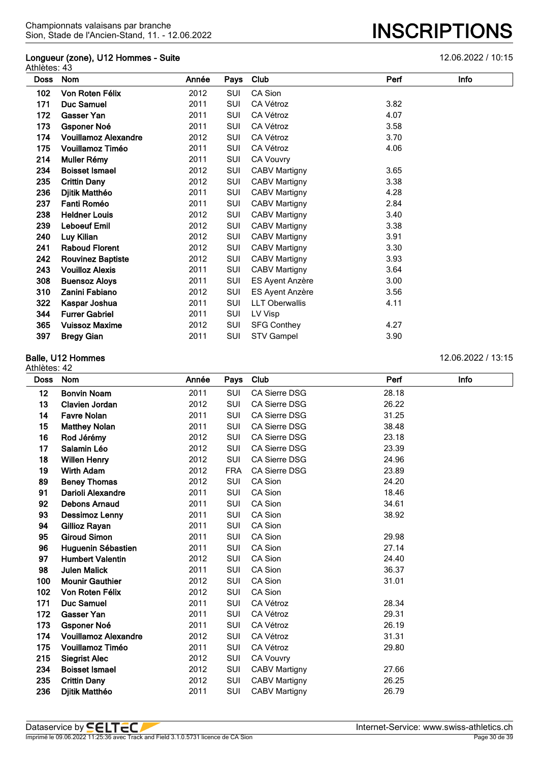Championnats valaisans par branche
Sion, Stade de l'Ancien-Stand, 11. - 12.06.2022

# INSCRIPTIONS

## Longueur (zone), U12 Hommes - Suite

12.06.2022 / 10:15

Athlètes: 43

| Doss | Nom | Année | Pays | Club | Perf | Info |
|---|---|---|---|---|---|---|
| 102 | Von Roten Félix | 2012 | SUI | CA Sion | | |
| 171 | Duc Samuel | 2011 | SUI | CA Vétroz | 3.82 | |
| 172 | Gasser Yan | 2011 | SUI | CA Vétroz | 4.07 | |
| 173 | Gsponer Noé | 2011 | SUI | CA Vétroz | 3.58 | |
| 174 | Vouillamoz Alexandre | 2012 | SUI | CA Vétroz | 3.70 | |
| 175 | Vouillamoz Timéo | 2011 | SUI | CA Vétroz | 4.06 | |
| 214 | Muller Rémy | 2011 | SUI | CA Vouvry | | |
| 234 | Boisset Ismael | 2012 | SUI | CABV Martigny | 3.65 | |
| 235 | Crittin Dany | 2012 | SUI | CABV Martigny | 3.38 | |
| 236 | Djitik Matthéo | 2011 | SUI | CABV Martigny | 4.28 | |
| 237 | Fanti Roméo | 2011 | SUI | CABV Martigny | 2.84 | |
| 238 | Heldner Louis | 2012 | SUI | CABV Martigny | 3.40 | |
| 239 | Leboeuf Emil | 2012 | SUI | CABV Martigny | 3.38 | |
| 240 | Luy Kilian | 2012 | SUI | CABV Martigny | 3.91 | |
| 241 | Raboud Florent | 2012 | SUI | CABV Martigny | 3.30 | |
| 242 | Rouvinez Baptiste | 2012 | SUI | CABV Martigny | 3.93 | |
| 243 | Vouilloz Alexis | 2011 | SUI | CABV Martigny | 3.64 | |
| 308 | Buensoz Aloys | 2011 | SUI | ES Ayent Anzère | 3.00 | |
| 310 | Zanini Fabiano | 2012 | SUI | ES Ayent Anzère | 3.56 | |
| 322 | Kaspar Joshua | 2011 | SUI | LLT Oberwallis | 4.11 | |
| 344 | Furrer Gabriel | 2011 | SUI | LV Visp | | |
| 365 | Vuissoz Maxime | 2012 | SUI | SFG Conthey | 4.27 | |
| 397 | Bregy Gian | 2011 | SUI | STV Gampel | 3.90 | |

## Balle, U12 Hommes

12.06.2022 / 13:15

Athlètes: 42

| Doss | Nom | Année | Pays | Club | Perf | Info |
|---|---|---|---|---|---|---|
| 12 | Bonvin Noam | 2011 | SUI | CA Sierre DSG | 28.18 | |
| 13 | Clavien Jordan | 2012 | SUI | CA Sierre DSG | 26.22 | |
| 14 | Favre Nolan | 2011 | SUI | CA Sierre DSG | 31.25 | |
| 15 | Matthey Nolan | 2011 | SUI | CA Sierre DSG | 38.48 | |
| 16 | Rod Jérémy | 2012 | SUI | CA Sierre DSG | 23.18 | |
| 17 | Salamin Léo | 2012 | SUI | CA Sierre DSG | 23.39 | |
| 18 | Willen Henry | 2012 | SUI | CA Sierre DSG | 24.96 | |
| 19 | Wirth Adam | 2012 | FRA | CA Sierre DSG | 23.89 | |
| 89 | Beney Thomas | 2012 | SUI | CA Sion | 24.20 | |
| 91 | Darioli Alexandre | 2011 | SUI | CA Sion | 18.46 | |
| 92 | Debons Arnaud | 2011 | SUI | CA Sion | 34.61 | |
| 93 | Dessimoz Lenny | 2011 | SUI | CA Sion | 38.92 | |
| 94 | Gillioz Rayan | 2011 | SUI | CA Sion | | |
| 95 | Giroud Simon | 2011 | SUI | CA Sion | 29.98 | |
| 96 | Huguenin Sébastien | 2011 | SUI | CA Sion | 27.14 | |
| 97 | Humbert Valentin | 2012 | SUI | CA Sion | 24.40 | |
| 98 | Julen Malick | 2011 | SUI | CA Sion | 36.37 | |
| 100 | Mounir Gauthier | 2012 | SUI | CA Sion | 31.01 | |
| 102 | Von Roten Félix | 2012 | SUI | CA Sion | | |
| 171 | Duc Samuel | 2011 | SUI | CA Vétroz | 28.34 | |
| 172 | Gasser Yan | 2011 | SUI | CA Vétroz | 29.31 | |
| 173 | Gsponer Noé | 2011 | SUI | CA Vétroz | 26.19 | |
| 174 | Vouillamoz Alexandre | 2012 | SUI | CA Vétroz | 31.31 | |
| 175 | Vouillamoz Timéo | 2011 | SUI | CA Vétroz | 29.80 | |
| 215 | Siegrist Alec | 2012 | SUI | CA Vouvry | | |
| 234 | Boisset Ismael | 2012 | SUI | CABV Martigny | 27.66 | |
| 235 | Crittin Dany | 2012 | SUI | CABV Martigny | 26.25 | |
| 236 | Djitik Matthéo | 2011 | SUI | CABV Martigny | 26.79 | |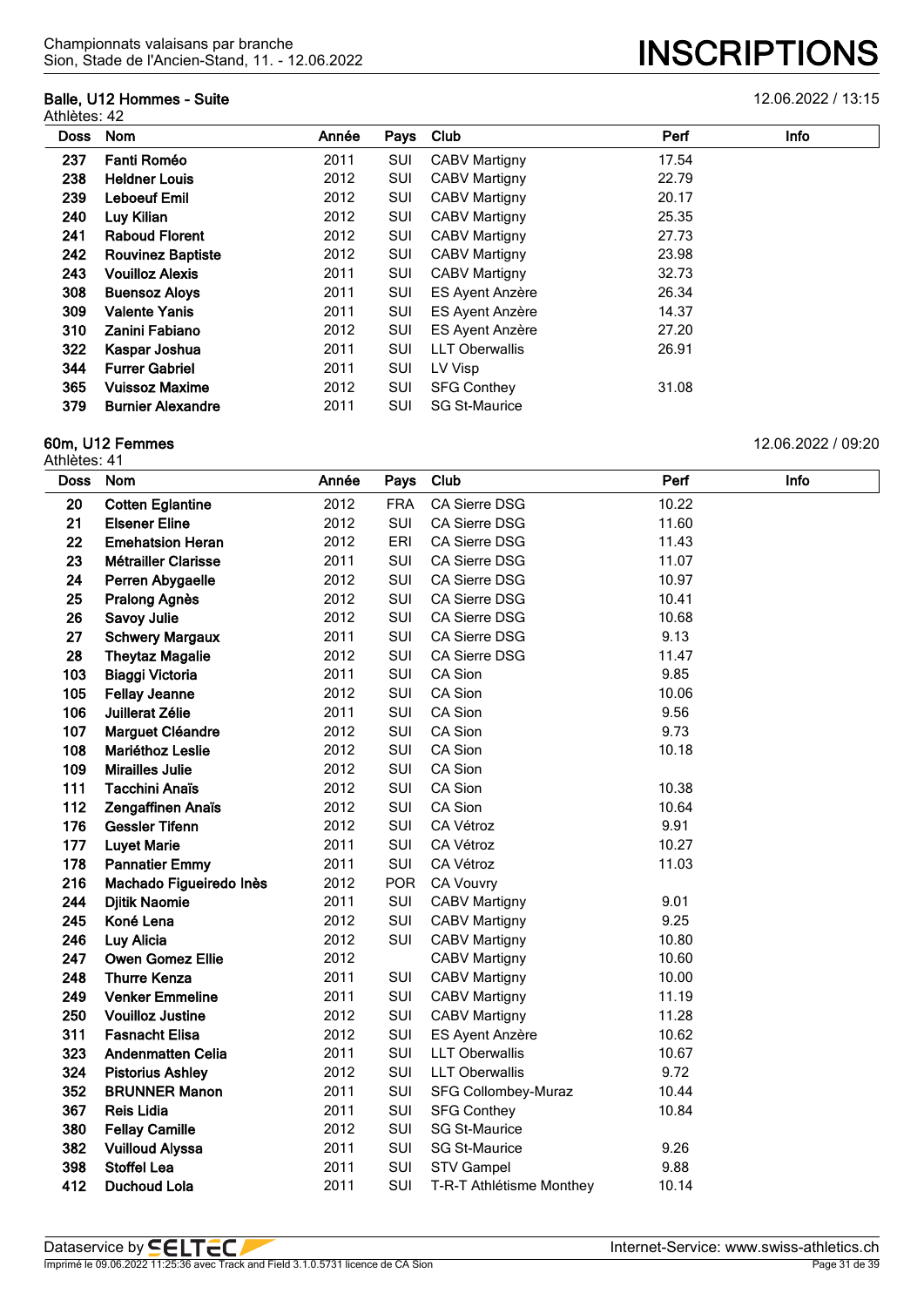## Balle, U12 Hommes - Suite

12.06.2022 / 13:15

Athlètes: 42

| Doss | Nom | Année | Pays | Club | Perf | Info |
|---|---|---|---|---|---|---|
| 237 | **Fanti Roméo** | 2011 | SUI | CABV Martigny | 17.54 | |
| 238 | **Heldner Louis** | 2012 | SUI | CABV Martigny | 22.79 | |
| 239 | **Leboeuf Emil** | 2012 | SUI | CABV Martigny | 20.17 | |
| 240 | **Luy Kilian** | 2012 | SUI | CABV Martigny | 25.35 | |
| 241 | **Raboud Florent** | 2012 | SUI | CABV Martigny | 27.73 | |
| 242 | **Rouvinez Baptiste** | 2012 | SUI | CABV Martigny | 23.98 | |
| 243 | **Vouilloz Alexis** | 2011 | SUI | CABV Martigny | 32.73 | |
| 308 | **Buensoz Aloys** | 2011 | SUI | ES Ayent Anzère | 26.34 | |
| 309 | **Valente Yanis** | 2011 | SUI | ES Ayent Anzère | 14.37 | |
| 310 | **Zanini Fabiano** | 2012 | SUI | ES Ayent Anzère | 27.20 | |
| 322 | **Kaspar Joshua** | 2011 | SUI | LLT Oberwallis | 26.91 | |
| 344 | **Furrer Gabriel** | 2011 | SUI | LV Visp | | |
| 365 | **Vuissoz Maxime** | 2012 | SUI | SFG Conthey | 31.08 | |
| 379 | **Burnier Alexandre** | 2011 | SUI | SG St-Maurice | | |

## 60m, U12 Femmes

12.06.2022 / 09:20

Athlètes: 41

| Doss | Nom | Année | Pays | Club | Perf | Info |
|---|---|---|---|---|---|---|
| 20 | **Cotten Eglantine** | 2012 | FRA | CA Sierre DSG | 10.22 | |
| 21 | **Elsener Eline** | 2012 | SUI | CA Sierre DSG | 11.60 | |
| 22 | **Emehatsion Heran** | 2012 | ERI | CA Sierre DSG | 11.43 | |
| 23 | **Métrailler Clarisse** | 2011 | SUI | CA Sierre DSG | 11.07 | |
| 24 | **Perren Abygaelle** | 2012 | SUI | CA Sierre DSG | 10.97 | |
| 25 | **Pralong Agnès** | 2012 | SUI | CA Sierre DSG | 10.41 | |
| 26 | **Savoy Julie** | 2012 | SUI | CA Sierre DSG | 10.68 | |
| 27 | **Schwery Margaux** | 2011 | SUI | CA Sierre DSG | 9.13 | |
| 28 | **Theytaz Magalie** | 2012 | SUI | CA Sierre DSG | 11.47 | |
| 103 | **Biaggi Victoria** | 2011 | SUI | CA Sion | 9.85 | |
| 105 | **Fellay Jeanne** | 2012 | SUI | CA Sion | 10.06 | |
| 106 | **Juillerat Zélie** | 2011 | SUI | CA Sion | 9.56 | |
| 107 | **Marguet Cléandre** | 2012 | SUI | CA Sion | 9.73 | |
| 108 | **Mariéthoz Leslie** | 2012 | SUI | CA Sion | 10.18 | |
| 109 | **Mirailles Julie** | 2012 | SUI | CA Sion | | |
| 111 | **Tacchini Anaïs** | 2012 | SUI | CA Sion | 10.38 | |
| 112 | **Zengaffinen Anaïs** | 2012 | SUI | CA Sion | 10.64 | |
| 176 | **Gessler Tifenn** | 2012 | SUI | CA Vétroz | 9.91 | |
| 177 | **Luyet Marie** | 2011 | SUI | CA Vétroz | 10.27 | |
| 178 | **Pannatier Emmy** | 2011 | SUI | CA Vétroz | 11.03 | |
| 216 | **Machado Figueiredo Inès** | 2012 | POR | CA Vouvry | | |
| 244 | **Djitik Naomie** | 2011 | SUI | CABV Martigny | 9.01 | |
| 245 | **Koné Lena** | 2012 | SUI | CABV Martigny | 9.25 | |
| 246 | **Luy Alicia** | 2012 | SUI | CABV Martigny | 10.80 | |
| 247 | **Owen Gomez Ellie** | 2012 | | CABV Martigny | 10.60 | |
| 248 | **Thurre Kenza** | 2011 | SUI | CABV Martigny | 10.00 | |
| 249 | **Venker Emmeline** | 2011 | SUI | CABV Martigny | 11.19 | |
| 250 | **Vouilloz Justine** | 2012 | SUI | CABV Martigny | 11.28 | |
| 311 | **Fasnacht Elisa** | 2012 | SUI | ES Ayent Anzère | 10.62 | |
| 323 | **Andenmatten Celia** | 2011 | SUI | LLT Oberwallis | 10.67 | |
| 324 | **Pistorius Ashley** | 2012 | SUI | LLT Oberwallis | 9.72 | |
| 352 | **BRUNNER Manon** | 2011 | SUI | SFG Collombey-Muraz | 10.44 | |
| 367 | **Reis Lidia** | 2011 | SUI | SFG Conthey | 10.84 | |
| 380 | **Fellay Camille** | 2012 | SUI | SG St-Maurice | | |
| 382 | **Vuilloud Alyssa** | 2011 | SUI | SG St-Maurice | 9.26 | |
| 398 | **Stoffel Lea** | 2011 | SUI | STV Gampel | 9.88 | |
| 412 | **Duchoud Lola** | 2011 | SUI | T-R-T Athlétisme Monthey | 10.14 | |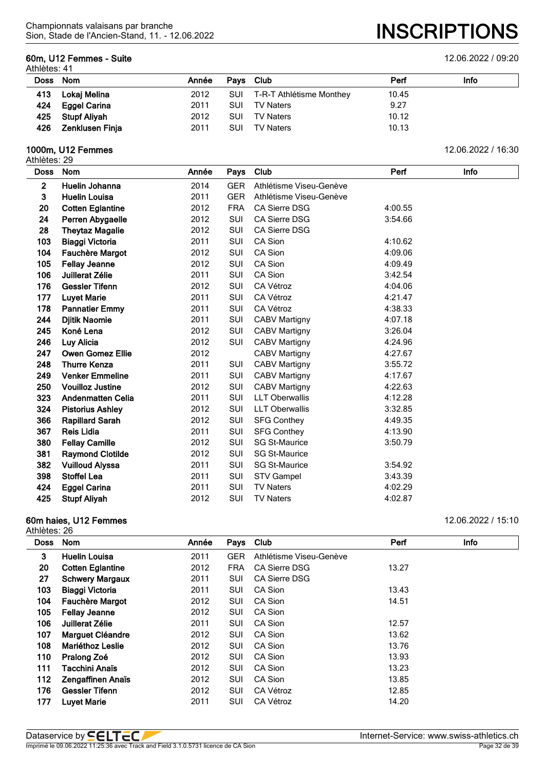### 60m, U12 Femmes - Suite

12.06.2022 / 09:20

Athlètes: 41

| Doss | Nom | Année | Pays | Club | Perf | Info |
|---|---|---|---|---|---|---|
| 413 | Lokaj Melina | 2012 | SUI | T-R-T Athlétisme Monthey | 10.45 | |
| 424 | Eggel Carina | 2011 | SUI | TV Naters | 9.27 | |
| 425 | Stupf Aliyah | 2012 | SUI | TV Naters | 10.12 | |
| 426 | Zenklusen Finja | 2011 | SUI | TV Naters | 10.13 | |

### 1000m, U12 Femmes

12.06.2022 / 16:30

Athlètes: 29

| Doss | Nom | Année | Pays | Club | Perf | Info |
|---|---|---|---|---|---|---|
| 2 | Huelin Johanna | 2014 | GER | Athlétisme Viseu-Genève | | |
| 3 | Huelin Louisa | 2011 | GER | Athlétisme Viseu-Genève | | |
| 20 | Cotten Eglantine | 2012 | FRA | CA Sierre DSG | 4:00.55 | |
| 24 | Perren Abygaelle | 2012 | SUI | CA Sierre DSG | 3:54.66 | |
| 28 | Theytaz Magalie | 2012 | SUI | CA Sierre DSG | | |
| 103 | Biaggi Victoria | 2011 | SUI | CA Sion | 4:10.62 | |
| 104 | Fauchère Margot | 2012 | SUI | CA Sion | 4:09.06 | |
| 105 | Fellay Jeanne | 2012 | SUI | CA Sion | 4:09.49 | |
| 106 | Juillerat Zélie | 2011 | SUI | CA Sion | 3:42.54 | |
| 176 | Gessler Tifenn | 2012 | SUI | CA Vétroz | 4:04.06 | |
| 177 | Luyet Marie | 2011 | SUI | CA Vétroz | 4:21.47 | |
| 178 | Pannatier Emmy | 2011 | SUI | CA Vétroz | 4:38.33 | |
| 244 | Djitik Naomie | 2011 | SUI | CABV Martigny | 4:07.18 | |
| 245 | Koné Lena | 2012 | SUI | CABV Martigny | 3:26.04 | |
| 246 | Luy Alicia | 2012 | SUI | CABV Martigny | 4:24.96 | |
| 247 | Owen Gomez Ellie | 2012 | | CABV Martigny | 4:27.67 | |
| 248 | Thurre Kenza | 2011 | SUI | CABV Martigny | 3:55.72 | |
| 249 | Venker Emmeline | 2011 | SUI | CABV Martigny | 4:17.67 | |
| 250 | Vouilloz Justine | 2012 | SUI | CABV Martigny | 4:22.63 | |
| 323 | Andenmatten Celia | 2011 | SUI | LLT Oberwallis | 4:12.28 | |
| 324 | Pistorius Ashley | 2012 | SUI | LLT Oberwallis | 3:32.85 | |
| 366 | Rapillard Sarah | 2012 | SUI | SFG Conthey | 4:49.35 | |
| 367 | Reis Lidia | 2011 | SUI | SFG Conthey | 4:13.90 | |
| 380 | Fellay Camille | 2012 | SUI | SG St-Maurice | 3:50.79 | |
| 381 | Raymond Clotilde | 2012 | SUI | SG St-Maurice | | |
| 382 | Vuilloud Alyssa | 2011 | SUI | SG St-Maurice | 3:54.92 | |
| 398 | Stoffel Lea | 2011 | SUI | STV Gampel | 3:43.39 | |
| 424 | Eggel Carina | 2011 | SUI | TV Naters | 4:02.29 | |
| 425 | Stupf Aliyah | 2012 | SUI | TV Naters | 4:02.87 | |

### 60m haies, U12 Femmes

12.06.2022 / 15:10

Athlètes: 26

| Doss | Nom | Année | Pays | Club | Perf | Info |
|---|---|---|---|---|---|---|
| 3 | Huelin Louisa | 2011 | GER | Athlétisme Viseu-Genève | | |
| 20 | Cotten Eglantine | 2012 | FRA | CA Sierre DSG | 13.27 | |
| 27 | Schwery Margaux | 2011 | SUI | CA Sierre DSG | | |
| 103 | Biaggi Victoria | 2011 | SUI | CA Sion | 13.43 | |
| 104 | Fauchère Margot | 2012 | SUI | CA Sion | 14.51 | |
| 105 | Fellay Jeanne | 2012 | SUI | CA Sion | | |
| 106 | Juillerat Zélie | 2011 | SUI | CA Sion | 12.57 | |
| 107 | Marguet Cléandre | 2012 | SUI | CA Sion | 13.62 | |
| 108 | Mariéthoz Leslie | 2012 | SUI | CA Sion | 13.76 | |
| 110 | Pralong Zoé | 2012 | SUI | CA Sion | 13.93 | |
| 111 | Tacchini Anaïs | 2012 | SUI | CA Sion | 13.23 | |
| 112 | Zengaffinen Anaïs | 2012 | SUI | CA Sion | 13.85 | |
| 176 | Gessler Tifenn | 2012 | SUI | CA Vétroz | 12.85 | |
| 177 | Luyet Marie | 2011 | SUI | CA Vétroz | 14.20 | |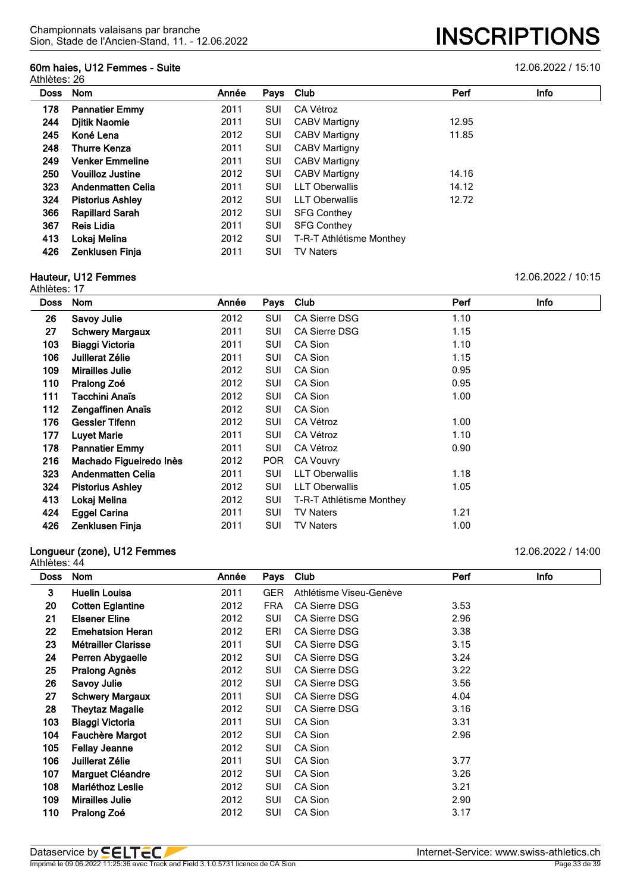## 60m haies, U12 Femmes - Suite

12.06.2022 / 15:10

Athlètes: 26

| Doss | Nom | Année | Pays | Club | Perf | Info |
|---|---|---|---|---|---|---|
| 178 | **Pannatier Emmy** | 2011 | SUI | CA Vétroz | | |
| 244 | **Djitik Naomie** | 2011 | SUI | CABV Martigny | 12.95 | |
| 245 | **Koné Lena** | 2012 | SUI | CABV Martigny | 11.85 | |
| 248 | **Thurre Kenza** | 2011 | SUI | CABV Martigny | | |
| 249 | **Venker Emmeline** | 2011 | SUI | CABV Martigny | | |
| 250 | **Vouilloz Justine** | 2012 | SUI | CABV Martigny | 14.16 | |
| 323 | **Andenmatten Celia** | 2011 | SUI | LLT Oberwallis | 14.12 | |
| 324 | **Pistorius Ashley** | 2012 | SUI | LLT Oberwallis | 12.72 | |
| 366 | **Rapillard Sarah** | 2012 | SUI | SFG Conthey | | |
| 367 | **Reis Lidia** | 2011 | SUI | SFG Conthey | | |
| 413 | **Lokaj Melina** | 2012 | SUI | T-R-T Athlétisme Monthey | | |
| 426 | **Zenklusen Finja** | 2011 | SUI | TV Naters | | |

## Hauteur, U12 Femmes

12.06.2022 / 10:15

Athlètes: 17

| Doss | Nom | Année | Pays | Club | Perf | Info |
|---|---|---|---|---|---|---|
| 26 | **Savoy Julie** | 2012 | SUI | CA Sierre DSG | 1.10 | |
| 27 | **Schwery Margaux** | 2011 | SUI | CA Sierre DSG | 1.15 | |
| 103 | **Biaggi Victoria** | 2011 | SUI | CA Sion | 1.10 | |
| 106 | **Juillerat Zélie** | 2011 | SUI | CA Sion | 1.15 | |
| 109 | **Mirailles Julie** | 2012 | SUI | CA Sion | 0.95 | |
| 110 | **Pralong Zoé** | 2012 | SUI | CA Sion | 0.95 | |
| 111 | **Tacchini Anaïs** | 2012 | SUI | CA Sion | 1.00 | |
| 112 | **Zengaffinen Anaïs** | 2012 | SUI | CA Sion | | |
| 176 | **Gessler Tifenn** | 2012 | SUI | CA Vétroz | 1.00 | |
| 177 | **Luyet Marie** | 2011 | SUI | CA Vétroz | 1.10 | |
| 178 | **Pannatier Emmy** | 2011 | SUI | CA Vétroz | 0.90 | |
| 216 | **Machado Figueiredo Inès** | 2012 | POR | CA Vouvry | | |
| 323 | **Andenmatten Celia** | 2011 | SUI | LLT Oberwallis | 1.18 | |
| 324 | **Pistorius Ashley** | 2012 | SUI | LLT Oberwallis | 1.05 | |
| 413 | **Lokaj Melina** | 2012 | SUI | T-R-T Athlétisme Monthey | | |
| 424 | **Eggel Carina** | 2011 | SUI | TV Naters | 1.21 | |
| 426 | **Zenklusen Finja** | 2011 | SUI | TV Naters | 1.00 | |

## Longueur (zone), U12 Femmes

12.06.2022 / 14:00

Athlètes: 44

| Doss | Nom | Année | Pays | Club | Perf | Info |
|---|---|---|---|---|---|---|
| 3 | **Huelin Louisa** | 2011 | GER | Athlétisme Viseu-Genève | | |
| 20 | **Cotten Eglantine** | 2012 | FRA | CA Sierre DSG | 3.53 | |
| 21 | **Elsener Eline** | 2012 | SUI | CA Sierre DSG | 2.96 | |
| 22 | **Emehatsion Heran** | 2012 | ERI | CA Sierre DSG | 3.38 | |
| 23 | **Métrailler Clarisse** | 2011 | SUI | CA Sierre DSG | 3.15 | |
| 24 | **Perren Abygaelle** | 2012 | SUI | CA Sierre DSG | 3.24 | |
| 25 | **Pralong Agnès** | 2012 | SUI | CA Sierre DSG | 3.22 | |
| 26 | **Savoy Julie** | 2012 | SUI | CA Sierre DSG | 3.56 | |
| 27 | **Schwery Margaux** | 2011 | SUI | CA Sierre DSG | 4.04 | |
| 28 | **Theytaz Magalie** | 2012 | SUI | CA Sierre DSG | 3.16 | |
| 103 | **Biaggi Victoria** | 2011 | SUI | CA Sion | 3.31 | |
| 104 | **Fauchère Margot** | 2012 | SUI | CA Sion | 2.96 | |
| 105 | **Fellay Jeanne** | 2012 | SUI | CA Sion | | |
| 106 | **Juillerat Zélie** | 2011 | SUI | CA Sion | 3.77 | |
| 107 | **Marguet Cléandre** | 2012 | SUI | CA Sion | 3.26 | |
| 108 | **Mariéthoz Leslie** | 2012 | SUI | CA Sion | 3.21 | |
| 109 | **Mirailles Julie** | 2012 | SUI | CA Sion | 2.90 | |
| 110 | **Pralong Zoé** | 2012 | SUI | CA Sion | 3.17 | |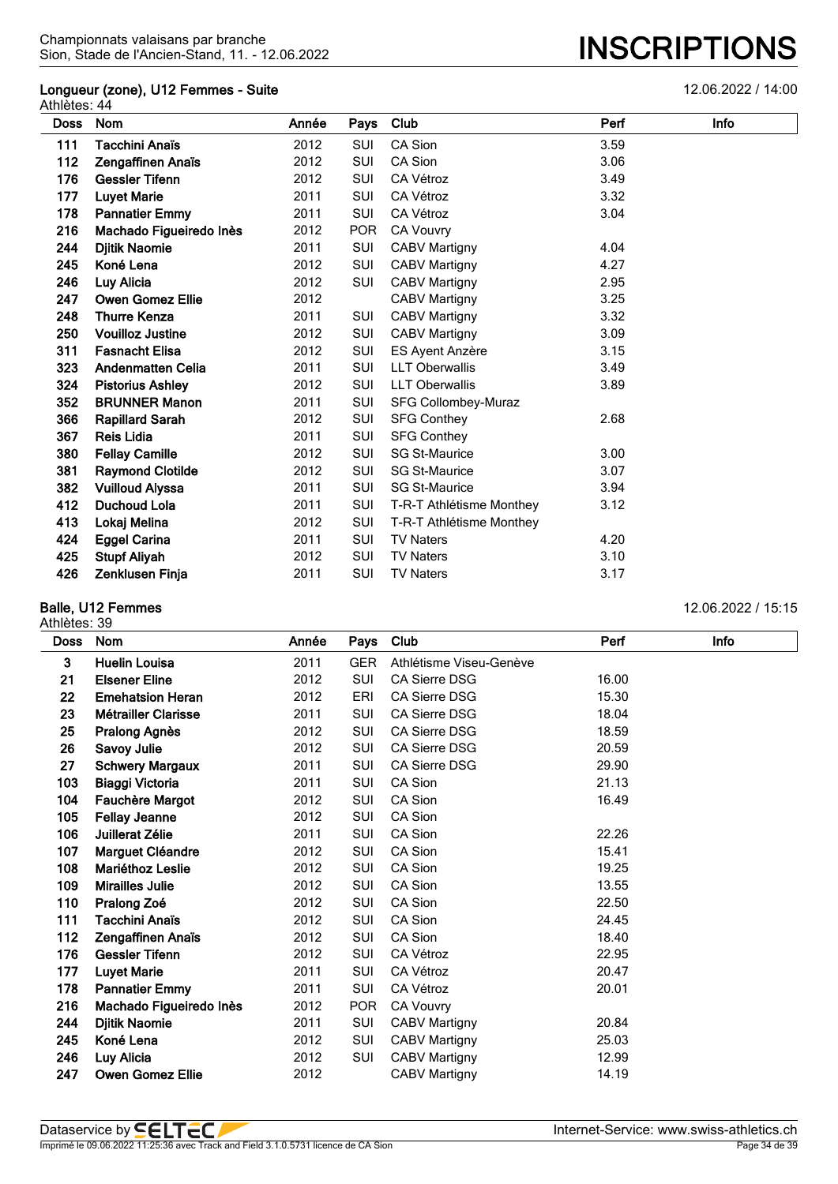## Longueur (zone), U12 Femmes - Suite

12.06.2022 / 14:00

Athlètes: 44

| Doss | Nom | Année | Pays | Club | Perf | Info |
|---|---|---|---|---|---|---|
| 111 | **Tacchini Anaïs** | 2012 | SUI | CA Sion | 3.59 | |
| 112 | **Zengaffinen Anaïs** | 2012 | SUI | CA Sion | 3.06 | |
| 176 | **Gessler Tifenn** | 2012 | SUI | CA Vétroz | 3.49 | |
| 177 | **Luyet Marie** | 2011 | SUI | CA Vétroz | 3.32 | |
| 178 | **Pannatier Emmy** | 2011 | SUI | CA Vétroz | 3.04 | |
| 216 | **Machado Figueiredo Inès** | 2012 | POR | CA Vouvry | | |
| 244 | **Djitik Naomie** | 2011 | SUI | CABV Martigny | 4.04 | |
| 245 | **Koné Lena** | 2012 | SUI | CABV Martigny | 4.27 | |
| 246 | **Luy Alicia** | 2012 | SUI | CABV Martigny | 2.95 | |
| 247 | **Owen Gomez Ellie** | 2012 | | CABV Martigny | 3.25 | |
| 248 | **Thurre Kenza** | 2011 | SUI | CABV Martigny | 3.32 | |
| 250 | **Vouilloz Justine** | 2012 | SUI | CABV Martigny | 3.09 | |
| 311 | **Fasnacht Elisa** | 2012 | SUI | ES Ayent Anzère | 3.15 | |
| 323 | **Andenmatten Celia** | 2011 | SUI | LLT Oberwallis | 3.49 | |
| 324 | **Pistorius Ashley** | 2012 | SUI | LLT Oberwallis | 3.89 | |
| 352 | **BRUNNER Manon** | 2011 | SUI | SFG Collombey-Muraz | | |
| 366 | **Rapillard Sarah** | 2012 | SUI | SFG Conthey | 2.68 | |
| 367 | **Reis Lidia** | 2011 | SUI | SFG Conthey | | |
| 380 | **Fellay Camille** | 2012 | SUI | SG St-Maurice | 3.00 | |
| 381 | **Raymond Clotilde** | 2012 | SUI | SG St-Maurice | 3.07 | |
| 382 | **Vuilloud Alyssa** | 2011 | SUI | SG St-Maurice | 3.94 | |
| 412 | **Duchoud Lola** | 2011 | SUI | T-R-T Athlétisme Monthey | 3.12 | |
| 413 | **Lokaj Melina** | 2012 | SUI | T-R-T Athlétisme Monthey | | |
| 424 | **Eggel Carina** | 2011 | SUI | TV Naters | 4.20 | |
| 425 | **Stupf Aliyah** | 2012 | SUI | TV Naters | 3.10 | |
| 426 | **Zenklusen Finja** | 2011 | SUI | TV Naters | 3.17 | |

## Balle, U12 Femmes

12.06.2022 / 15:15

Athlètes: 39

| Doss | Nom | Année | Pays | Club | Perf | Info |
|---|---|---|---|---|---|---|
| 3 | **Huelin Louisa** | 2011 | GER | Athlétisme Viseu-Genève | | |
| 21 | **Elsener Eline** | 2012 | SUI | CA Sierre DSG | 16.00 | |
| 22 | **Emehatsion Heran** | 2012 | ERI | CA Sierre DSG | 15.30 | |
| 23 | **Métrailler Clarisse** | 2011 | SUI | CA Sierre DSG | 18.04 | |
| 25 | **Pralong Agnès** | 2012 | SUI | CA Sierre DSG | 18.59 | |
| 26 | **Savoy Julie** | 2012 | SUI | CA Sierre DSG | 20.59 | |
| 27 | **Schwery Margaux** | 2011 | SUI | CA Sierre DSG | 29.90 | |
| 103 | **Biaggi Victoria** | 2011 | SUI | CA Sion | 21.13 | |
| 104 | **Fauchère Margot** | 2012 | SUI | CA Sion | 16.49 | |
| 105 | **Fellay Jeanne** | 2012 | SUI | CA Sion | | |
| 106 | **Juillerat Zélie** | 2011 | SUI | CA Sion | 22.26 | |
| 107 | **Marguet Cléandre** | 2012 | SUI | CA Sion | 15.41 | |
| 108 | **Mariéthoz Leslie** | 2012 | SUI | CA Sion | 19.25 | |
| 109 | **Mirailles Julie** | 2012 | SUI | CA Sion | 13.55 | |
| 110 | **Pralong Zoé** | 2012 | SUI | CA Sion | 22.50 | |
| 111 | **Tacchini Anaïs** | 2012 | SUI | CA Sion | 24.45 | |
| 112 | **Zengaffinen Anaïs** | 2012 | SUI | CA Sion | 18.40 | |
| 176 | **Gessler Tifenn** | 2012 | SUI | CA Vétroz | 22.95 | |
| 177 | **Luyet Marie** | 2011 | SUI | CA Vétroz | 20.47 | |
| 178 | **Pannatier Emmy** | 2011 | SUI | CA Vétroz | 20.01 | |
| 216 | **Machado Figueiredo Inès** | 2012 | POR | CA Vouvry | | |
| 244 | **Djitik Naomie** | 2011 | SUI | CABV Martigny | 20.84 | |
| 245 | **Koné Lena** | 2012 | SUI | CABV Martigny | 25.03 | |
| 246 | **Luy Alicia** | 2012 | SUI | CABV Martigny | 12.99 | |
| 247 | **Owen Gomez Ellie** | 2012 | | CABV Martigny | 14.19 | |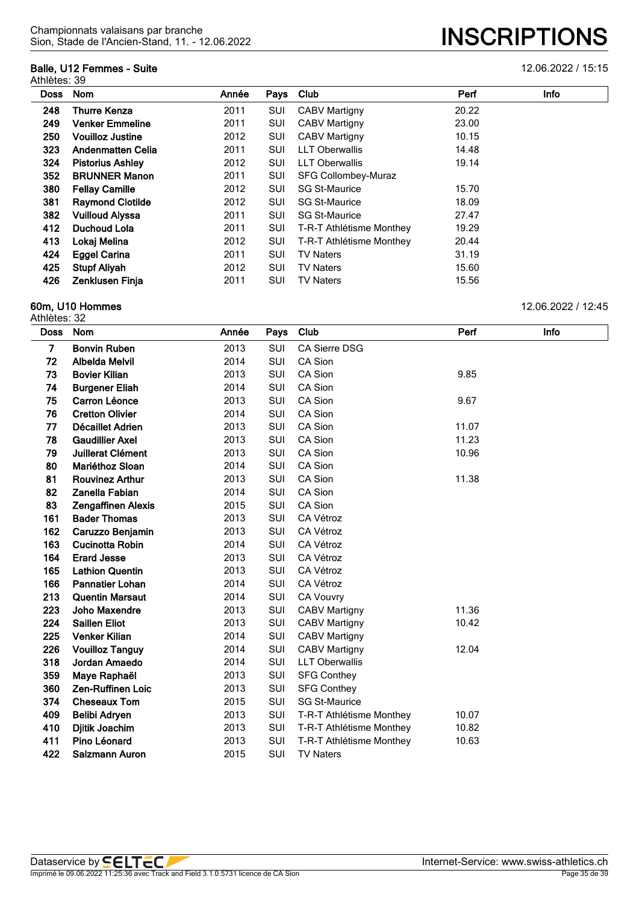## Balle, U12 Femmes - Suite

12.06.2022 / 15:15

Athlètes: 39

| Doss | Nom | Année | Pays | Club | Perf | Info |
|---|---|---|---|---|---|---|
| 248 | **Thurre Kenza** | 2011 | SUI | CABV Martigny | 20.22 | |
| 249 | **Venker Emmeline** | 2011 | SUI | CABV Martigny | 23.00 | |
| 250 | **Vouilloz Justine** | 2012 | SUI | CABV Martigny | 10.15 | |
| 323 | **Andenmatten Celia** | 2011 | SUI | LLT Oberwallis | 14.48 | |
| 324 | **Pistorius Ashley** | 2012 | SUI | LLT Oberwallis | 19.14 | |
| 352 | **BRUNNER Manon** | 2011 | SUI | SFG Collombey-Muraz | | |
| 380 | **Fellay Camille** | 2012 | SUI | SG St-Maurice | 15.70 | |
| 381 | **Raymond Clotilde** | 2012 | SUI | SG St-Maurice | 18.09 | |
| 382 | **Vuilloud Alyssa** | 2011 | SUI | SG St-Maurice | 27.47 | |
| 412 | **Duchoud Lola** | 2011 | SUI | T-R-T Athlétisme Monthey | 19.29 | |
| 413 | **Lokaj Melina** | 2012 | SUI | T-R-T Athlétisme Monthey | 20.44 | |
| 424 | **Eggel Carina** | 2011 | SUI | TV Naters | 31.19 | |
| 425 | **Stupf Aliyah** | 2012 | SUI | TV Naters | 15.60 | |
| 426 | **Zenklusen Finja** | 2011 | SUI | TV Naters | 15.56 | |

## 60m, U10 Hommes

12.06.2022 / 12:45

Athlètes: 32

| Doss | Nom | Année | Pays | Club | Perf | Info |
|---|---|---|---|---|---|---|
| 7 | **Bonvin Ruben** | 2013 | SUI | CA Sierre DSG | | |
| 72 | **Albelda Melvil** | 2014 | SUI | CA Sion | | |
| 73 | **Bovier Kilian** | 2013 | SUI | CA Sion | 9.85 | |
| 74 | **Burgener Eliah** | 2014 | SUI | CA Sion | | |
| 75 | **Carron Léonce** | 2013 | SUI | CA Sion | 9.67 | |
| 76 | **Cretton Olivier** | 2014 | SUI | CA Sion | | |
| 77 | **Décaillet Adrien** | 2013 | SUI | CA Sion | 11.07 | |
| 78 | **Gaudillier Axel** | 2013 | SUI | CA Sion | 11.23 | |
| 79 | **Juillerat Clément** | 2013 | SUI | CA Sion | 10.96 | |
| 80 | **Mariéthoz Sloan** | 2014 | SUI | CA Sion | | |
| 81 | **Rouvinez Arthur** | 2013 | SUI | CA Sion | 11.38 | |
| 82 | **Zanella Fabian** | 2014 | SUI | CA Sion | | |
| 83 | **Zengaffinen Alexis** | 2015 | SUI | CA Sion | | |
| 161 | **Bader Thomas** | 2013 | SUI | CA Vétroz | | |
| 162 | **Caruzzo Benjamin** | 2013 | SUI | CA Vétroz | | |
| 163 | **Cucinotta Robin** | 2014 | SUI | CA Vétroz | | |
| 164 | **Erard Jesse** | 2013 | SUI | CA Vétroz | | |
| 165 | **Lathion Quentin** | 2013 | SUI | CA Vétroz | | |
| 166 | **Pannatier Lohan** | 2014 | SUI | CA Vétroz | | |
| 213 | **Quentin Marsaut** | 2014 | SUI | CA Vouvry | | |
| 223 | **Joho Maxendre** | 2013 | SUI | CABV Martigny | 11.36 | |
| 224 | **Saillen Eliot** | 2013 | SUI | CABV Martigny | 10.42 | |
| 225 | **Venker Kilian** | 2014 | SUI | CABV Martigny | | |
| 226 | **Vouilloz Tanguy** | 2014 | SUI | CABV Martigny | 12.04 | |
| 318 | **Jordan Amaedo** | 2014 | SUI | LLT Oberwallis | | |
| 359 | **Maye Raphaël** | 2013 | SUI | SFG Conthey | | |
| 360 | **Zen-Ruffinen Loic** | 2013 | SUI | SFG Conthey | | |
| 374 | **Cheseaux Tom** | 2015 | SUI | SG St-Maurice | | |
| 409 | **Belibi Adryen** | 2013 | SUI | T-R-T Athlétisme Monthey | 10.07 | |
| 410 | **Djitik Joachim** | 2013 | SUI | T-R-T Athlétisme Monthey | 10.82 | |
| 411 | **Pino Léonard** | 2013 | SUI | T-R-T Athlétisme Monthey | 10.63 | |
| 422 | **Salzmann Auron** | 2015 | SUI | TV Naters | | |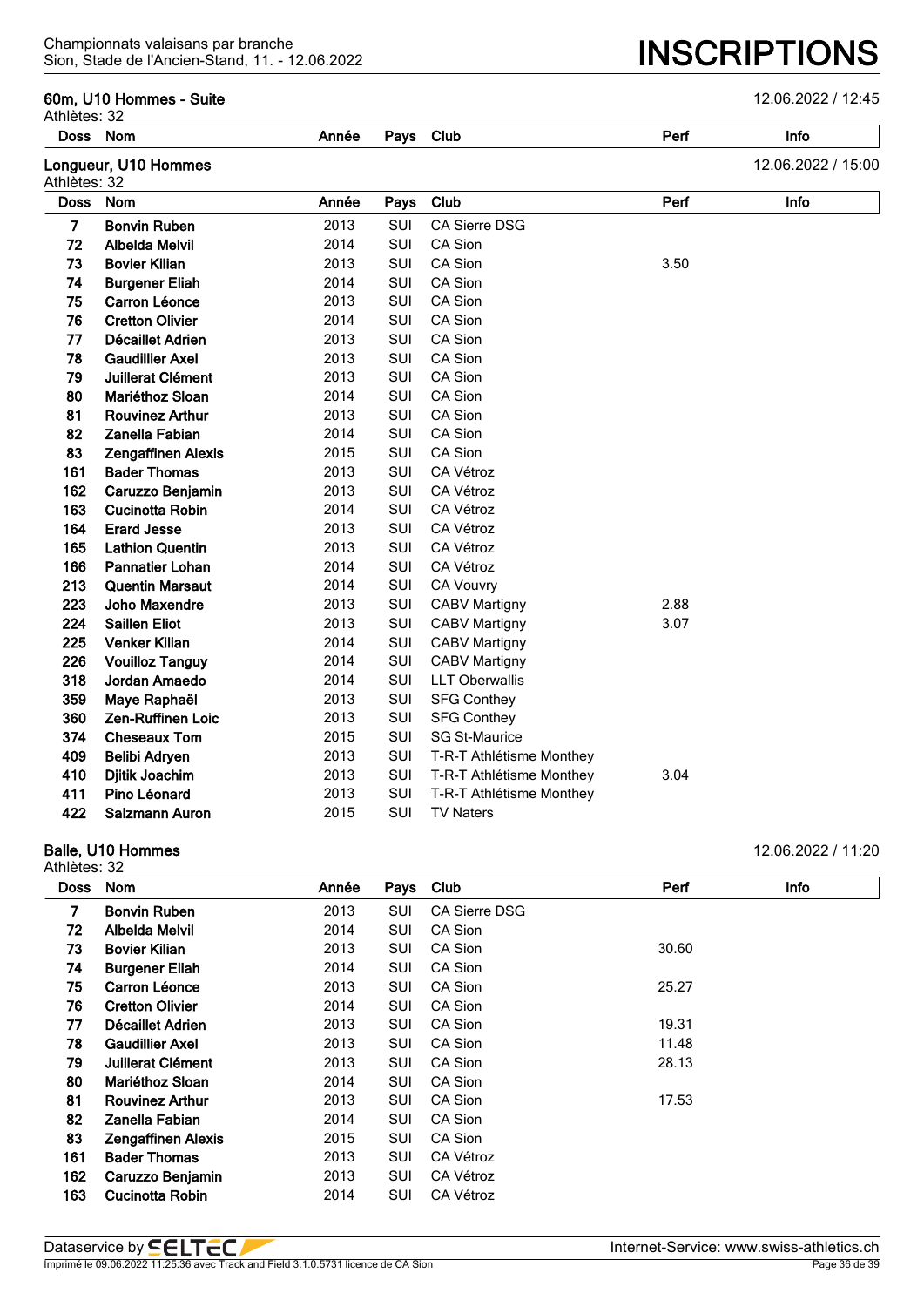Championnats valaisans par branche
Sion, Stade de l'Ancien-Stand, 11. - 12.06.2022

# INSCRIPTIONS

### 60m, U10 Hommes - Suite

12.06.2022 / 12:45

Athlètes: 32

| Doss | Nom | Année | Pays | Club | Perf | Info |
|---|---|---|---|---|---|---|

### Longueur, U10 Hommes

12.06.2022 / 15:00

Athlètes: 32

| Doss | Nom | Année | Pays | Club | Perf | Info |
|---|---|---|---|---|---|---|
| 7 | **Bonvin Ruben** | 2013 | SUI | CA Sierre DSG | | |
| 72 | **Albelda Melvil** | 2014 | SUI | CA Sion | | |
| 73 | **Bovier Kilian** | 2013 | SUI | CA Sion | 3.50 | |
| 74 | **Burgener Eliah** | 2014 | SUI | CA Sion | | |
| 75 | **Carron Léonce** | 2013 | SUI | CA Sion | | |
| 76 | **Cretton Olivier** | 2014 | SUI | CA Sion | | |
| 77 | **Décaillet Adrien** | 2013 | SUI | CA Sion | | |
| 78 | **Gaudillier Axel** | 2013 | SUI | CA Sion | | |
| 79 | **Juillerat Clément** | 2013 | SUI | CA Sion | | |
| 80 | **Mariéthoz Sloan** | 2014 | SUI | CA Sion | | |
| 81 | **Rouvinez Arthur** | 2013 | SUI | CA Sion | | |
| 82 | **Zanella Fabian** | 2014 | SUI | CA Sion | | |
| 83 | **Zengaffinen Alexis** | 2015 | SUI | CA Sion | | |
| 161 | **Bader Thomas** | 2013 | SUI | CA Vétroz | | |
| 162 | **Caruzzo Benjamin** | 2013 | SUI | CA Vétroz | | |
| 163 | **Cucinotta Robin** | 2014 | SUI | CA Vétroz | | |
| 164 | **Erard Jesse** | 2013 | SUI | CA Vétroz | | |
| 165 | **Lathion Quentin** | 2013 | SUI | CA Vétroz | | |
| 166 | **Pannatier Lohan** | 2014 | SUI | CA Vétroz | | |
| 213 | **Quentin Marsaut** | 2014 | SUI | CA Vouvry | | |
| 223 | **Joho Maxendre** | 2013 | SUI | CABV Martigny | 2.88 | |
| 224 | **Saillen Eliot** | 2013 | SUI | CABV Martigny | 3.07 | |
| 225 | **Venker Kilian** | 2014 | SUI | CABV Martigny | | |
| 226 | **Vouilloz Tanguy** | 2014 | SUI | CABV Martigny | | |
| 318 | **Jordan Amaedo** | 2014 | SUI | LLT Oberwallis | | |
| 359 | **Maye Raphaël** | 2013 | SUI | SFG Conthey | | |
| 360 | **Zen-Ruffinen Loic** | 2013 | SUI | SFG Conthey | | |
| 374 | **Cheseaux Tom** | 2015 | SUI | SG St-Maurice | | |
| 409 | **Belibi Adryen** | 2013 | SUI | T-R-T Athlétisme Monthey | | |
| 410 | **Djitik Joachim** | 2013 | SUI | T-R-T Athlétisme Monthey | 3.04 | |
| 411 | **Pino Léonard** | 2013 | SUI | T-R-T Athlétisme Monthey | | |
| 422 | **Salzmann Auron** | 2015 | SUI | TV Naters | | |

### Balle, U10 Hommes

12.06.2022 / 11:20

Athlètes: 32

| Doss | Nom | Année | Pays | Club | Perf | Info |
|---|---|---|---|---|---|---|
| 7 | **Bonvin Ruben** | 2013 | SUI | CA Sierre DSG | | |
| 72 | **Albelda Melvil** | 2014 | SUI | CA Sion | | |
| 73 | **Bovier Kilian** | 2013 | SUI | CA Sion | 30.60 | |
| 74 | **Burgener Eliah** | 2014 | SUI | CA Sion | | |
| 75 | **Carron Léonce** | 2013 | SUI | CA Sion | 25.27 | |
| 76 | **Cretton Olivier** | 2014 | SUI | CA Sion | | |
| 77 | **Décaillet Adrien** | 2013 | SUI | CA Sion | 19.31 | |
| 78 | **Gaudillier Axel** | 2013 | SUI | CA Sion | 11.48 | |
| 79 | **Juillerat Clément** | 2013 | SUI | CA Sion | 28.13 | |
| 80 | **Mariéthoz Sloan** | 2014 | SUI | CA Sion | | |
| 81 | **Rouvinez Arthur** | 2013 | SUI | CA Sion | 17.53 | |
| 82 | **Zanella Fabian** | 2014 | SUI | CA Sion | | |
| 83 | **Zengaffinen Alexis** | 2015 | SUI | CA Sion | | |
| 161 | **Bader Thomas** | 2013 | SUI | CA Vétroz | | |
| 162 | **Caruzzo Benjamin** | 2013 | SUI | CA Vétroz | | |
| 163 | **Cucinotta Robin** | 2014 | SUI | CA Vétroz | | |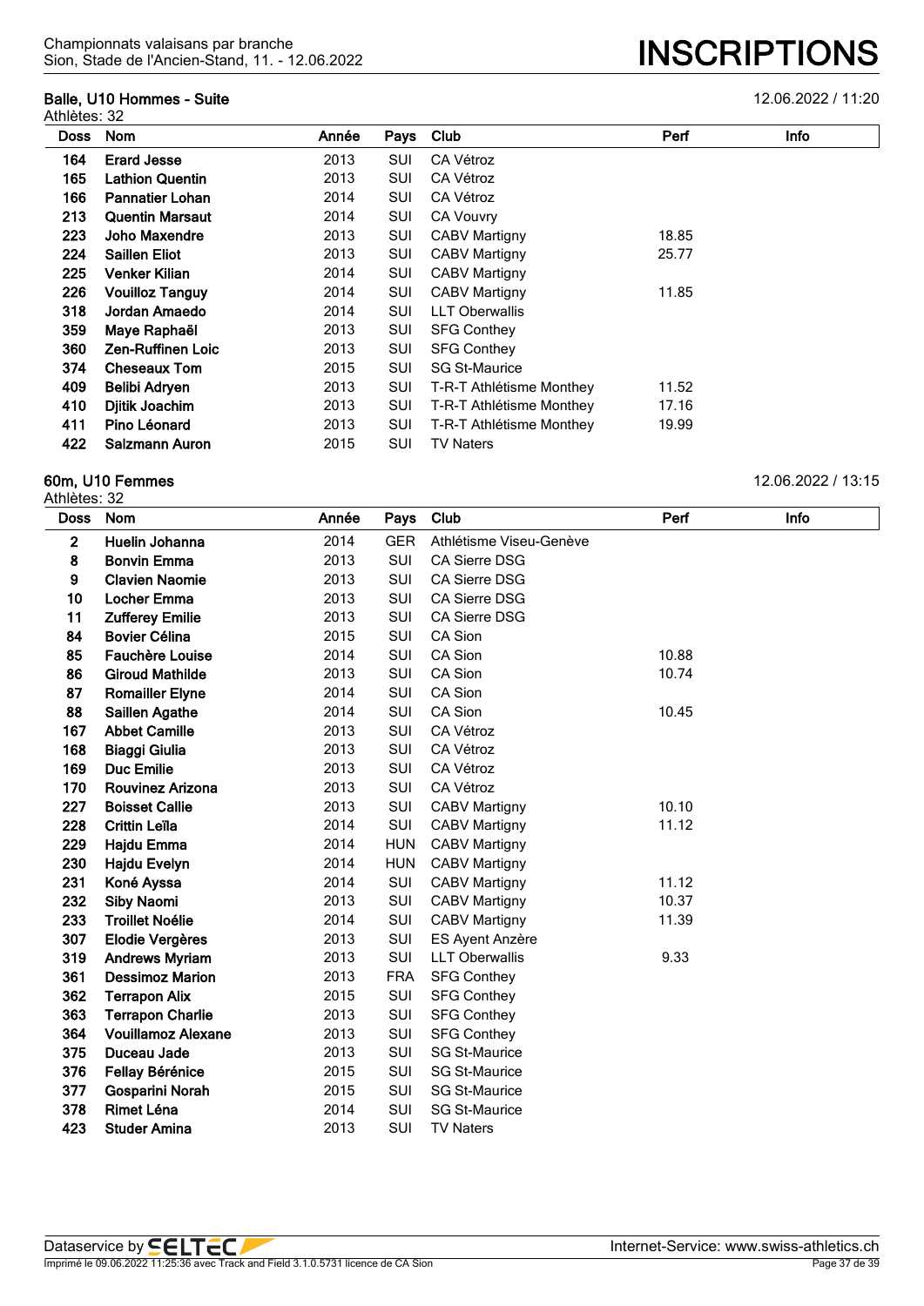## Balle, U10 Hommes - Suite

12.06.2022 / 11:20

Athlètes: 32

| Doss | Nom | Année | Pays | Club | Perf | Info |
|---|---|---|---|---|---|---|
| 164 | **Erard Jesse** | 2013 | SUI | CA Vétroz | | |
| 165 | **Lathion Quentin** | 2013 | SUI | CA Vétroz | | |
| 166 | **Pannatier Lohan** | 2014 | SUI | CA Vétroz | | |
| 213 | **Quentin Marsaut** | 2014 | SUI | CA Vouvry | | |
| 223 | **Joho Maxendre** | 2013 | SUI | CABV Martigny | 18.85 | |
| 224 | **Saillen Eliot** | 2013 | SUI | CABV Martigny | 25.77 | |
| 225 | **Venker Kilian** | 2014 | SUI | CABV Martigny | | |
| 226 | **Vouilloz Tanguy** | 2014 | SUI | CABV Martigny | 11.85 | |
| 318 | **Jordan Amaedo** | 2014 | SUI | LLT Oberwallis | | |
| 359 | **Maye Raphaël** | 2013 | SUI | SFG Conthey | | |
| 360 | **Zen-Ruffinen Loic** | 2013 | SUI | SFG Conthey | | |
| 374 | **Cheseaux Tom** | 2015 | SUI | SG St-Maurice | | |
| 409 | **Belibi Adryen** | 2013 | SUI | T-R-T Athlétisme Monthey | 11.52 | |
| 410 | **Djitik Joachim** | 2013 | SUI | T-R-T Athlétisme Monthey | 17.16 | |
| 411 | **Pino Léonard** | 2013 | SUI | T-R-T Athlétisme Monthey | 19.99 | |
| 422 | **Salzmann Auron** | 2015 | SUI | TV Naters | | |

## 60m, U10 Femmes

12.06.2022 / 13:15

Athlètes: 32

| Doss | Nom | Année | Pays | Club | Perf | Info |
|---|---|---|---|---|---|---|
| 2 | **Huelin Johanna** | 2014 | GER | Athlétisme Viseu-Genève | | |
| 8 | **Bonvin Emma** | 2013 | SUI | CA Sierre DSG | | |
| 9 | **Clavien Naomie** | 2013 | SUI | CA Sierre DSG | | |
| 10 | **Locher Emma** | 2013 | SUI | CA Sierre DSG | | |
| 11 | **Zufferey Emilie** | 2013 | SUI | CA Sierre DSG | | |
| 84 | **Bovier Célina** | 2015 | SUI | CA Sion | | |
| 85 | **Fauchère Louise** | 2014 | SUI | CA Sion | 10.88 | |
| 86 | **Giroud Mathilde** | 2013 | SUI | CA Sion | 10.74 | |
| 87 | **Romailler Elyne** | 2014 | SUI | CA Sion | | |
| 88 | **Saillen Agathe** | 2014 | SUI | CA Sion | 10.45 | |
| 167 | **Abbet Camille** | 2013 | SUI | CA Vétroz | | |
| 168 | **Biaggi Giulia** | 2013 | SUI | CA Vétroz | | |
| 169 | **Duc Emilie** | 2013 | SUI | CA Vétroz | | |
| 170 | **Rouvinez Arizona** | 2013 | SUI | CA Vétroz | | |
| 227 | **Boisset Callie** | 2013 | SUI | CABV Martigny | 10.10 | |
| 228 | **Crittin Leïla** | 2014 | SUI | CABV Martigny | 11.12 | |
| 229 | **Hajdu Emma** | 2014 | HUN | CABV Martigny | | |
| 230 | **Hajdu Evelyn** | 2014 | HUN | CABV Martigny | | |
| 231 | **Koné Ayssa** | 2014 | SUI | CABV Martigny | 11.12 | |
| 232 | **Siby Naomi** | 2013 | SUI | CABV Martigny | 10.37 | |
| 233 | **Troillet Noélie** | 2014 | SUI | CABV Martigny | 11.39 | |
| 307 | **Elodie Vergères** | 2013 | SUI | ES Ayent Anzère | | |
| 319 | **Andrews Myriam** | 2013 | SUI | LLT Oberwallis | 9.33 | |
| 361 | **Dessimoz Marion** | 2013 | FRA | SFG Conthey | | |
| 362 | **Terrapon Alix** | 2015 | SUI | SFG Conthey | | |
| 363 | **Terrapon Charlie** | 2013 | SUI | SFG Conthey | | |
| 364 | **Vouillamoz Alexane** | 2013 | SUI | SFG Conthey | | |
| 375 | **Duceau Jade** | 2013 | SUI | SG St-Maurice | | |
| 376 | **Fellay Bérénice** | 2015 | SUI | SG St-Maurice | | |
| 377 | **Gosparini Norah** | 2015 | SUI | SG St-Maurice | | |
| 378 | **Rimet Léna** | 2014 | SUI | SG St-Maurice | | |
| 423 | **Studer Amina** | 2013 | SUI | TV Naters | | |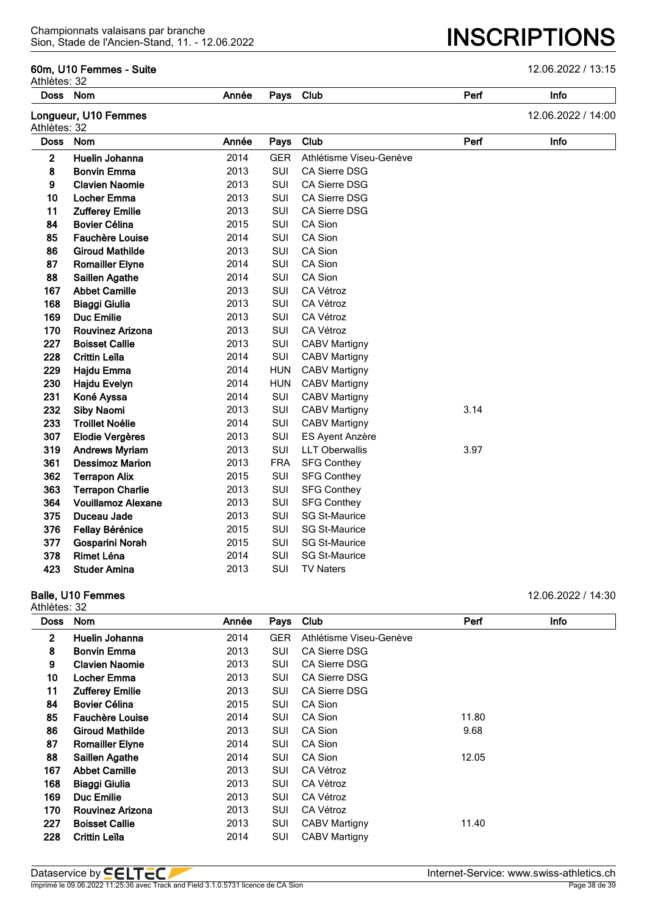## 60m, U10 Femmes - Suite

12.06.2022 / 13:15

Athlètes: 32

| Doss | Nom | Année | Pays | Club | Perf | Info |
|---|---|---|---|---|---|---|

## Longueur, U10 Femmes

12.06.2022 / 14:00

Athlètes: 32

| Doss | Nom | Année | Pays | Club | Perf | Info |
|---|---|---|---|---|---|---|
| **2** | **Huelin Johanna** | 2014 | GER | Athlétisme Viseu-Genève | | |
| **8** | **Bonvin Emma** | 2013 | SUI | CA Sierre DSG | | |
| **9** | **Clavien Naomie** | 2013 | SUI | CA Sierre DSG | | |
| **10** | **Locher Emma** | 2013 | SUI | CA Sierre DSG | | |
| **11** | **Zufferey Emilie** | 2013 | SUI | CA Sierre DSG | | |
| **84** | **Bovier Célina** | 2015 | SUI | CA Sion | | |
| **85** | **Fauchère Louise** | 2014 | SUI | CA Sion | | |
| **86** | **Giroud Mathilde** | 2013 | SUI | CA Sion | | |
| **87** | **Romailler Elyne** | 2014 | SUI | CA Sion | | |
| **88** | **Saillen Agathe** | 2014 | SUI | CA Sion | | |
| **167** | **Abbet Camille** | 2013 | SUI | CA Vétroz | | |
| **168** | **Biaggi Giulia** | 2013 | SUI | CA Vétroz | | |
| **169** | **Duc Emilie** | 2013 | SUI | CA Vétroz | | |
| **170** | **Rouvinez Arizona** | 2013 | SUI | CA Vétroz | | |
| **227** | **Boisset Callie** | 2013 | SUI | CABV Martigny | | |
| **228** | **Crittin Leïla** | 2014 | SUI | CABV Martigny | | |
| **229** | **Hajdu Emma** | 2014 | HUN | CABV Martigny | | |
| **230** | **Hajdu Evelyn** | 2014 | HUN | CABV Martigny | | |
| **231** | **Koné Ayssa** | 2014 | SUI | CABV Martigny | | |
| **232** | **Siby Naomi** | 2013 | SUI | CABV Martigny | 3.14 | |
| **233** | **Troillet Noélie** | 2014 | SUI | CABV Martigny | | |
| **307** | **Elodie Vergères** | 2013 | SUI | ES Ayent Anzère | | |
| **319** | **Andrews Myriam** | 2013 | SUI | LLT Oberwallis | 3.97 | |
| **361** | **Dessimoz Marion** | 2013 | FRA | SFG Conthey | | |
| **362** | **Terrapon Alix** | 2015 | SUI | SFG Conthey | | |
| **363** | **Terrapon Charlie** | 2013 | SUI | SFG Conthey | | |
| **364** | **Vouillamoz Alexane** | 2013 | SUI | SFG Conthey | | |
| **375** | **Duceau Jade** | 2013 | SUI | SG St-Maurice | | |
| **376** | **Fellay Bérénice** | 2015 | SUI | SG St-Maurice | | |
| **377** | **Gosparini Norah** | 2015 | SUI | SG St-Maurice | | |
| **378** | **Rimet Léna** | 2014 | SUI | SG St-Maurice | | |
| **423** | **Studer Amina** | 2013 | SUI | TV Naters | | |

## Balle, U10 Femmes

12.06.2022 / 14:30

Athlètes: 32

| Doss | Nom | Année | Pays | Club | Perf | Info |
|---|---|---|---|---|---|---|
| **2** | **Huelin Johanna** | 2014 | GER | Athlétisme Viseu-Genève | | |
| **8** | **Bonvin Emma** | 2013 | SUI | CA Sierre DSG | | |
| **9** | **Clavien Naomie** | 2013 | SUI | CA Sierre DSG | | |
| **10** | **Locher Emma** | 2013 | SUI | CA Sierre DSG | | |
| **11** | **Zufferey Emilie** | 2013 | SUI | CA Sierre DSG | | |
| **84** | **Bovier Célina** | 2015 | SUI | CA Sion | | |
| **85** | **Fauchère Louise** | 2014 | SUI | CA Sion | 11.80 | |
| **86** | **Giroud Mathilde** | 2013 | SUI | CA Sion | 9.68 | |
| **87** | **Romailler Elyne** | 2014 | SUI | CA Sion | | |
| **88** | **Saillen Agathe** | 2014 | SUI | CA Sion | 12.05 | |
| **167** | **Abbet Camille** | 2013 | SUI | CA Vétroz | | |
| **168** | **Biaggi Giulia** | 2013 | SUI | CA Vétroz | | |
| **169** | **Duc Emilie** | 2013 | SUI | CA Vétroz | | |
| **170** | **Rouvinez Arizona** | 2013 | SUI | CA Vétroz | | |
| **227** | **Boisset Callie** | 2013 | SUI | CABV Martigny | 11.40 | |
| **228** | **Crittin Leïla** | 2014 | SUI | CABV Martigny | | |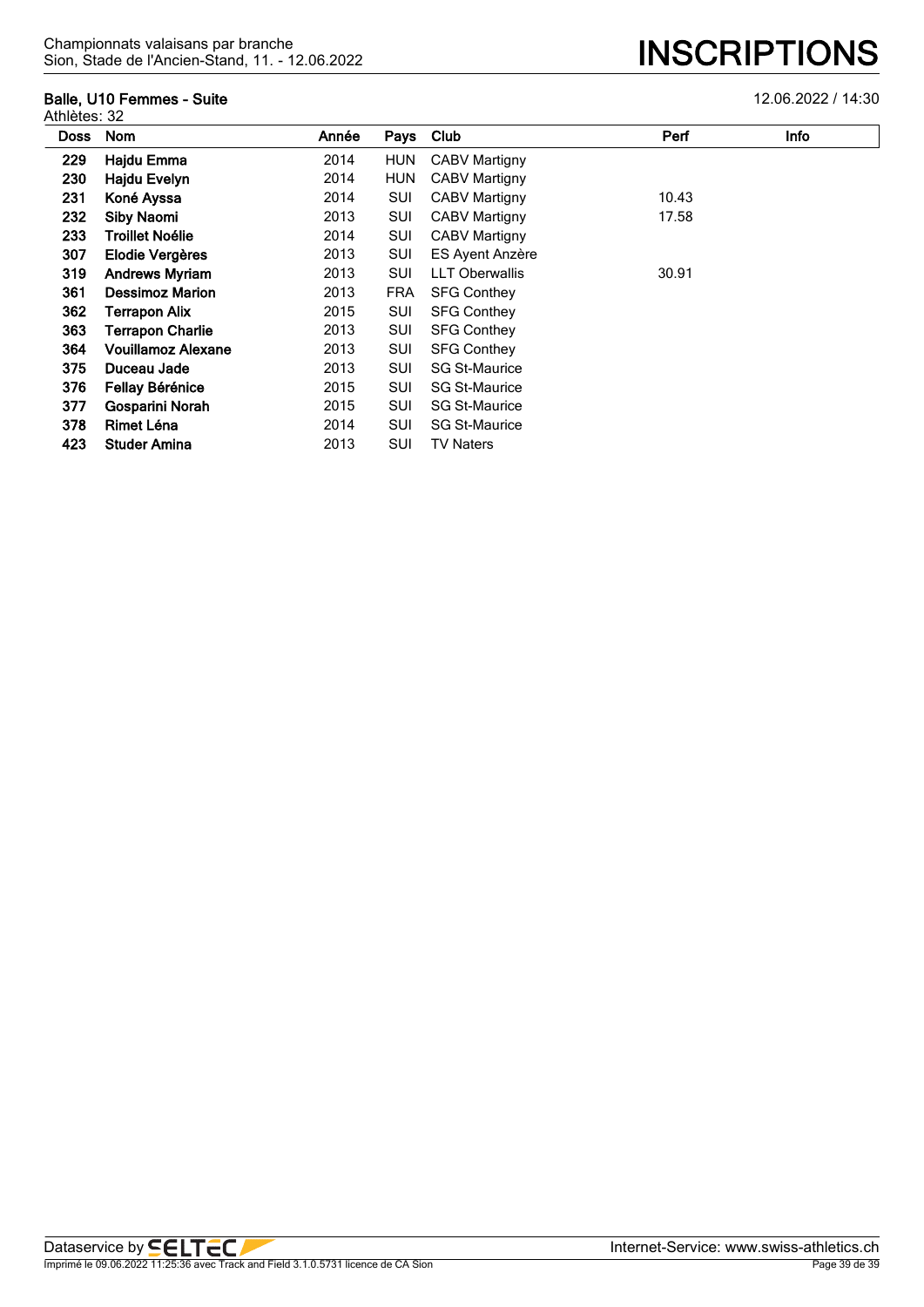**Balle, U10 Femmes - Suite**

12.06.2022 / 14:30

Athlètes: 32

| Doss | Nom | Année | Pays | Club | Perf | Info |
|---|---|---|---|---|---|---|
| 229 | **Hajdu Emma** | 2014 | HUN | CABV Martigny | | |
| 230 | **Hajdu Evelyn** | 2014 | HUN | CABV Martigny | | |
| 231 | **Koné Ayssa** | 2014 | SUI | CABV Martigny | 10.43 | |
| 232 | **Siby Naomi** | 2013 | SUI | CABV Martigny | 17.58 | |
| 233 | **Troillet Noélie** | 2014 | SUI | CABV Martigny | | |
| 307 | **Elodie Vergères** | 2013 | SUI | ES Ayent Anzère | | |
| 319 | **Andrews Myriam** | 2013 | SUI | LLT Oberwallis | 30.91 | |
| 361 | **Dessimoz Marion** | 2013 | FRA | SFG Conthey | | |
| 362 | **Terrapon Alix** | 2015 | SUI | SFG Conthey | | |
| 363 | **Terrapon Charlie** | 2013 | SUI | SFG Conthey | | |
| 364 | **Vouillamoz Alexane** | 2013 | SUI | SFG Conthey | | |
| 375 | **Duceau Jade** | 2013 | SUI | SG St-Maurice | | |
| 376 | **Fellay Bérénice** | 2015 | SUI | SG St-Maurice | | |
| 377 | **Gosparini Norah** | 2015 | SUI | SG St-Maurice | | |
| 378 | **Rimet Léna** | 2014 | SUI | SG St-Maurice | | |
| 423 | **Studer Amina** | 2013 | SUI | TV Naters | | |